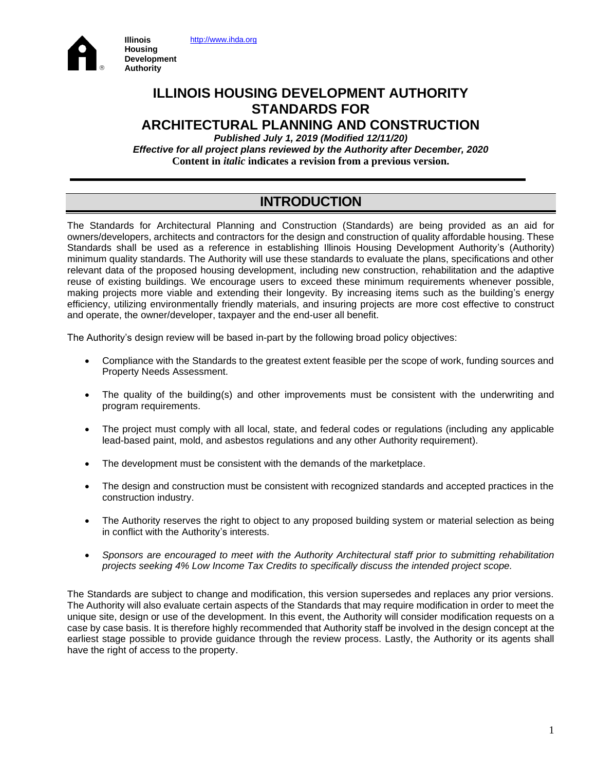Illinois Housing Development Authority

http://www.ihda.org

# ILLINOIS HOUSING DEVELOPMENT AUTHORITY STANDARDS FOR ARCHITECTURAL PLANNING AND CONSTRUCTION

***Published July 1, 2019 (Modified 12/11/20)***

***Effective for all project plans reviewed by the Authority after December, 2020***

**Content in *italic* indicates a revision from a previous version.**

## INTRODUCTION

The Standards for Architectural Planning and Construction (Standards) are being provided as an aid for owners/developers, architects and contractors for the design and construction of quality affordable housing. These Standards shall be used as a reference in establishing Illinois Housing Development Authority's (Authority) minimum quality standards. The Authority will use these standards to evaluate the plans, specifications and other relevant data of the proposed housing development, including new construction, rehabilitation and the adaptive reuse of existing buildings. We encourage users to exceed these minimum requirements whenever possible, making projects more viable and extending their longevity. By increasing items such as the building's energy efficiency, utilizing environmentally friendly materials, and insuring projects are more cost effective to construct and operate, the owner/developer, taxpayer and the end-user all benefit.

The Authority's design review will be based in-part by the following broad policy objectives:

- Compliance with the Standards to the greatest extent feasible per the scope of work, funding sources and Property Needs Assessment.
- The quality of the building(s) and other improvements must be consistent with the underwriting and program requirements.
- The project must comply with all local, state, and federal codes or regulations (including any applicable lead-based paint, mold, and asbestos regulations and any other Authority requirement).
- The development must be consistent with the demands of the marketplace.
- The design and construction must be consistent with recognized standards and accepted practices in the construction industry.
- The Authority reserves the right to object to any proposed building system or material selection as being in conflict with the Authority's interests.
- *Sponsors are encouraged to meet with the Authority Architectural staff prior to submitting rehabilitation projects seeking 4% Low Income Tax Credits to specifically discuss the intended project scope.*

The Standards are subject to change and modification, this version supersedes and replaces any prior versions. The Authority will also evaluate certain aspects of the Standards that may require modification in order to meet the unique site, design or use of the development. In this event, the Authority will consider modification requests on a case by case basis. It is therefore highly recommended that Authority staff be involved in the design concept at the earliest stage possible to provide guidance through the review process. Lastly, the Authority or its agents shall have the right of access to the property.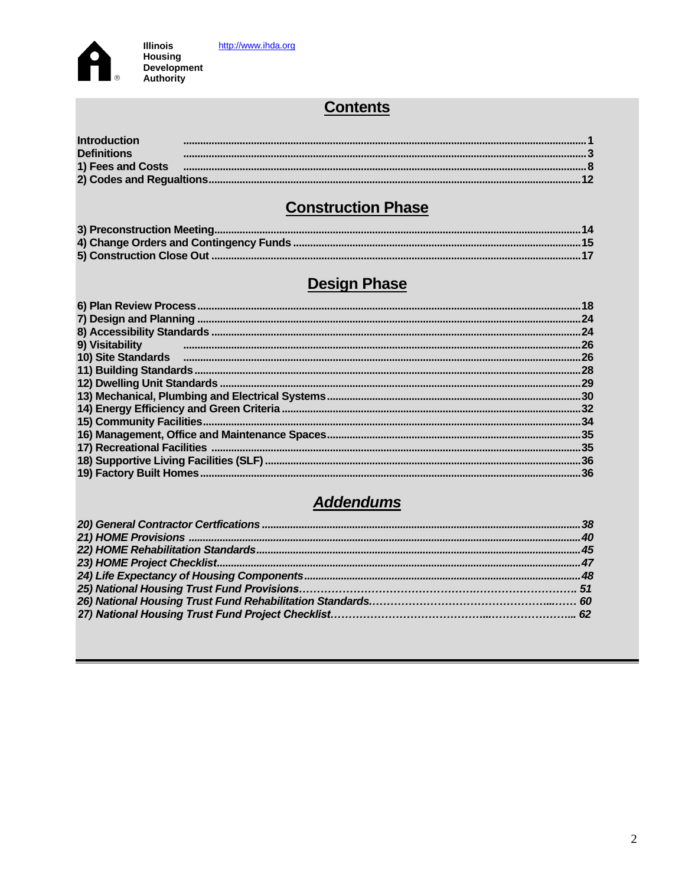Illinois Housing Development Authority

http://www.ihda.org

## Contents

| | |
|---|---|
| Introduction | 1 |
| Definitions | 3 |
| 1) Fees and Costs | 8 |
| 2) Codes and Regualtions | 12 |

## Construction Phase

| | |
|---|---|
| 3) Preconstruction Meeting | 14 |
| 4) Change Orders and Contingency Funds | 15 |
| 5) Construction Close Out | 17 |

## Design Phase

| | |
|---|---|
| 6) Plan Review Process | 18 |
| 7) Design and Planning | 24 |
| 8) Accessibility Standards | 24 |
| 9) Visitability | 26 |
| 10) Site Standards | 26 |
| 11) Building Standards | 28 |
| 12) Dwelling Unit Standards | 29 |
| 13) Mechanical, Plumbing and Electrical Systems | 30 |
| 14) Energy Efficiency and Green Criteria | 32 |
| 15) Community Facilities | 34 |
| 16) Management, Office and Maintenance Spaces | 35 |
| 17) Recreational Facilities | 35 |
| 18) Supportive Living Facilities (SLF) | 36 |
| 19) Factory Built Homes | 36 |

## *Addendums*

| | |
|---|---|
| *20) General Contractor Certfications* | *38* |
| *21) HOME Provisions* | *40* |
| *22) HOME Rehabilitation Standards* | *45* |
| *23) HOME Project Checklist* | *47* |
| *24) Life Expectancy of Housing Components* | *48* |
| *25) National Housing Trust Fund Provisions* | *51* |
| *26) National Housing Trust Fund Rehabilitation Standards* | *60* |
| *27) National Housing Trust Fund Project Checklist* | *62* |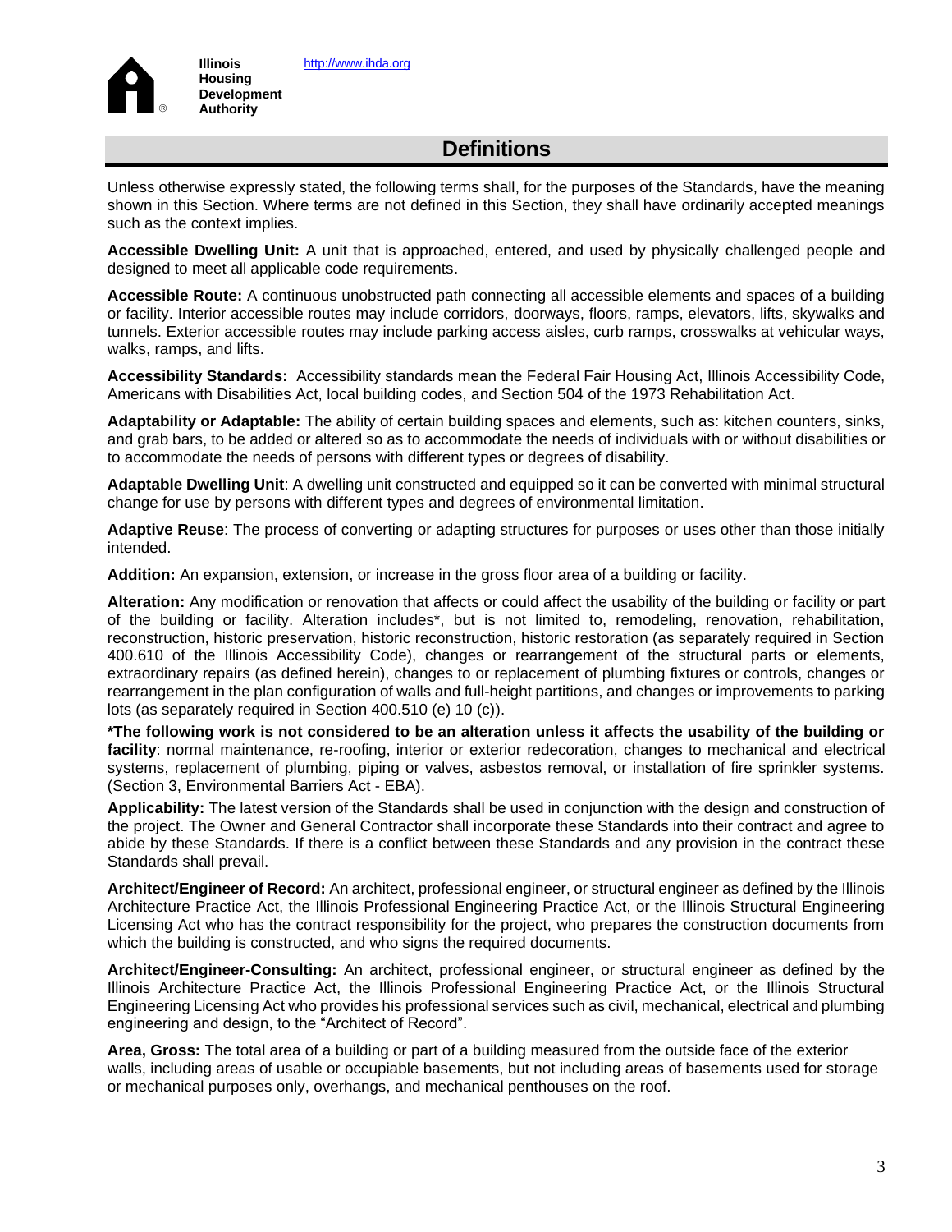# Definitions

Unless otherwise expressly stated, the following terms shall, for the purposes of the Standards, have the meaning shown in this Section. Where terms are not defined in this Section, they shall have ordinarily accepted meanings such as the context implies.

**Accessible Dwelling Unit:** A unit that is approached, entered, and used by physically challenged people and designed to meet all applicable code requirements.

**Accessible Route:** A continuous unobstructed path connecting all accessible elements and spaces of a building or facility. Interior accessible routes may include corridors, doorways, floors, ramps, elevators, lifts, skywalks and tunnels. Exterior accessible routes may include parking access aisles, curb ramps, crosswalks at vehicular ways, walks, ramps, and lifts.

**Accessibility Standards:** Accessibility standards mean the Federal Fair Housing Act, Illinois Accessibility Code, Americans with Disabilities Act, local building codes, and Section 504 of the 1973 Rehabilitation Act.

**Adaptability or Adaptable:** The ability of certain building spaces and elements, such as: kitchen counters, sinks, and grab bars, to be added or altered so as to accommodate the needs of individuals with or without disabilities or to accommodate the needs of persons with different types or degrees of disability.

**Adaptable Dwelling Unit**: A dwelling unit constructed and equipped so it can be converted with minimal structural change for use by persons with different types and degrees of environmental limitation.

**Adaptive Reuse**: The process of converting or adapting structures for purposes or uses other than those initially intended.

**Addition:** An expansion, extension, or increase in the gross floor area of a building or facility.

**Alteration:** Any modification or renovation that affects or could affect the usability of the building or facility or part of the building or facility. Alteration includes*, but is not limited to, remodeling, renovation, rehabilitation, reconstruction, historic preservation, historic reconstruction, historic restoration (as separately required in Section 400.610 of the Illinois Accessibility Code), changes or rearrangement of the structural parts or elements, extraordinary repairs (as defined herein), changes to or replacement of plumbing fixtures or controls, changes or rearrangement in the plan configuration of walls and full-height partitions, and changes or improvements to parking lots (as separately required in Section 400.510 (e) 10 (c)).

**\*The following work is not considered to be an alteration unless it affects the usability of the building or facility**: normal maintenance, re-roofing, interior or exterior redecoration, changes to mechanical and electrical systems, replacement of plumbing, piping or valves, asbestos removal, or installation of fire sprinkler systems. (Section 3, Environmental Barriers Act - EBA).

**Applicability:** The latest version of the Standards shall be used in conjunction with the design and construction of the project. The Owner and General Contractor shall incorporate these Standards into their contract and agree to abide by these Standards. If there is a conflict between these Standards and any provision in the contract these Standards shall prevail.

**Architect/Engineer of Record:** An architect, professional engineer, or structural engineer as defined by the Illinois Architecture Practice Act, the Illinois Professional Engineering Practice Act, or the Illinois Structural Engineering Licensing Act who has the contract responsibility for the project, who prepares the construction documents from which the building is constructed, and who signs the required documents.

**Architect/Engineer-Consulting:** An architect, professional engineer, or structural engineer as defined by the Illinois Architecture Practice Act, the Illinois Professional Engineering Practice Act, or the Illinois Structural Engineering Licensing Act who provides his professional services such as civil, mechanical, electrical and plumbing engineering and design, to the "Architect of Record".

**Area, Gross:** The total area of a building or part of a building measured from the outside face of the exterior walls, including areas of usable or occupiable basements, but not including areas of basements used for storage or mechanical purposes only, overhangs, and mechanical penthouses on the roof.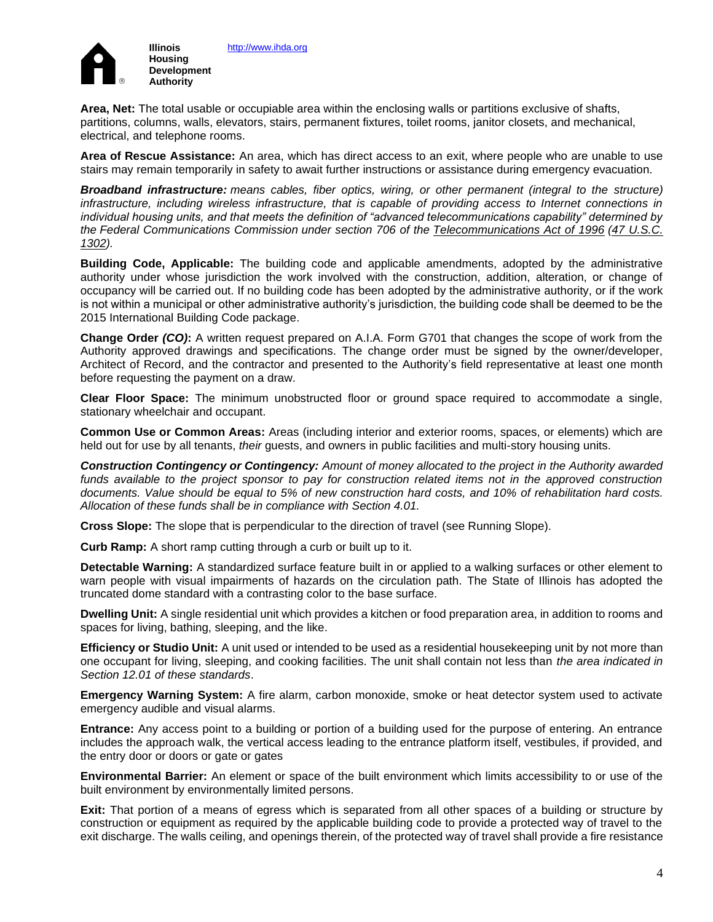**Area, Net:** The total usable or occupiable area within the enclosing walls or partitions exclusive of shafts, partitions, columns, walls, elevators, stairs, permanent fixtures, toilet rooms, janitor closets, and mechanical, electrical, and telephone rooms.

**Area of Rescue Assistance:** An area, which has direct access to an exit, where people who are unable to use stairs may remain temporarily in safety to await further instructions or assistance during emergency evacuation.

***Broadband infrastructure:*** *means cables, fiber optics, wiring, or other permanent (integral to the structure) infrastructure, including wireless infrastructure, that is capable of providing access to Internet connections in individual housing units, and that meets the definition of "advanced telecommunications capability" determined by the Federal Communications Commission under section 706 of the Telecommunications Act of 1996 (47 U.S.C. 1302).*

**Building Code, Applicable:** The building code and applicable amendments, adopted by the administrative authority under whose jurisdiction the work involved with the construction, addition, alteration, or change of occupancy will be carried out. If no building code has been adopted by the administrative authority, or if the work is not within a municipal or other administrative authority's jurisdiction, the building code shall be deemed to be the 2015 International Building Code package.

**Change Order *(CO)*:** A written request prepared on A.I.A. Form G701 that changes the scope of work from the Authority approved drawings and specifications. The change order must be signed by the owner/developer, Architect of Record, and the contractor and presented to the Authority's field representative at least one month before requesting the payment on a draw.

**Clear Floor Space:** The minimum unobstructed floor or ground space required to accommodate a single, stationary wheelchair and occupant.

**Common Use or Common Areas:** Areas (including interior and exterior rooms, spaces, or elements) which are held out for use by all tenants, *their* guests, and owners in public facilities and multi-story housing units.

***Construction Contingency or Contingency:*** *Amount of money allocated to the project in the Authority awarded funds available to the project sponsor to pay for construction related items not in the approved construction documents. Value should be equal to 5% of new construction hard costs, and 10% of rehabilitation hard costs. Allocation of these funds shall be in compliance with Section 4.01.*

**Cross Slope:** The slope that is perpendicular to the direction of travel (see Running Slope).

**Curb Ramp:** A short ramp cutting through a curb or built up to it.

**Detectable Warning:** A standardized surface feature built in or applied to a walking surfaces or other element to warn people with visual impairments of hazards on the circulation path. The State of Illinois has adopted the truncated dome standard with a contrasting color to the base surface.

**Dwelling Unit:** A single residential unit which provides a kitchen or food preparation area, in addition to rooms and spaces for living, bathing, sleeping, and the like.

**Efficiency or Studio Unit:** A unit used or intended to be used as a residential housekeeping unit by not more than one occupant for living, sleeping, and cooking facilities. The unit shall contain not less than *the area indicated in Section 12.01 of these standards*.

**Emergency Warning System:** A fire alarm, carbon monoxide, smoke or heat detector system used to activate emergency audible and visual alarms.

**Entrance:** Any access point to a building or portion of a building used for the purpose of entering. An entrance includes the approach walk, the vertical access leading to the entrance platform itself, vestibules, if provided, and the entry door or doors or gate or gates

**Environmental Barrier:** An element or space of the built environment which limits accessibility to or use of the built environment by environmentally limited persons.

**Exit:** That portion of a means of egress which is separated from all other spaces of a building or structure by construction or equipment as required by the applicable building code to provide a protected way of travel to the exit discharge. The walls ceiling, and openings therein, of the protected way of travel shall provide a fire resistance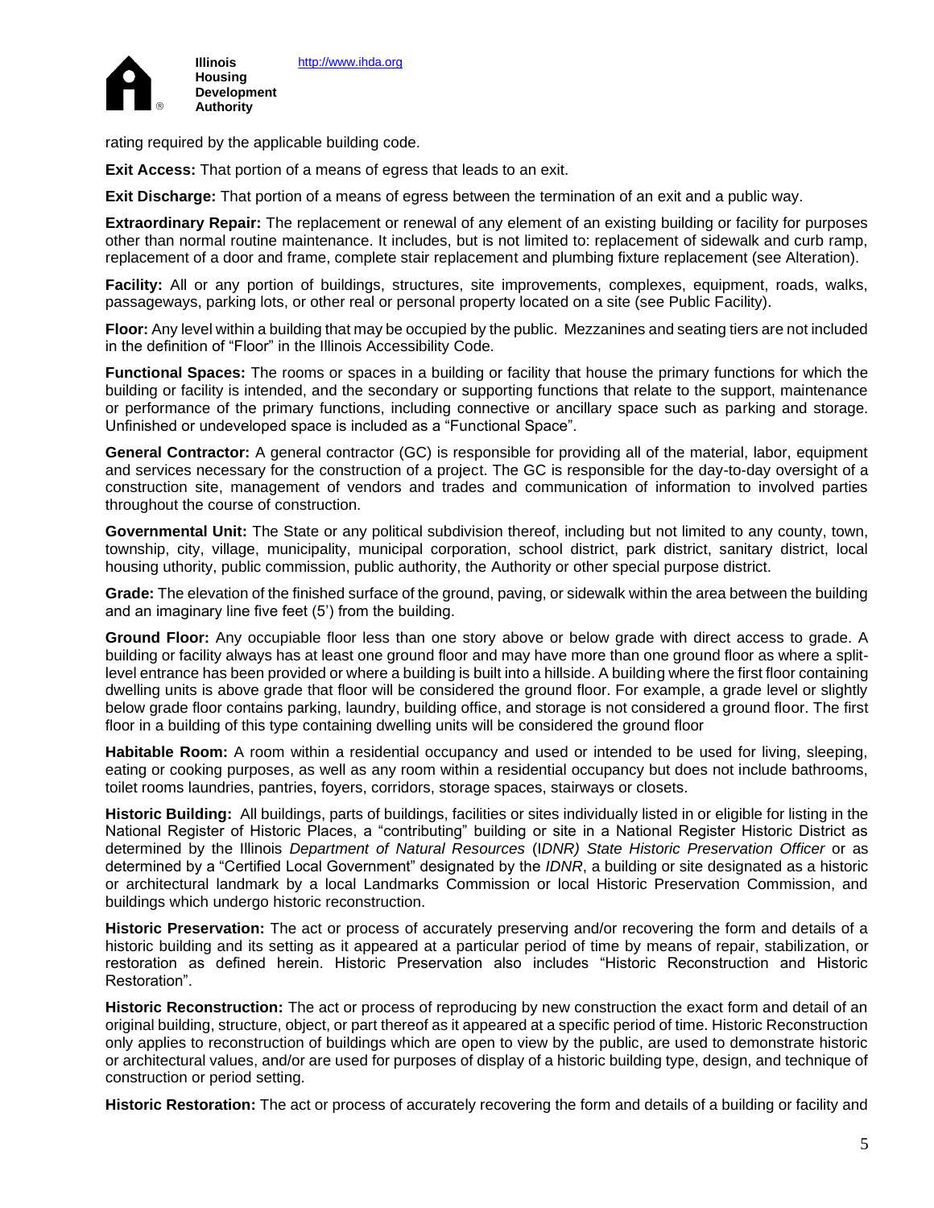rating required by the applicable building code.

**Exit Access:** That portion of a means of egress that leads to an exit.

**Exit Discharge:** That portion of a means of egress between the termination of an exit and a public way.

**Extraordinary Repair:** The replacement or renewal of any element of an existing building or facility for purposes other than normal routine maintenance. It includes, but is not limited to: replacement of sidewalk and curb ramp, replacement of a door and frame, complete stair replacement and plumbing fixture replacement (see Alteration).

**Facility:** All or any portion of buildings, structures, site improvements, complexes, equipment, roads, walks, passageways, parking lots, or other real or personal property located on a site (see Public Facility).

**Floor:** Any level within a building that may be occupied by the public. Mezzanines and seating tiers are not included in the definition of "Floor" in the Illinois Accessibility Code.

**Functional Spaces:** The rooms or spaces in a building or facility that house the primary functions for which the building or facility is intended, and the secondary or supporting functions that relate to the support, maintenance or performance of the primary functions, including connective or ancillary space such as parking and storage. Unfinished or undeveloped space is included as a "Functional Space".

**General Contractor:** A general contractor (GC) is responsible for providing all of the material, labor, equipment and services necessary for the construction of a project. The GC is responsible for the day-to-day oversight of a construction site, management of vendors and trades and communication of information to involved parties throughout the course of construction.

**Governmental Unit:** The State or any political subdivision thereof, including but not limited to any county, town, township, city, village, municipality, municipal corporation, school district, park district, sanitary district, local housing uthority, public commission, public authority, the Authority or other special purpose district.

**Grade:** The elevation of the finished surface of the ground, paving, or sidewalk within the area between the building and an imaginary line five feet (5') from the building.

**Ground Floor:** Any occupiable floor less than one story above or below grade with direct access to grade. A building or facility always has at least one ground floor and may have more than one ground floor as where a split-level entrance has been provided or where a building is built into a hillside. A building where the first floor containing dwelling units is above grade that floor will be considered the ground floor. For example, a grade level or slightly below grade floor contains parking, laundry, building office, and storage is not considered a ground floor. The first floor in a building of this type containing dwelling units will be considered the ground floor

**Habitable Room:** A room within a residential occupancy and used or intended to be used for living, sleeping, eating or cooking purposes, as well as any room within a residential occupancy but does not include bathrooms, toilet rooms laundries, pantries, foyers, corridors, storage spaces, stairways or closets.

**Historic Building:** All buildings, parts of buildings, facilities or sites individually listed in or eligible for listing in the National Register of Historic Places, a "contributing" building or site in a National Register Historic District as determined by the Illinois *Department of Natural Resources* (I*DNR) State Historic Preservation Officer* or as determined by a "Certified Local Government" designated by the *IDNR*, a building or site designated as a historic or architectural landmark by a local Landmarks Commission or local Historic Preservation Commission, and buildings which undergo historic reconstruction.

**Historic Preservation:** The act or process of accurately preserving and/or recovering the form and details of a historic building and its setting as it appeared at a particular period of time by means of repair, stabilization, or restoration as defined herein. Historic Preservation also includes "Historic Reconstruction and Historic Restoration".

**Historic Reconstruction:** The act or process of reproducing by new construction the exact form and detail of an original building, structure, object, or part thereof as it appeared at a specific period of time. Historic Reconstruction only applies to reconstruction of buildings which are open to view by the public, are used to demonstrate historic or architectural values, and/or are used for purposes of display of a historic building type, design, and technique of construction or period setting.

**Historic Restoration:** The act or process of accurately recovering the form and details of a building or facility and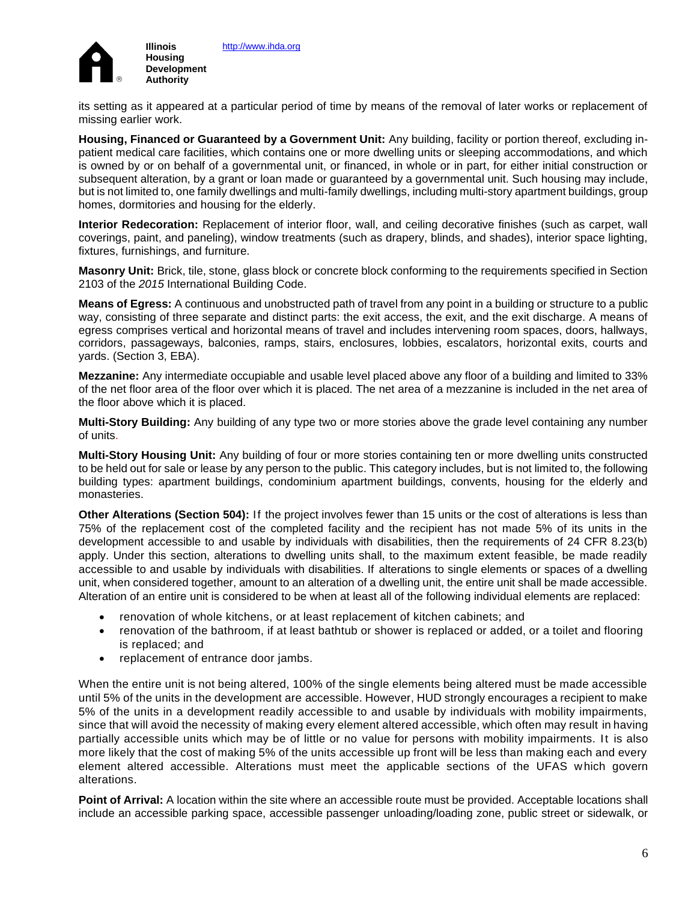its setting as it appeared at a particular period of time by means of the removal of later works or replacement of missing earlier work.

**Housing, Financed or Guaranteed by a Government Unit:** Any building, facility or portion thereof, excluding in-patient medical care facilities, which contains one or more dwelling units or sleeping accommodations, and which is owned by or on behalf of a governmental unit, or financed, in whole or in part, for either initial construction or subsequent alteration, by a grant or loan made or guaranteed by a governmental unit. Such housing may include, but is not limited to, one family dwellings and multi-family dwellings, including multi-story apartment buildings, group homes, dormitories and housing for the elderly.

**Interior Redecoration:** Replacement of interior floor, wall, and ceiling decorative finishes (such as carpet, wall coverings, paint, and paneling), window treatments (such as drapery, blinds, and shades), interior space lighting, fixtures, furnishings, and furniture.

**Masonry Unit:** Brick, tile, stone, glass block or concrete block conforming to the requirements specified in Section 2103 of the *2015* International Building Code.

**Means of Egress:** A continuous and unobstructed path of travel from any point in a building or structure to a public way, consisting of three separate and distinct parts: the exit access, the exit, and the exit discharge. A means of egress comprises vertical and horizontal means of travel and includes intervening room spaces, doors, hallways, corridors, passageways, balconies, ramps, stairs, enclosures, lobbies, escalators, horizontal exits, courts and yards. (Section 3, EBA).

**Mezzanine:** Any intermediate occupiable and usable level placed above any floor of a building and limited to 33% of the net floor area of the floor over which it is placed. The net area of a mezzanine is included in the net area of the floor above which it is placed.

**Multi-Story Building:** Any building of any type two or more stories above the grade level containing any number of units.

**Multi-Story Housing Unit:** Any building of four or more stories containing ten or more dwelling units constructed to be held out for sale or lease by any person to the public. This category includes, but is not limited to, the following building types: apartment buildings, condominium apartment buildings, convents, housing for the elderly and monasteries.

**Other Alterations (Section 504):** If the project involves fewer than 15 units or the cost of alterations is less than 75% of the replacement cost of the completed facility and the recipient has not made 5% of its units in the development accessible to and usable by individuals with disabilities, then the requirements of 24 CFR 8.23(b) apply. Under this section, alterations to dwelling units shall, to the maximum extent feasible, be made readily accessible to and usable by individuals with disabilities. If alterations to single elements or spaces of a dwelling unit, when considered together, amount to an alteration of a dwelling unit, the entire unit shall be made accessible. Alteration of an entire unit is considered to be when at least all of the following individual elements are replaced:

- renovation of whole kitchens, or at least replacement of kitchen cabinets; and
- renovation of the bathroom, if at least bathtub or shower is replaced or added, or a toilet and flooring is replaced; and
- replacement of entrance door jambs.

When the entire unit is not being altered, 100% of the single elements being altered must be made accessible until 5% of the units in the development are accessible. However, HUD strongly encourages a recipient to make 5% of the units in a development readily accessible to and usable by individuals with mobility impairments, since that will avoid the necessity of making every element altered accessible, which often may result in having partially accessible units which may be of little or no value for persons with mobility impairments. It is also more likely that the cost of making 5% of the units accessible up front will be less than making each and every element altered accessible. Alterations must meet the applicable sections of the UFAS which govern alterations.

**Point of Arrival:** A location within the site where an accessible route must be provided. Acceptable locations shall include an accessible parking space, accessible passenger unloading/loading zone, public street or sidewalk, or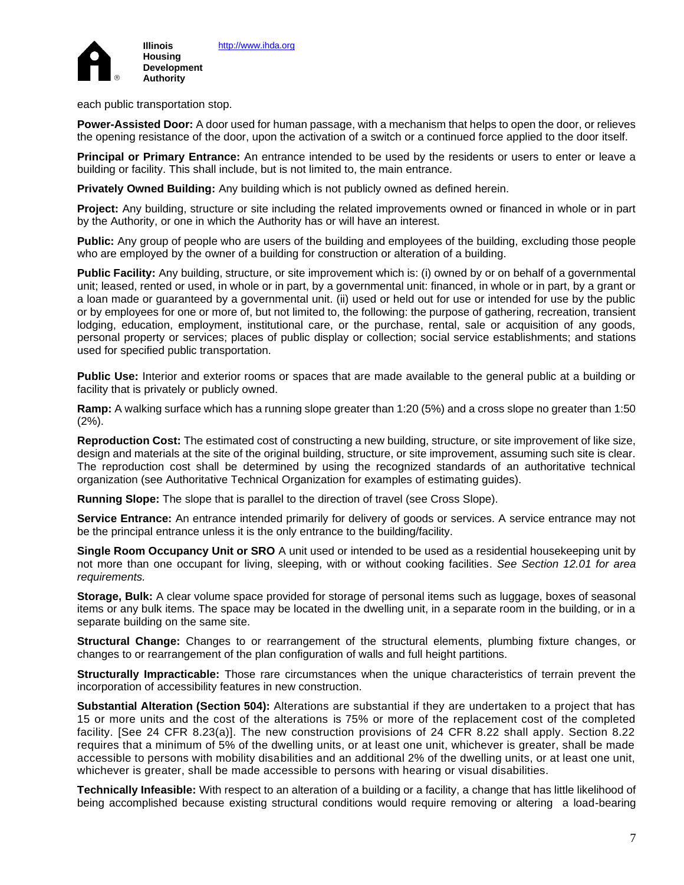each public transportation stop.

**Power-Assisted Door:** A door used for human passage, with a mechanism that helps to open the door, or relieves the opening resistance of the door, upon the activation of a switch or a continued force applied to the door itself.

**Principal or Primary Entrance:** An entrance intended to be used by the residents or users to enter or leave a building or facility. This shall include, but is not limited to, the main entrance.

**Privately Owned Building:** Any building which is not publicly owned as defined herein.

**Project:** Any building, structure or site including the related improvements owned or financed in whole or in part by the Authority, or one in which the Authority has or will have an interest.

**Public:** Any group of people who are users of the building and employees of the building, excluding those people who are employed by the owner of a building for construction or alteration of a building.

**Public Facility:** Any building, structure, or site improvement which is: (i) owned by or on behalf of a governmental unit; leased, rented or used, in whole or in part, by a governmental unit: financed, in whole or in part, by a grant or a loan made or guaranteed by a governmental unit. (ii) used or held out for use or intended for use by the public or by employees for one or more of, but not limited to, the following: the purpose of gathering, recreation, transient lodging, education, employment, institutional care, or the purchase, rental, sale or acquisition of any goods, personal property or services; places of public display or collection; social service establishments; and stations used for specified public transportation.

**Public Use:** Interior and exterior rooms or spaces that are made available to the general public at a building or facility that is privately or publicly owned.

**Ramp:** A walking surface which has a running slope greater than 1:20 (5%) and a cross slope no greater than 1:50 (2%).

**Reproduction Cost:** The estimated cost of constructing a new building, structure, or site improvement of like size, design and materials at the site of the original building, structure, or site improvement, assuming such site is clear. The reproduction cost shall be determined by using the recognized standards of an authoritative technical organization (see Authoritative Technical Organization for examples of estimating guides).

**Running Slope:** The slope that is parallel to the direction of travel (see Cross Slope).

**Service Entrance:** An entrance intended primarily for delivery of goods or services. A service entrance may not be the principal entrance unless it is the only entrance to the building/facility.

**Single Room Occupancy Unit or SRO** A unit used or intended to be used as a residential housekeeping unit by not more than one occupant for living, sleeping, with or without cooking facilities. *See Section 12.01 for area requirements.*

**Storage, Bulk:** A clear volume space provided for storage of personal items such as luggage, boxes of seasonal items or any bulk items. The space may be located in the dwelling unit, in a separate room in the building, or in a separate building on the same site.

**Structural Change:** Changes to or rearrangement of the structural elements, plumbing fixture changes, or changes to or rearrangement of the plan configuration of walls and full height partitions.

**Structurally Impracticable:** Those rare circumstances when the unique characteristics of terrain prevent the incorporation of accessibility features in new construction.

**Substantial Alteration (Section 504):** Alterations are substantial if they are undertaken to a project that has 15 or more units and the cost of the alterations is 75% or more of the replacement cost of the completed facility. [See 24 CFR 8.23(a)]. The new construction provisions of 24 CFR 8.22 shall apply. Section 8.22 requires that a minimum of 5% of the dwelling units, or at least one unit, whichever is greater, shall be made accessible to persons with mobility disabilities and an additional 2% of the dwelling units, or at least one unit, whichever is greater, shall be made accessible to persons with hearing or visual disabilities.

**Technically Infeasible:** With respect to an alteration of a building or a facility, a change that has little likelihood of being accomplished because existing structural conditions would require removing or altering a load-bearing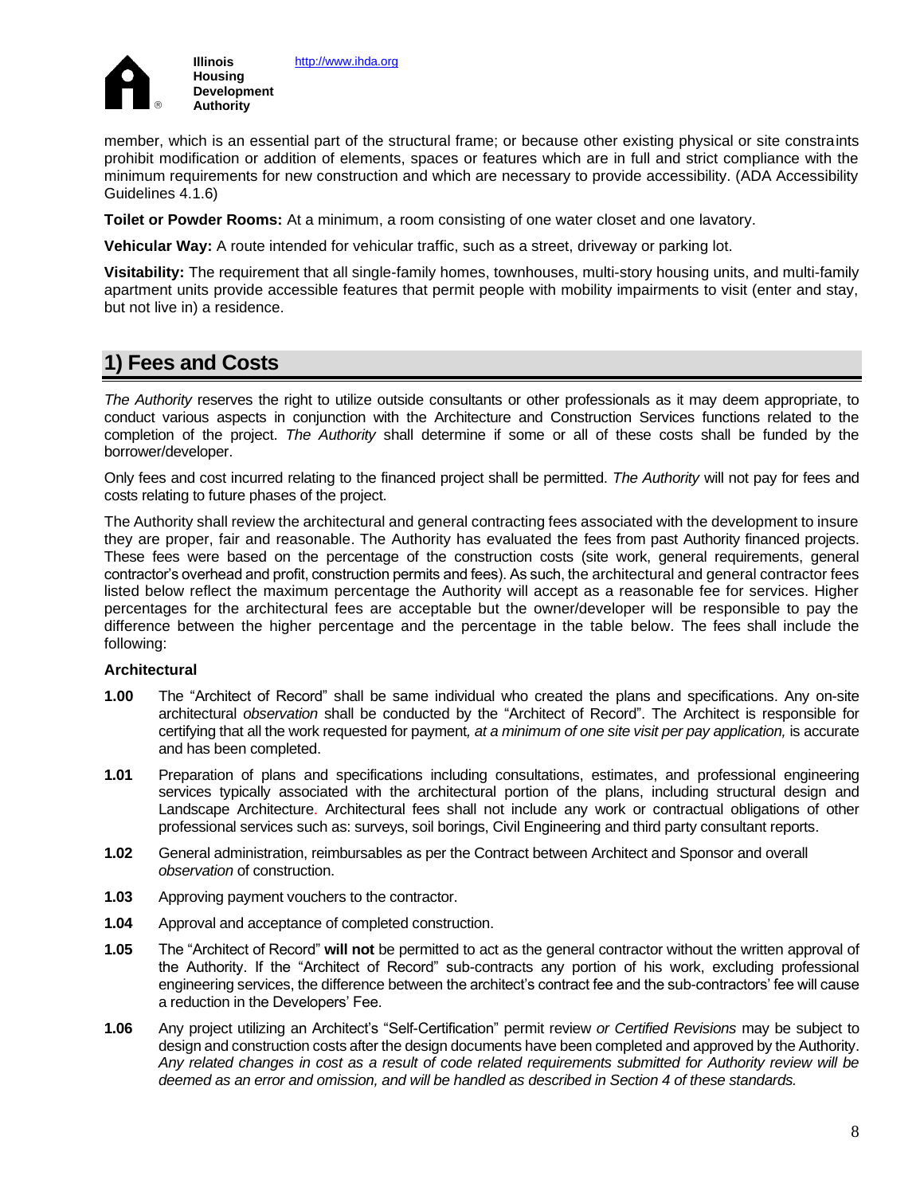member, which is an essential part of the structural frame; or because other existing physical or site constraints prohibit modification or addition of elements, spaces or features which are in full and strict compliance with the minimum requirements for new construction and which are necessary to provide accessibility. (ADA Accessibility Guidelines 4.1.6)

**Toilet or Powder Rooms:** At a minimum, a room consisting of one water closet and one lavatory.

**Vehicular Way:** A route intended for vehicular traffic, such as a street, driveway or parking lot.

**Visitability:** The requirement that all single-family homes, townhouses, multi-story housing units, and multi-family apartment units provide accessible features that permit people with mobility impairments to visit (enter and stay, but not live in) a residence.

## 1) Fees and Costs

*The Authority* reserves the right to utilize outside consultants or other professionals as it may deem appropriate, to conduct various aspects in conjunction with the Architecture and Construction Services functions related to the completion of the project. *The Authority* shall determine if some or all of these costs shall be funded by the borrower/developer.

Only fees and cost incurred relating to the financed project shall be permitted. *The Authority* will not pay for fees and costs relating to future phases of the project.

The Authority shall review the architectural and general contracting fees associated with the development to insure they are proper, fair and reasonable. The Authority has evaluated the fees from past Authority financed projects. These fees were based on the percentage of the construction costs (site work, general requirements, general contractor's overhead and profit, construction permits and fees). As such, the architectural and general contractor fees listed below reflect the maximum percentage the Authority will accept as a reasonable fee for services. Higher percentages for the architectural fees are acceptable but the owner/developer will be responsible to pay the difference between the higher percentage and the percentage in the table below. The fees shall include the following:

### Architectural

**1.00** The "Architect of Record" shall be same individual who created the plans and specifications. Any on-site architectural *observation* shall be conducted by the "Architect of Record". The Architect is responsible for certifying that all the work requested for payment*, at a minimum of one site visit per pay application,* is accurate and has been completed.

**1.01** Preparation of plans and specifications including consultations, estimates, and professional engineering services typically associated with the architectural portion of the plans, including structural design and Landscape Architecture. Architectural fees shall not include any work or contractual obligations of other professional services such as: surveys, soil borings, Civil Engineering and third party consultant reports.

**1.02** General administration, reimbursables as per the Contract between Architect and Sponsor and overall *observation* of construction.

**1.03** Approving payment vouchers to the contractor.

**1.04** Approval and acceptance of completed construction.

**1.05** The "Architect of Record" **will not** be permitted to act as the general contractor without the written approval of the Authority. If the "Architect of Record" sub-contracts any portion of his work, excluding professional engineering services, the difference between the architect's contract fee and the sub-contractors' fee will cause a reduction in the Developers' Fee.

**1.06** Any project utilizing an Architect's "Self-Certification" permit review *or Certified Revisions* may be subject to design and construction costs after the design documents have been completed and approved by the Authority. *Any related changes in cost as a result of code related requirements submitted for Authority review will be deemed as an error and omission, and will be handled as described in Section 4 of these standards.*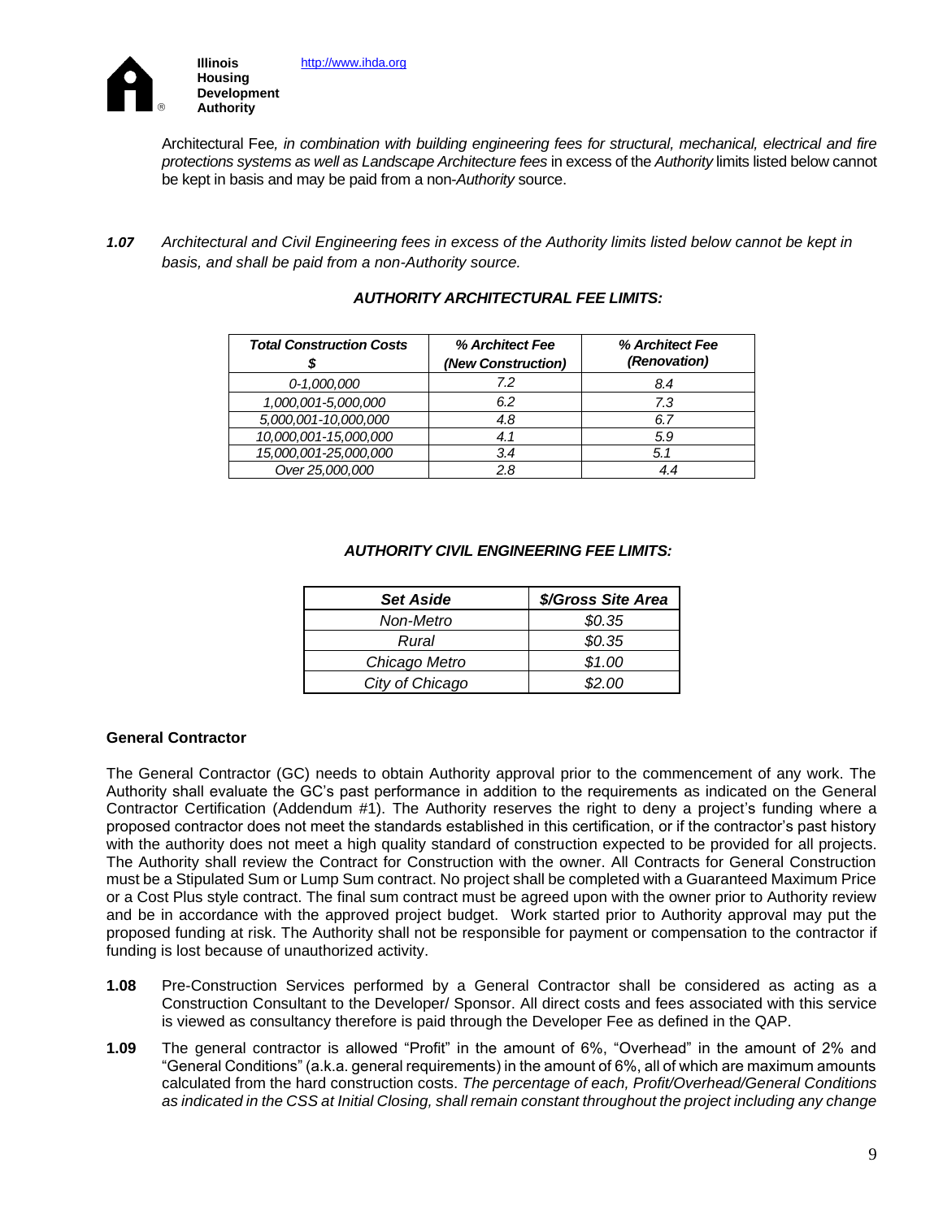Architectural Fee*, in combination with building engineering fees for structural, mechanical, electrical and fire protections systems as well as Landscape Architecture fees* in excess of the *Authority* limits listed below cannot be kept in basis and may be paid from a non-*Authority* source.

***1.07*** *Architectural and Civil Engineering fees in excess of the Authority limits listed below cannot be kept in basis, and shall be paid from a non-Authority source.*

***AUTHORITY ARCHITECTURAL FEE LIMITS:***

| *Total Construction Costs $* | *% Architect Fee (New Construction)* | *% Architect Fee (Renovation)* |
|---|---|---|
| *0-1,000,000* | *7.2* | *8.4* |
| *1,000,001-5,000,000* | *6.2* | *7.3* |
| *5,000,001-10,000,000* | *4.8* | *6.7* |
| *10,000,001-15,000,000* | *4.1* | *5.9* |
| *15,000,001-25,000,000* | *3.4* | *5.1* |
| *Over 25,000,000* | *2.8* | *4.4* |

***AUTHORITY CIVIL ENGINEERING FEE LIMITS:***

| *Set Aside* | *$/Gross Site Area* |
|---|---|
| *Non-Metro* | *$0.35* |
| *Rural* | *$0.35* |
| *Chicago Metro* | *$1.00* |
| *City of Chicago* | *$2.00* |

**General Contractor**

The General Contractor (GC) needs to obtain Authority approval prior to the commencement of any work. The Authority shall evaluate the GC's past performance in addition to the requirements as indicated on the General Contractor Certification (Addendum #1). The Authority reserves the right to deny a project's funding where a proposed contractor does not meet the standards established in this certification, or if the contractor's past history with the authority does not meet a high quality standard of construction expected to be provided for all projects. The Authority shall review the Contract for Construction with the owner. All Contracts for General Construction must be a Stipulated Sum or Lump Sum contract. No project shall be completed with a Guaranteed Maximum Price or a Cost Plus style contract. The final sum contract must be agreed upon with the owner prior to Authority review and be in accordance with the approved project budget. Work started prior to Authority approval may put the proposed funding at risk. The Authority shall not be responsible for payment or compensation to the contractor if funding is lost because of unauthorized activity.

**1.08** Pre-Construction Services performed by a General Contractor shall be considered as acting as a Construction Consultant to the Developer/ Sponsor. All direct costs and fees associated with this service is viewed as consultancy therefore is paid through the Developer Fee as defined in the QAP.

**1.09** The general contractor is allowed "Profit" in the amount of 6%, "Overhead" in the amount of 2% and "General Conditions" (a.k.a. general requirements) in the amount of 6%, all of which are maximum amounts calculated from the hard construction costs. *The percentage of each, Profit/Overhead/General Conditions as indicated in the CSS at Initial Closing, shall remain constant throughout the project including any change*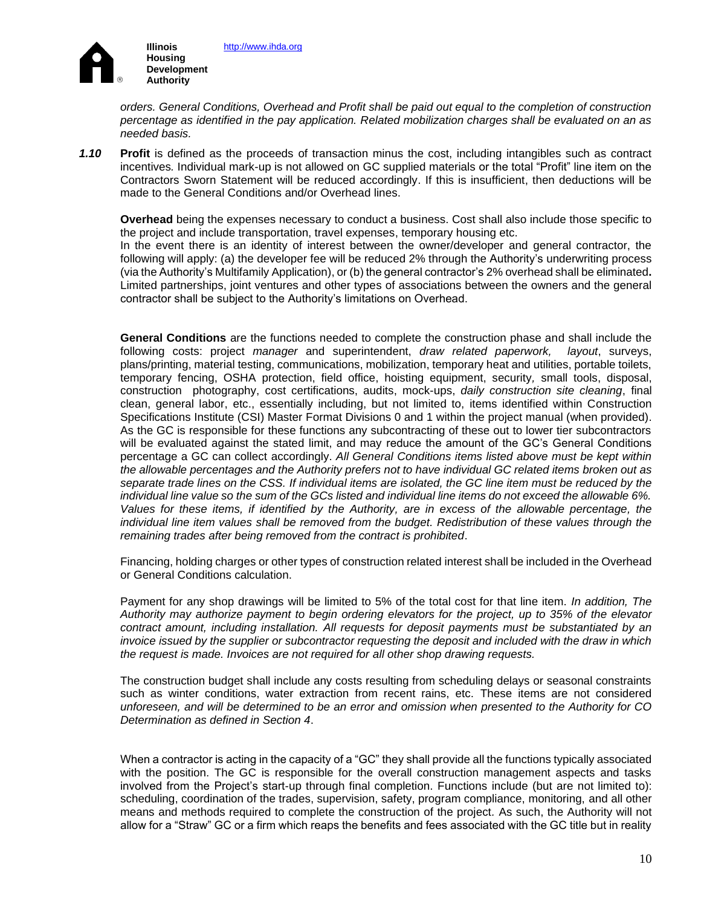*orders. General Conditions, Overhead and Profit shall be paid out equal to the completion of construction percentage as identified in the pay application. Related mobilization charges shall be evaluated on an as needed basis.*

***1.10*** **Profit** is defined as the proceeds of transaction minus the cost, including intangibles such as contract incentives. Individual mark-up is not allowed on GC supplied materials or the total "Profit" line item on the Contractors Sworn Statement will be reduced accordingly. If this is insufficient, then deductions will be made to the General Conditions and/or Overhead lines.

**Overhead** being the expenses necessary to conduct a business. Cost shall also include those specific to the project and include transportation, travel expenses, temporary housing etc.
In the event there is an identity of interest between the owner/developer and general contractor, the following will apply: (a) the developer fee will be reduced 2% through the Authority's underwriting process (via the Authority's Multifamily Application), or (b) the general contractor's 2% overhead shall be eliminated**.** Limited partnerships, joint ventures and other types of associations between the owners and the general contractor shall be subject to the Authority's limitations on Overhead.

**General Conditions** are the functions needed to complete the construction phase and shall include the following costs: project *manager* and superintendent, *draw related paperwork, layout*, surveys, plans/printing, material testing, communications, mobilization, temporary heat and utilities, portable toilets, temporary fencing, OSHA protection, field office, hoisting equipment, security, small tools, disposal, construction photography, cost certifications, audits, mock-ups, *daily construction site cleaning*, final clean, general labor, etc., essentially including, but not limited to, items identified within Construction Specifications Institute (CSI) Master Format Divisions 0 and 1 within the project manual (when provided). As the GC is responsible for these functions any subcontracting of these out to lower tier subcontractors will be evaluated against the stated limit, and may reduce the amount of the GC's General Conditions percentage a GC can collect accordingly. *All General Conditions items listed above must be kept within the allowable percentages and the Authority prefers not to have individual GC related items broken out as separate trade lines on the CSS. If individual items are isolated, the GC line item must be reduced by the individual line value so the sum of the GCs listed and individual line items do not exceed the allowable 6%. Values for these items, if identified by the Authority, are in excess of the allowable percentage, the individual line item values shall be removed from the budget. Redistribution of these values through the remaining trades after being removed from the contract is prohibited*.

Financing, holding charges or other types of construction related interest shall be included in the Overhead or General Conditions calculation.

Payment for any shop drawings will be limited to 5% of the total cost for that line item. *In addition, The Authority may authorize payment to begin ordering elevators for the project, up to 35% of the elevator contract amount, including installation. All requests for deposit payments must be substantiated by an invoice issued by the supplier or subcontractor requesting the deposit and included with the draw in which the request is made. Invoices are not required for all other shop drawing requests.*

The construction budget shall include any costs resulting from scheduling delays or seasonal constraints such as winter conditions, water extraction from recent rains, etc. These items are not considered *unforeseen, and will be determined to be an error and omission when presented to the Authority for CO Determination as defined in Section 4*.

When a contractor is acting in the capacity of a "GC" they shall provide all the functions typically associated with the position. The GC is responsible for the overall construction management aspects and tasks involved from the Project's start-up through final completion. Functions include (but are not limited to): scheduling, coordination of the trades, supervision, safety, program compliance, monitoring, and all other means and methods required to complete the construction of the project. As such, the Authority will not allow for a "Straw" GC or a firm which reaps the benefits and fees associated with the GC title but in reality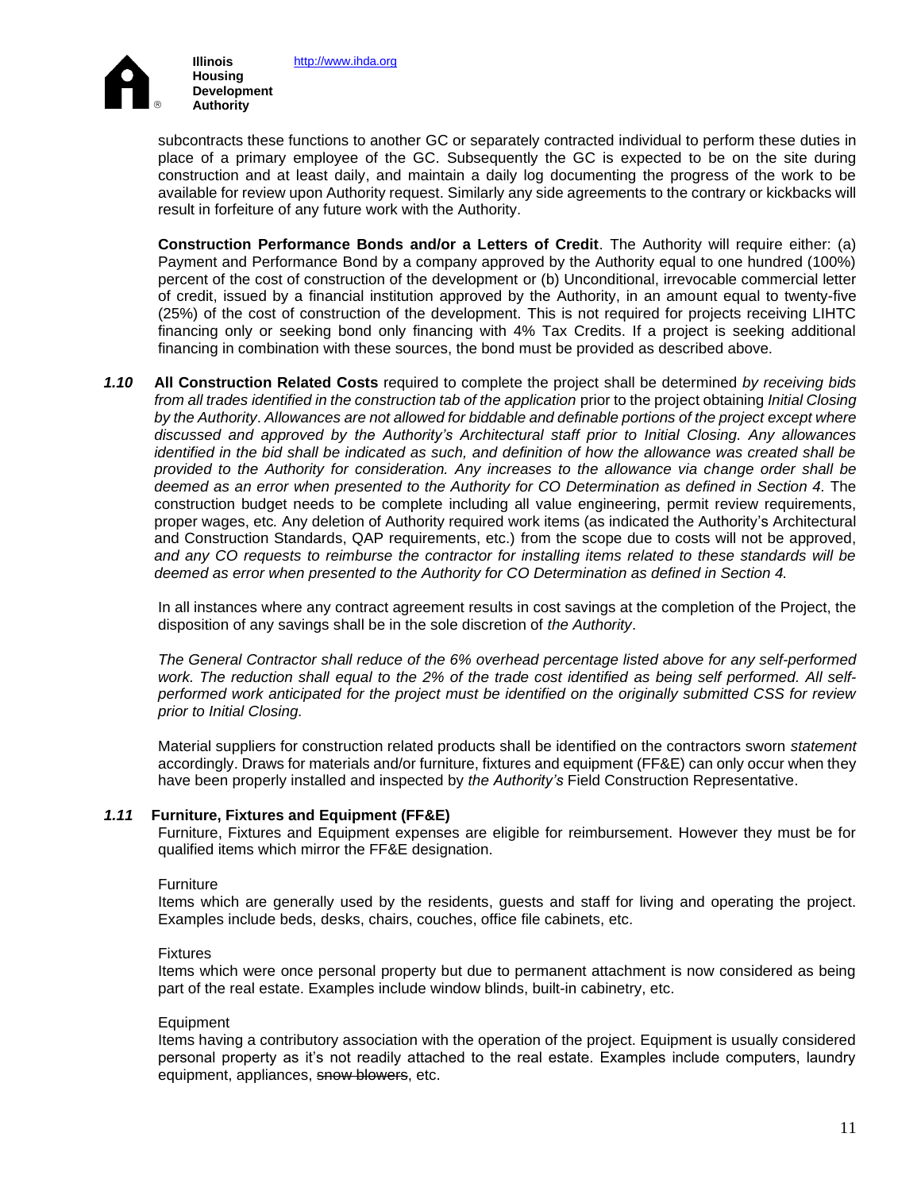subcontracts these functions to another GC or separately contracted individual to perform these duties in place of a primary employee of the GC. Subsequently the GC is expected to be on the site during construction and at least daily, and maintain a daily log documenting the progress of the work to be available for review upon Authority request. Similarly any side agreements to the contrary or kickbacks will result in forfeiture of any future work with the Authority.

**Construction Performance Bonds and/or a Letters of Credit**. The Authority will require either: (a) Payment and Performance Bond by a company approved by the Authority equal to one hundred (100%) percent of the cost of construction of the development or (b) Unconditional, irrevocable commercial letter of credit, issued by a financial institution approved by the Authority, in an amount equal to twenty-five (25%) of the cost of construction of the development. This is not required for projects receiving LIHTC financing only or seeking bond only financing with 4% Tax Credits. If a project is seeking additional financing in combination with these sources, the bond must be provided as described above.

***1.10*** **All Construction Related Costs** required to complete the project shall be determined *by receiving bids from all trades identified in the construction tab of the application* prior to the project obtaining *Initial Closing by the Authority*. *Allowances are not allowed for biddable and definable portions of the project except where discussed and approved by the Authority's Architectural staff prior to Initial Closing. Any allowances identified in the bid shall be indicated as such, and definition of how the allowance was created shall be provided to the Authority for consideration. Any increases to the allowance via change order shall be deemed as an error when presented to the Authority for CO Determination as defined in Section 4.* The construction budget needs to be complete including all value engineering, permit review requirements, proper wages, etc. Any deletion of Authority required work items (as indicated the Authority's Architectural and Construction Standards, QAP requirements, etc.) from the scope due to costs will not be approved, *and any CO requests to reimburse the contractor for installing items related to these standards will be deemed as error when presented to the Authority for CO Determination as defined in Section 4.*

In all instances where any contract agreement results in cost savings at the completion of the Project, the disposition of any savings shall be in the sole discretion of *the Authority*.

*The General Contractor shall reduce of the 6% overhead percentage listed above for any self-performed work. The reduction shall equal to the 2% of the trade cost identified as being self performed. All self-performed work anticipated for the project must be identified on the originally submitted CSS for review prior to Initial Closing.*

Material suppliers for construction related products shall be identified on the contractors sworn *statement* accordingly. Draws for materials and/or furniture, fixtures and equipment (FF&E) can only occur when they have been properly installed and inspected by *the Authority's* Field Construction Representative.

***1.11*** **Furniture, Fixtures and Equipment (FF&E)**

Furniture, Fixtures and Equipment expenses are eligible for reimbursement. However they must be for qualified items which mirror the FF&E designation.

Furniture

Items which are generally used by the residents, guests and staff for living and operating the project. Examples include beds, desks, chairs, couches, office file cabinets, etc.

Fixtures

Items which were once personal property but due to permanent attachment is now considered as being part of the real estate. Examples include window blinds, built-in cabinetry, etc.

Equipment

Items having a contributory association with the operation of the project. Equipment is usually considered personal property as it's not readily attached to the real estate. Examples include computers, laundry equipment, appliances, ~~snow blowers~~, etc.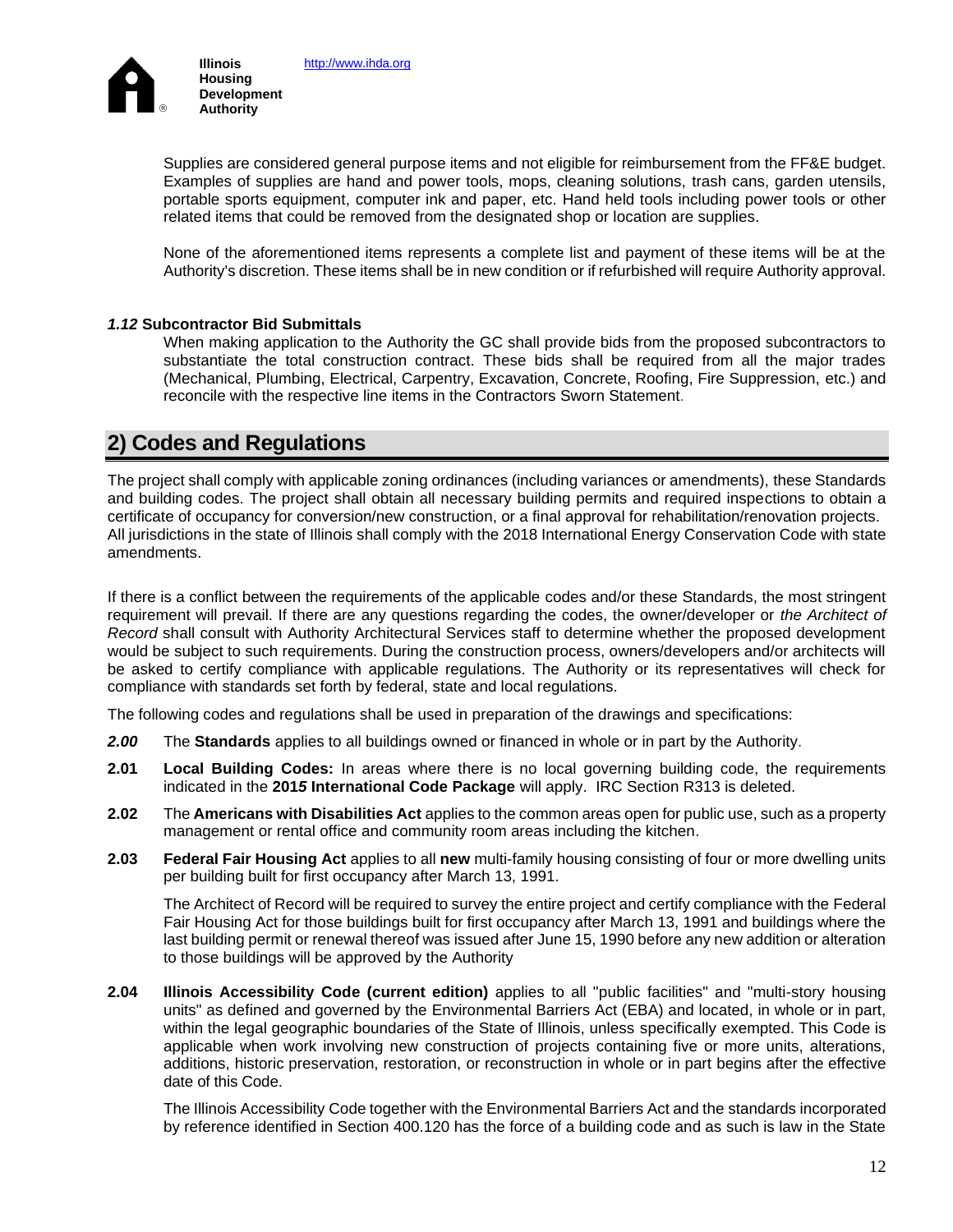Supplies are considered general purpose items and not eligible for reimbursement from the FF&E budget. Examples of supplies are hand and power tools, mops, cleaning solutions, trash cans, garden utensils, portable sports equipment, computer ink and paper, etc. Hand held tools including power tools or other related items that could be removed from the designated shop or location are supplies.

None of the aforementioned items represents a complete list and payment of these items will be at the Authority's discretion. These items shall be in new condition or if refurbished will require Authority approval.

### *1.12* Subcontractor Bid Submittals

When making application to the Authority the GC shall provide bids from the proposed subcontractors to substantiate the total construction contract. These bids shall be required from all the major trades (Mechanical, Plumbing, Electrical, Carpentry, Excavation, Concrete, Roofing, Fire Suppression, etc.) and reconcile with the respective line items in the Contractors Sworn Statement.

## 2) Codes and Regulations

The project shall comply with applicable zoning ordinances (including variances or amendments), these Standards and building codes. The project shall obtain all necessary building permits and required inspections to obtain a certificate of occupancy for conversion/new construction, or a final approval for rehabilitation/renovation projects. All jurisdictions in the state of Illinois shall comply with the 2018 International Energy Conservation Code with state amendments.

If there is a conflict between the requirements of the applicable codes and/or these Standards, the most stringent requirement will prevail. If there are any questions regarding the codes, the owner/developer or *the Architect of Record* shall consult with Authority Architectural Services staff to determine whether the proposed development would be subject to such requirements. During the construction process, owners/developers and/or architects will be asked to certify compliance with applicable regulations. The Authority or its representatives will check for compliance with standards set forth by federal, state and local regulations.

The following codes and regulations shall be used in preparation of the drawings and specifications:

***2.00*** The **Standards** applies to all buildings owned or financed in whole or in part by the Authority.

**2.01** **Local Building Codes:** In areas where there is no local governing building code, the requirements indicated in the **2015 International Code Package** will apply. IRC Section R313 is deleted.

**2.02** The **Americans with Disabilities Act** applies to the common areas open for public use, such as a property management or rental office and community room areas including the kitchen.

**2.03** **Federal Fair Housing Act** applies to all **new** multi-family housing consisting of four or more dwelling units per building built for first occupancy after March 13, 1991.

The Architect of Record will be required to survey the entire project and certify compliance with the Federal Fair Housing Act for those buildings built for first occupancy after March 13, 1991 and buildings where the last building permit or renewal thereof was issued after June 15, 1990 before any new addition or alteration to those buildings will be approved by the Authority

**2.04** **Illinois Accessibility Code (current edition)** applies to all "public facilities" and "multi-story housing units" as defined and governed by the Environmental Barriers Act (EBA) and located, in whole or in part, within the legal geographic boundaries of the State of Illinois, unless specifically exempted. This Code is applicable when work involving new construction of projects containing five or more units, alterations, additions, historic preservation, restoration, or reconstruction in whole or in part begins after the effective date of this Code.

The Illinois Accessibility Code together with the Environmental Barriers Act and the standards incorporated by reference identified in Section 400.120 has the force of a building code and as such is law in the State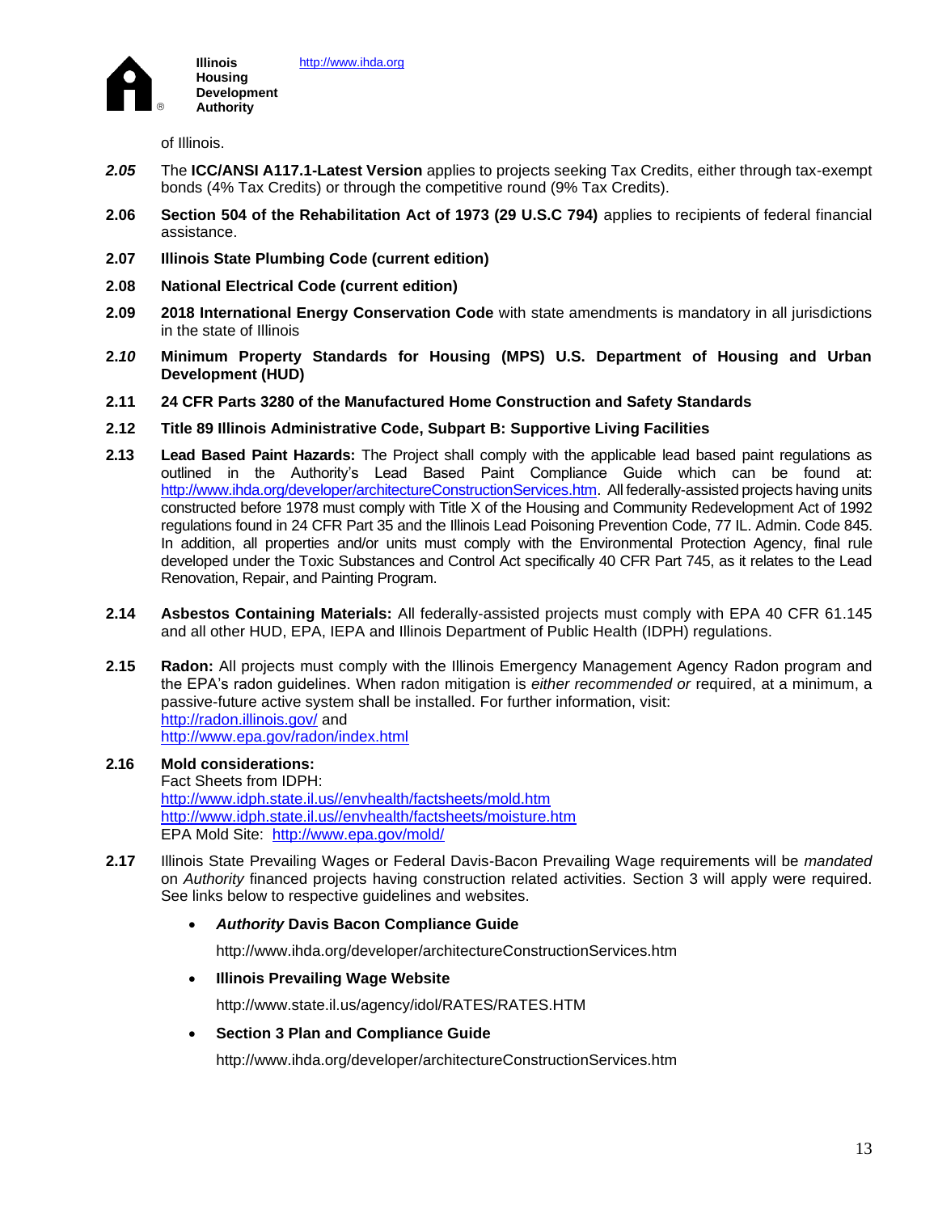of Illinois.

***2.05*** The **ICC/ANSI A117.1-Latest Version** applies to projects seeking Tax Credits, either through tax-exempt bonds (4% Tax Credits) or through the competitive round (9% Tax Credits).

**2.06** **Section 504 of the Rehabilitation Act of 1973 (29 U.S.C 794)** applies to recipients of federal financial assistance.

**2.07** **Illinois State Plumbing Code (current edition)**

**2.08** **National Electrical Code (current edition)**

**2.09** **2018 International Energy Conservation Code** with state amendments is mandatory in all jurisdictions in the state of Illinois

**2.*10*** **Minimum Property Standards for Housing (MPS) U.S. Department of Housing and Urban Development (HUD)**

**2.11** **24 CFR Parts 3280 of the Manufactured Home Construction and Safety Standards**

**2.12** **Title 89 Illinois Administrative Code, Subpart B: Supportive Living Facilities**

**2.13** **Lead Based Paint Hazards:** The Project shall comply with the applicable lead based paint regulations as outlined in the Authority's Lead Based Paint Compliance Guide which can be found at: http://www.ihda.org/developer/architectureConstructionServices.htm. All federally-assisted projects having units constructed before 1978 must comply with Title X of the Housing and Community Redevelopment Act of 1992 regulations found in 24 CFR Part 35 and the Illinois Lead Poisoning Prevention Code, 77 IL. Admin. Code 845. In addition, all properties and/or units must comply with the Environmental Protection Agency, final rule developed under the Toxic Substances and Control Act specifically 40 CFR Part 745, as it relates to the Lead Renovation, Repair, and Painting Program.

**2.14** **Asbestos Containing Materials:** All federally-assisted projects must comply with EPA 40 CFR 61.145 and all other HUD, EPA, IEPA and Illinois Department of Public Health (IDPH) regulations.

**2.15** **Radon:** All projects must comply with the Illinois Emergency Management Agency Radon program and the EPA's radon guidelines. When radon mitigation is *either recommended or* required, at a minimum, a passive-future active system shall be installed. For further information, visit:
http://radon.illinois.gov/ and
http://www.epa.gov/radon/index.html

**2.16** **Mold considerations:**
Fact Sheets from IDPH:
http://www.idph.state.il.us//envhealth/factsheets/mold.htm
http://www.idph.state.il.us//envhealth/factsheets/moisture.htm
EPA Mold Site: http://www.epa.gov/mold/

**2.17** Illinois State Prevailing Wages or Federal Davis-Bacon Prevailing Wage requirements will be *mandated* on *Authority* financed projects having construction related activities. Section 3 will apply were required. See links below to respective guidelines and websites.

- ***Authority* Davis Bacon Compliance Guide**

  http://www.ihda.org/developer/architectureConstructionServices.htm

- **Illinois Prevailing Wage Website**

  http://www.state.il.us/agency/idol/RATES/RATES.HTM

- **Section 3 Plan and Compliance Guide**

  http://www.ihda.org/developer/architectureConstructionServices.htm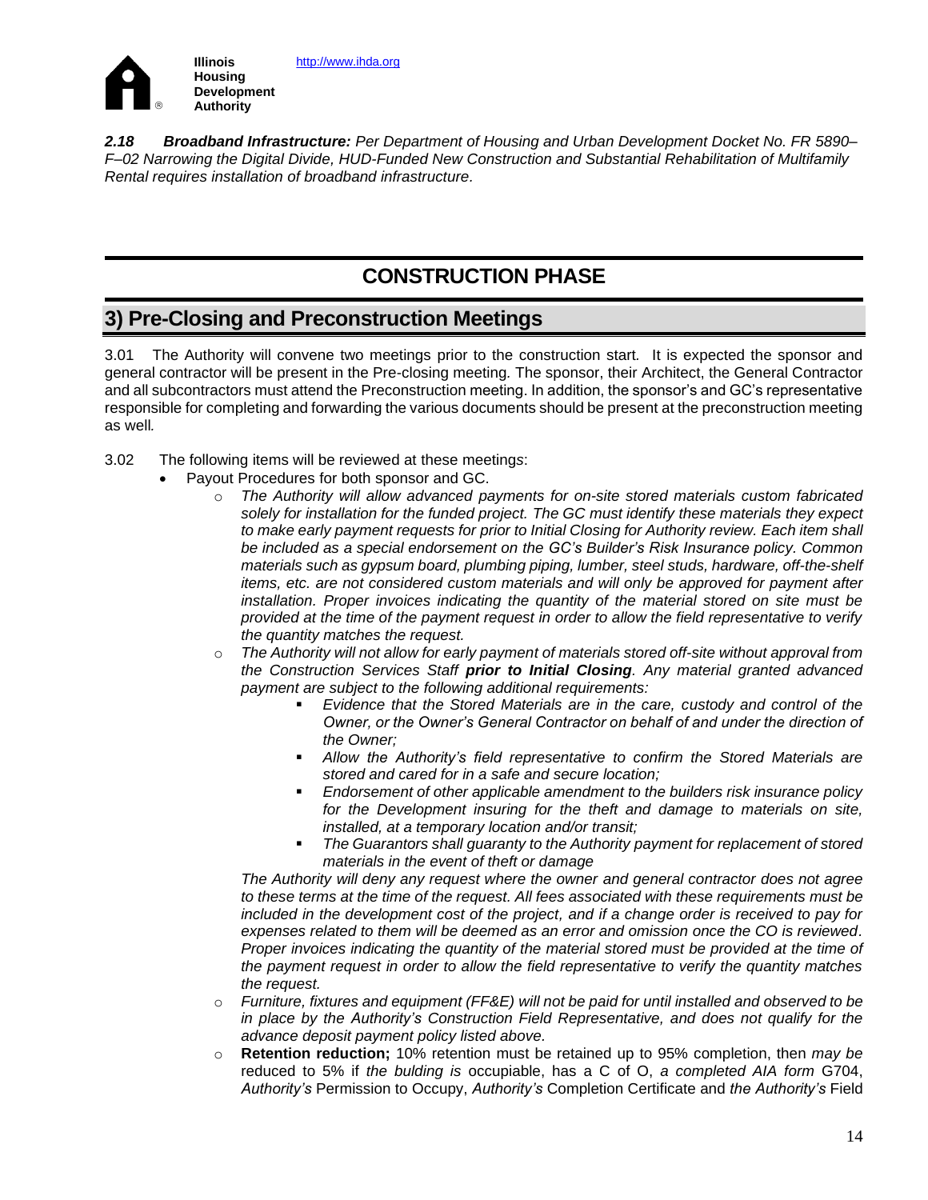*2.18 **Broadband Infrastructure:** Per Department of Housing and Urban Development Docket No. FR 5890–F–02 Narrowing the Digital Divide, HUD-Funded New Construction and Substantial Rehabilitation of Multifamily Rental requires installation of broadband infrastructure.*

# CONSTRUCTION PHASE

## 3) Pre-Closing and Preconstruction Meetings

3.01 The Authority will convene two meetings prior to the construction start. It is expected the sponsor and general contractor will be present in the Pre-closing meeting. The sponsor, their Architect, the General Contractor and all subcontractors must attend the Preconstruction meeting. In addition, the sponsor's and GC's representative responsible for completing and forwarding the various documents should be present at the preconstruction meeting as well*.*

3.02 The following items will be reviewed at these meetings:

- Payout Procedures for both sponsor and GC.
  - *The Authority will allow advanced payments for on-site stored materials custom fabricated solely for installation for the funded project. The GC must identify these materials they expect to make early payment requests for prior to Initial Closing for Authority review. Each item shall be included as a special endorsement on the GC's Builder's Risk Insurance policy. Common materials such as gypsum board, plumbing piping, lumber, steel studs, hardware, off-the-shelf items, etc. are not considered custom materials and will only be approved for payment after installation. Proper invoices indicating the quantity of the material stored on site must be provided at the time of the payment request in order to allow the field representative to verify the quantity matches the request.*
  - *The Authority will not allow for early payment of materials stored off-site without approval from the Construction Services Staff **prior to Initial Closing**. Any material granted advanced payment are subject to the following additional requirements:*
    - *Evidence that the Stored Materials are in the care, custody and control of the Owner, or the Owner's General Contractor on behalf of and under the direction of the Owner;*
    - *Allow the Authority's field representative to confirm the Stored Materials are stored and cared for in a safe and secure location;*
    - *Endorsement of other applicable amendment to the builders risk insurance policy for the Development insuring for the theft and damage to materials on site, installed, at a temporary location and/or transit;*
    - *The Guarantors shall guaranty to the Authority payment for replacement of stored materials in the event of theft or damage*

    *The Authority will deny any request where the owner and general contractor does not agree to these terms at the time of the request. All fees associated with these requirements must be included in the development cost of the project, and if a change order is received to pay for expenses related to them will be deemed as an error and omission once the CO is reviewed. Proper invoices indicating the quantity of the material stored must be provided at the time of the payment request in order to allow the field representative to verify the quantity matches the request.*
  - *Furniture, fixtures and equipment (FF&E) will not be paid for until installed and observed to be in place by the Authority's Construction Field Representative, and does not qualify for the advance deposit payment policy listed above.*
  - **Retention reduction;** 10% retention must be retained up to 95% completion, then *may be* reduced to 5% if *the bulding is* occupiable, has a C of O, *a completed AIA form* G704, *Authority's* Permission to Occupy, *Authority's* Completion Certificate and *the Authority's* Field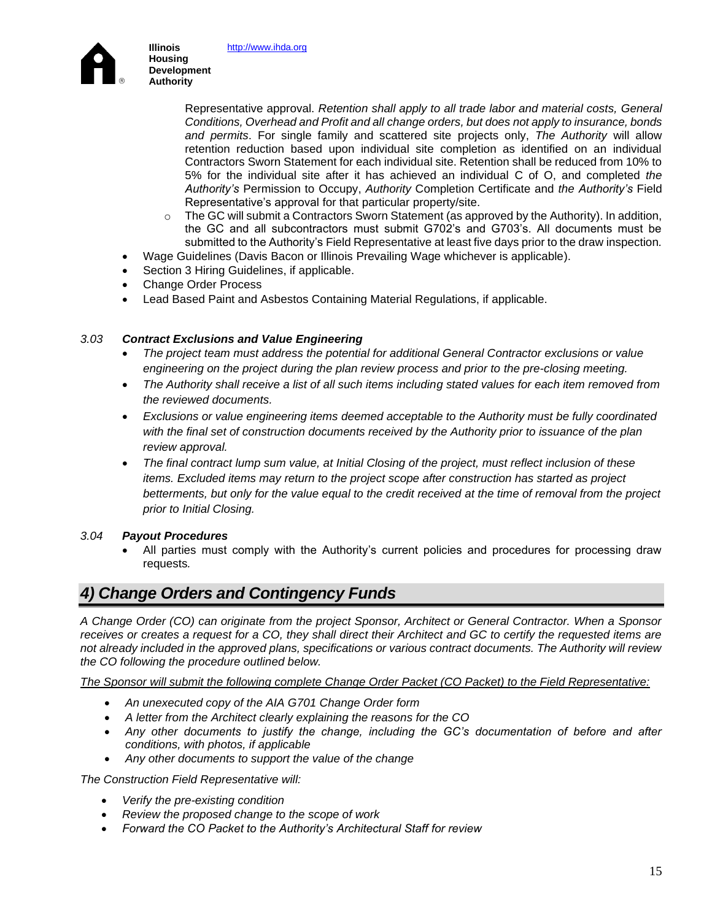Representative approval. *Retention shall apply to all trade labor and material costs, General Conditions, Overhead and Profit and all change orders, but does not apply to insurance, bonds and permits*. For single family and scattered site projects only, *The Authority* will allow retention reduction based upon individual site completion as identified on an individual Contractors Sworn Statement for each individual site. Retention shall be reduced from 10% to 5% for the individual site after it has achieved an individual C of O, and completed *the Authority's* Permission to Occupy, *Authority* Completion Certificate and *the Authority's* Field Representative's approval for that particular property/site.

  - The GC will submit a Contractors Sworn Statement (as approved by the Authority). In addition, the GC and all subcontractors must submit G702's and G703's. All documents must be submitted to the Authority's Field Representative at least five days prior to the draw inspection.

- Wage Guidelines (Davis Bacon or Illinois Prevailing Wage whichever is applicable).
- Section 3 Hiring Guidelines, if applicable.
- Change Order Process
- Lead Based Paint and Asbestos Containing Material Regulations, if applicable.

### *3.03 Contract Exclusions and Value Engineering*

- *The project team must address the potential for additional General Contractor exclusions or value engineering on the project during the plan review process and prior to the pre-closing meeting.*
- *The Authority shall receive a list of all such items including stated values for each item removed from the reviewed documents.*
- *Exclusions or value engineering items deemed acceptable to the Authority must be fully coordinated with the final set of construction documents received by the Authority prior to issuance of the plan review approval.*
- *The final contract lump sum value, at Initial Closing of the project, must reflect inclusion of these items. Excluded items may return to the project scope after construction has started as project betterments, but only for the value equal to the credit received at the time of removal from the project prior to Initial Closing.*

### *3.04 Payout Procedures*

- All parties must comply with the Authority's current policies and procedures for processing draw requests*.*

## *4) Change Orders and Contingency Funds*

*A Change Order (CO) can originate from the project Sponsor, Architect or General Contractor. When a Sponsor receives or creates a request for a CO, they shall direct their Architect and GC to certify the requested items are not already included in the approved plans, specifications or various contract documents. The Authority will review the CO following the procedure outlined below.*

*The Sponsor will submit the following complete Change Order Packet (CO Packet) to the Field Representative:*

- *An unexecuted copy of the AIA G701 Change Order form*
- *A letter from the Architect clearly explaining the reasons for the CO*
- *Any other documents to justify the change, including the GC's documentation of before and after conditions, with photos, if applicable*
- *Any other documents to support the value of the change*

*The Construction Field Representative will:*

- *Verify the pre-existing condition*
- *Review the proposed change to the scope of work*
- *Forward the CO Packet to the Authority's Architectural Staff for review*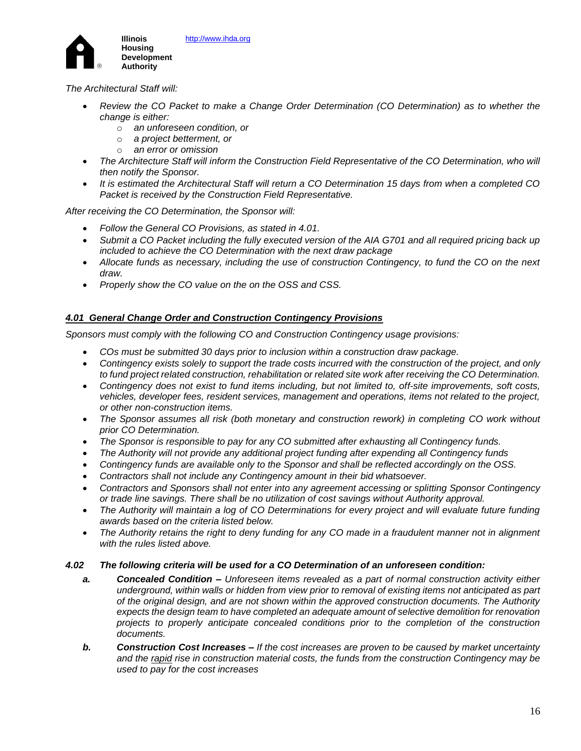*The Architectural Staff will:*

- *Review the CO Packet to make a Change Order Determination (CO Determination) as to whether the change is either:*
  - *an unforeseen condition, or*
  - *a project betterment, or*
  - *an error or omission*
- *The Architecture Staff will inform the Construction Field Representative of the CO Determination, who will then notify the Sponsor.*
- *It is estimated the Architectural Staff will return a CO Determination 15 days from when a completed CO Packet is received by the Construction Field Representative.*

*After receiving the CO Determination, the Sponsor will:*

- *Follow the General CO Provisions, as stated in 4.01.*
- *Submit a CO Packet including the fully executed version of the AIA G701 and all required pricing back up included to achieve the CO Determination with the next draw package*
- *Allocate funds as necessary, including the use of construction Contingency, to fund the CO on the next draw.*
- *Properly show the CO value on the on the OSS and CSS.*

## ***4.01 General Change Order and Construction Contingency Provisions***

*Sponsors must comply with the following CO and Construction Contingency usage provisions:*

- *COs must be submitted 30 days prior to inclusion within a construction draw package.*
- *Contingency exists solely to support the trade costs incurred with the construction of the project, and only to fund project related construction, rehabilitation or related site work after receiving the CO Determination.*
- *Contingency does not exist to fund items including, but not limited to, off-site improvements, soft costs, vehicles, developer fees, resident services, management and operations, items not related to the project, or other non-construction items.*
- *The Sponsor assumes all risk (both monetary and construction rework) in completing CO work without prior CO Determination.*
- *The Sponsor is responsible to pay for any CO submitted after exhausting all Contingency funds.*
- *The Authority will not provide any additional project funding after expending all Contingency funds*
- *Contingency funds are available only to the Sponsor and shall be reflected accordingly on the OSS.*
- *Contractors shall not include any Contingency amount in their bid whatsoever.*
- *Contractors and Sponsors shall not enter into any agreement accessing or splitting Sponsor Contingency or trade line savings. There shall be no utilization of cost savings without Authority approval.*
- *The Authority will maintain a log of CO Determinations for every project and will evaluate future funding awards based on the criteria listed below.*
- *The Authority retains the right to deny funding for any CO made in a fraudulent manner not in alignment with the rules listed above.*

### ***4.02 The following criteria will be used for a CO Determination of an unforeseen condition:***

***a.*** ***Concealed Condition –*** *Unforeseen items revealed as a part of normal construction activity either underground, within walls or hidden from view prior to removal of existing items not anticipated as part of the original design, and are not shown within the approved construction documents. The Authority expects the design team to have completed an adequate amount of selective demolition for renovation projects to properly anticipate concealed conditions prior to the completion of the construction documents.*

***b.*** ***Construction Cost Increases –*** *If the cost increases are proven to be caused by market uncertainty and the <u>rapid</u> rise in construction material costs, the funds from the construction Contingency may be used to pay for the cost increases*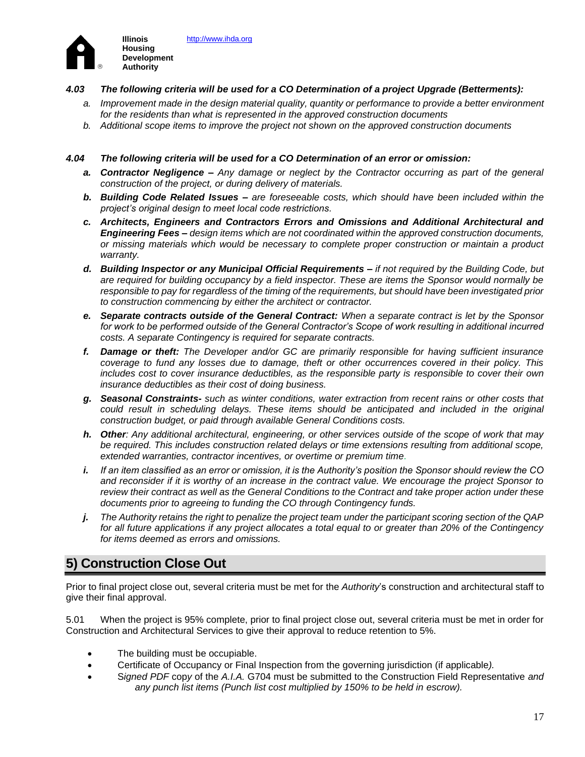***4.03 The following criteria will be used for a CO Determination of a project Upgrade (Betterments):***

a. *Improvement made in the design material quality, quantity or performance to provide a better environment for the residents than what is represented in the approved construction documents*
b. *Additional scope items to improve the project not shown on the approved construction documents*

***4.04 The following criteria will be used for a CO Determination of an error or omission:***

**a.** ***Contractor Negligence –*** *Any damage or neglect by the Contractor occurring as part of the general construction of the project, or during delivery of materials.*

**b.** ***Building Code Related Issues –*** *are foreseeable costs, which should have been included within the project's original design to meet local code restrictions.*

**c.** ***Architects, Engineers and Contractors Errors and Omissions and Additional Architectural and Engineering Fees –*** *design items which are not coordinated within the approved construction documents, or missing materials which would be necessary to complete proper construction or maintain a product warranty.*

**d.** ***Building Inspector or any Municipal Official Requirements –*** *if not required by the Building Code, but are required for building occupancy by a field inspector. These are items the Sponsor would normally be responsible to pay for regardless of the timing of the requirements, but should have been investigated prior to construction commencing by either the architect or contractor.*

**e.** ***Separate contracts outside of the General Contract:*** *When a separate contract is let by the Sponsor for work to be performed outside of the General Contractor's Scope of work resulting in additional incurred costs. A separate Contingency is required for separate contracts.*

**f.** ***Damage or theft:*** *The Developer and/or GC are primarily responsible for having sufficient insurance coverage to fund any losses due to damage, theft or other occurrences covered in their policy. This includes cost to cover insurance deductibles, as the responsible party is responsible to cover their own insurance deductibles as their cost of doing business.*

**g.** ***Seasonal Constraints-*** *such as winter conditions, water extraction from recent rains or other costs that could result in scheduling delays. These items should be anticipated and included in the original construction budget, or paid through available General Conditions costs.*

**h.** ***Other****: Any additional architectural, engineering, or other services outside of the scope of work that may be required. This includes construction related delays or time extensions resulting from additional scope, extended warranties, contractor incentives, or overtime or premium time.*

**i.** *If an item classified as an error or omission, it is the Authority's position the Sponsor should review the CO and reconsider if it is worthy of an increase in the contract value. We encourage the project Sponsor to review their contract as well as the General Conditions to the Contract and take proper action under these documents prior to agreeing to funding the CO through Contingency funds.*

**j.** *The Authority retains the right to penalize the project team under the participant scoring section of the QAP for all future applications if any project allocates a total equal to or greater than 20% of the Contingency for items deemed as errors and omissions.*

## 5) Construction Close Out

Prior to final project close out, several criteria must be met for the *Authority*'s construction and architectural staff to give their final approval.

5.01 When the project is 95% complete, prior to final project close out, several criteria must be met in order for Construction and Architectural Services to give their approval to reduce retention to 5%.

- The building must be occupiable.
- Certificate of Occupancy or Final Inspection from the governing jurisdiction (if applicable*).*
- S*igned PDF* copy of the *A.I.A.* G704 must be submitted to the Construction Field Representative *and any punch list items (Punch list cost multiplied by 150% to be held in escrow).*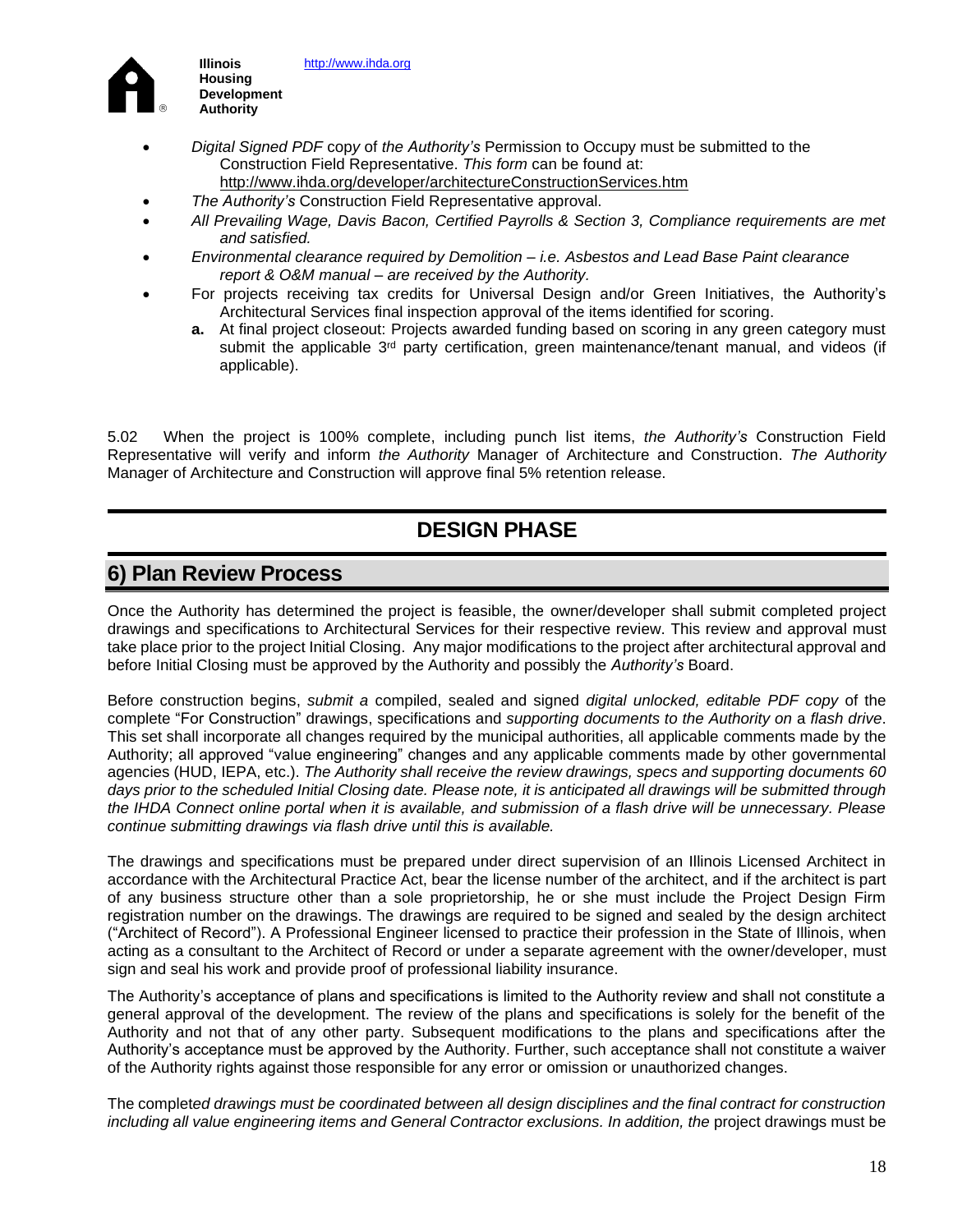- *Digital Signed PDF* copy of *the Authority's* Permission to Occupy must be submitted to the Construction Field Representative. *This form* can be found at: http://www.ihda.org/developer/architectureConstructionServices.htm
- *The Authority's* Construction Field Representative approval.
- *All Prevailing Wage, Davis Bacon, Certified Payrolls & Section 3, Compliance requirements are met and satisfied.*
- *Environmental clearance required by Demolition – i.e. Asbestos and Lead Base Paint clearance report & O&M manual – are received by the Authority.*
- For projects receiving tax credits for Universal Design and/or Green Initiatives, the Authority's Architectural Services final inspection approval of the items identified for scoring.
  - **a.** At final project closeout: Projects awarded funding based on scoring in any green category must submit the applicable 3rd party certification, green maintenance/tenant manual, and videos (if applicable).

5.02 When the project is 100% complete, including punch list items, *the Authority's* Construction Field Representative will verify and inform *the Authority* Manager of Architecture and Construction. *The Authority* Manager of Architecture and Construction will approve final 5% retention release.

# DESIGN PHASE

## 6) Plan Review Process

Once the Authority has determined the project is feasible, the owner/developer shall submit completed project drawings and specifications to Architectural Services for their respective review. This review and approval must take place prior to the project Initial Closing. Any major modifications to the project after architectural approval and before Initial Closing must be approved by the Authority and possibly the *Authority's* Board.

Before construction begins, *submit a* compiled, sealed and signed *digital unlocked, editable PDF copy* of the complete "For Construction" drawings, specifications and *supporting documents to the Authority on* a *flash drive*. This set shall incorporate all changes required by the municipal authorities, all applicable comments made by the Authority; all approved "value engineering" changes and any applicable comments made by other governmental agencies (HUD, IEPA, etc.). *The Authority shall receive the review drawings, specs and supporting documents 60 days prior to the scheduled Initial Closing date. Please note, it is anticipated all drawings will be submitted through the IHDA Connect online portal when it is available, and submission of a flash drive will be unnecessary. Please continue submitting drawings via flash drive until this is available.*

The drawings and specifications must be prepared under direct supervision of an Illinois Licensed Architect in accordance with the Architectural Practice Act, bear the license number of the architect, and if the architect is part of any business structure other than a sole proprietorship, he or she must include the Project Design Firm registration number on the drawings. The drawings are required to be signed and sealed by the design architect ("Architect of Record"). A Professional Engineer licensed to practice their profession in the State of Illinois, when acting as a consultant to the Architect of Record or under a separate agreement with the owner/developer, must sign and seal his work and provide proof of professional liability insurance.

The Authority's acceptance of plans and specifications is limited to the Authority review and shall not constitute a general approval of the development. The review of the plans and specifications is solely for the benefit of the Authority and not that of any other party. Subsequent modifications to the plans and specifications after the Authority's acceptance must be approved by the Authority. Further, such acceptance shall not constitute a waiver of the Authority rights against those responsible for any error or omission or unauthorized changes.

The complet*ed drawings must be coordinated between all design disciplines and the final contract for construction including all value engineering items and General Contractor exclusions. In addition, the* project drawings must be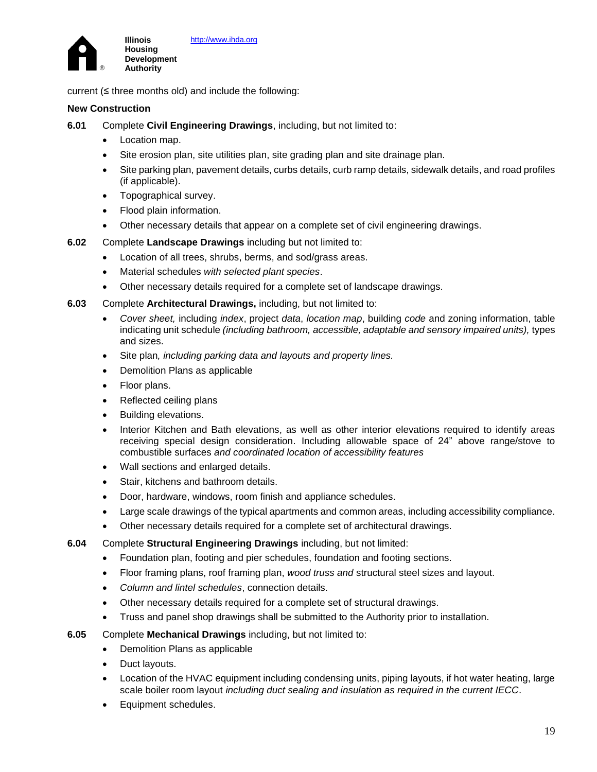current (≤ three months old) and include the following:

**New Construction**

**6.01** Complete **Civil Engineering Drawings**, including, but not limited to:

- Location map.
- Site erosion plan, site utilities plan, site grading plan and site drainage plan.
- Site parking plan, pavement details, curbs details, curb ramp details, sidewalk details, and road profiles (if applicable).
- Topographical survey.
- Flood plain information.
- Other necessary details that appear on a complete set of civil engineering drawings.

**6.02** Complete **Landscape Drawings** including but not limited to:

- Location of all trees, shrubs, berms, and sod/grass areas.
- Material schedules *with selected plant species*.
- Other necessary details required for a complete set of landscape drawings.

**6.03** Complete **Architectural Drawings,** including, but not limited to:

- *Cover sheet,* including *index*, project *data*, *location map*, building *code* and zoning information, table indicating unit schedule *(including bathroom, accessible, adaptable and sensory impaired units),* types and sizes.
- Site plan*, including parking data and layouts and property lines.*
- Demolition Plans as applicable
- Floor plans.
- Reflected ceiling plans
- Building elevations.
- Interior Kitchen and Bath elevations, as well as other interior elevations required to identify areas receiving special design consideration. Including allowable space of 24" above range/stove to combustible surfaces *and coordinated location of accessibility features*
- Wall sections and enlarged details.
- Stair, kitchens and bathroom details.
- Door, hardware, windows, room finish and appliance schedules.
- Large scale drawings of the typical apartments and common areas, including accessibility compliance.
- Other necessary details required for a complete set of architectural drawings.

**6.04** Complete **Structural Engineering Drawings** including, but not limited:

- Foundation plan, footing and pier schedules, foundation and footing sections.
- Floor framing plans, roof framing plan, *wood truss and* structural steel sizes and layout.
- *Column and lintel schedules*, connection details.
- Other necessary details required for a complete set of structural drawings.
- Truss and panel shop drawings shall be submitted to the Authority prior to installation.

**6.05** Complete **Mechanical Drawings** including, but not limited to:

- Demolition Plans as applicable
- Duct layouts.
- Location of the HVAC equipment including condensing units, piping layouts, if hot water heating, large scale boiler room layout *including duct sealing and insulation as required in the current IECC*.
- Equipment schedules.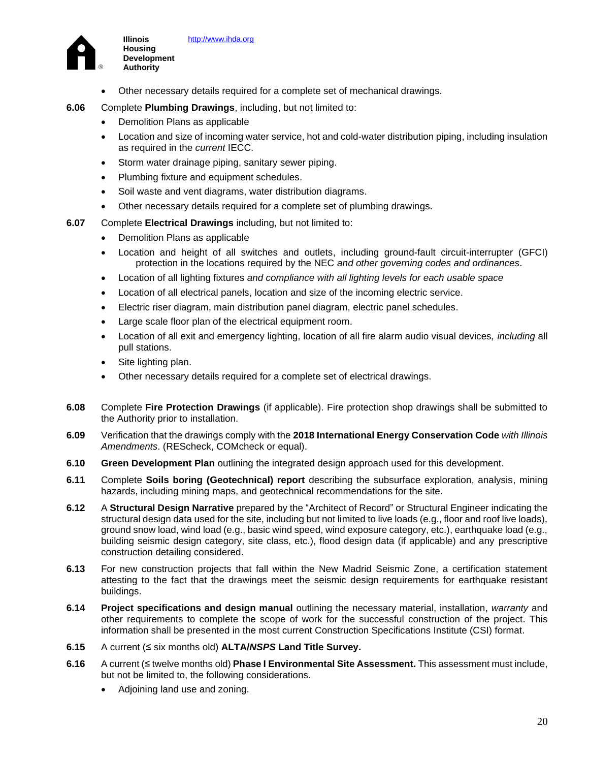- Other necessary details required for a complete set of mechanical drawings.

**6.06** Complete **Plumbing Drawings**, including, but not limited to:

- Demolition Plans as applicable
- Location and size of incoming water service, hot and cold-water distribution piping, including insulation as required in the *current* IECC.
- Storm water drainage piping, sanitary sewer piping.
- Plumbing fixture and equipment schedules.
- Soil waste and vent diagrams, water distribution diagrams.
- Other necessary details required for a complete set of plumbing drawings.

**6.07** Complete **Electrical Drawings** including, but not limited to:

- Demolition Plans as applicable
- Location and height of all switches and outlets, including ground-fault circuit-interrupter (GFCI) protection in the locations required by the NEC *and other governing codes and ordinances*.
- Location of all lighting fixtures *and compliance with all lighting levels for each usable space*
- Location of all electrical panels, location and size of the incoming electric service.
- Electric riser diagram, main distribution panel diagram, electric panel schedules.
- Large scale floor plan of the electrical equipment room.
- Location of all exit and emergency lighting, location of all fire alarm audio visual devices, *including* all pull stations.
- Site lighting plan.
- Other necessary details required for a complete set of electrical drawings.

**6.08** Complete **Fire Protection Drawings** (if applicable). Fire protection shop drawings shall be submitted to the Authority prior to installation.

**6.09** Verification that the drawings comply with the **2018 International Energy Conservation Code** *with Illinois Amendments*. (REScheck, COMcheck or equal).

**6.10** **Green Development Plan** outlining the integrated design approach used for this development.

**6.11** Complete **Soils boring (Geotechnical) report** describing the subsurface exploration, analysis, mining hazards, including mining maps, and geotechnical recommendations for the site.

**6.12** A **Structural Design Narrative** prepared by the "Architect of Record" or Structural Engineer indicating the structural design data used for the site, including but not limited to live loads (e.g., floor and roof live loads), ground snow load, wind load (e.g., basic wind speed, wind exposure category, etc.), earthquake load (e.g., building seismic design category, site class, etc.), flood design data (if applicable) and any prescriptive construction detailing considered.

**6.13** For new construction projects that fall within the New Madrid Seismic Zone, a certification statement attesting to the fact that the drawings meet the seismic design requirements for earthquake resistant buildings.

**6.14** **Project specifications and design manual** outlining the necessary material, installation, *warranty* and other requirements to complete the scope of work for the successful construction of the project. This information shall be presented in the most current Construction Specifications Institute (CSI) format.

**6.15** A current (≤ six months old) **ALTA/*NSPS* Land Title Survey.**

**6.16** A current (≤ twelve months old) **Phase I Environmental Site Assessment.** This assessment must include, but not be limited to, the following considerations.

- Adjoining land use and zoning.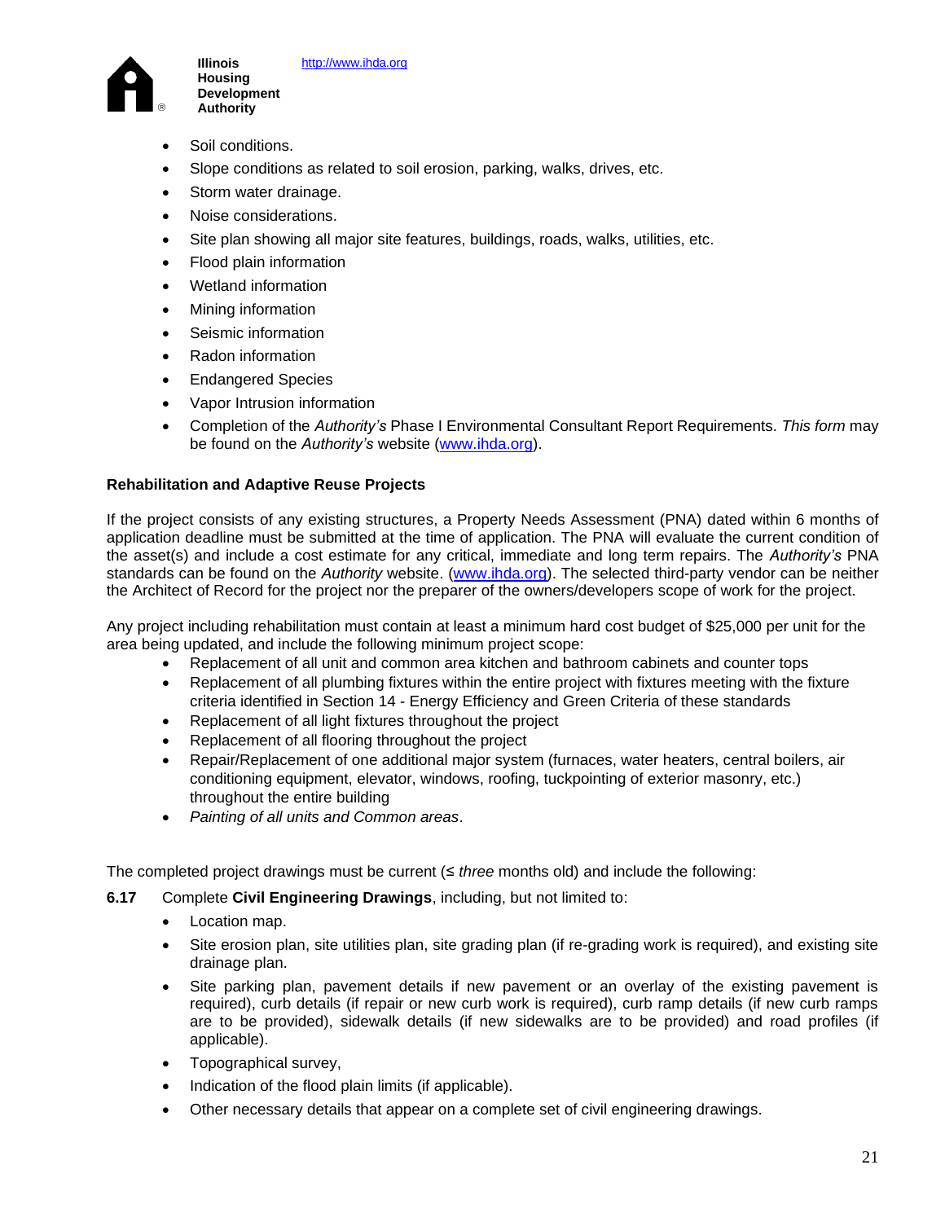- Soil conditions.
- Slope conditions as related to soil erosion, parking, walks, drives, etc.
- Storm water drainage.
- Noise considerations.
- Site plan showing all major site features, buildings, roads, walks, utilities, etc.
- Flood plain information
- Wetland information
- Mining information
- Seismic information
- Radon information
- Endangered Species
- Vapor Intrusion information
- Completion of the *Authority's* Phase I Environmental Consultant Report Requirements. *This form* may be found on the *Authority's* website (www.ihda.org).

**Rehabilitation and Adaptive Reuse Projects**

If the project consists of any existing structures, a Property Needs Assessment (PNA) dated within 6 months of application deadline must be submitted at the time of application. The PNA will evaluate the current condition of the asset(s) and include a cost estimate for any critical, immediate and long term repairs. The *Authority's* PNA standards can be found on the *Authority* website. (www.ihda.org). The selected third-party vendor can be neither the Architect of Record for the project nor the preparer of the owners/developers scope of work for the project.

Any project including rehabilitation must contain at least a minimum hard cost budget of $25,000 per unit for the area being updated, and include the following minimum project scope:

- Replacement of all unit and common area kitchen and bathroom cabinets and counter tops
- Replacement of all plumbing fixtures within the entire project with fixtures meeting with the fixture criteria identified in Section 14 - Energy Efficiency and Green Criteria of these standards
- Replacement of all light fixtures throughout the project
- Replacement of all flooring throughout the project
- Repair/Replacement of one additional major system (furnaces, water heaters, central boilers, air conditioning equipment, elevator, windows, roofing, tuckpointing of exterior masonry, etc.) throughout the entire building
- *Painting of all units and Common areas*.

The completed project drawings must be current (≤ *three* months old) and include the following:

**6.17** Complete **Civil Engineering Drawings**, including, but not limited to:

- Location map.
- Site erosion plan, site utilities plan, site grading plan (if re-grading work is required), and existing site drainage plan.
- Site parking plan, pavement details if new pavement or an overlay of the existing pavement is required), curb details (if repair or new curb work is required), curb ramp details (if new curb ramps are to be provided), sidewalk details (if new sidewalks are to be provided) and road profiles (if applicable).
- Topographical survey,
- Indication of the flood plain limits (if applicable).
- Other necessary details that appear on a complete set of civil engineering drawings.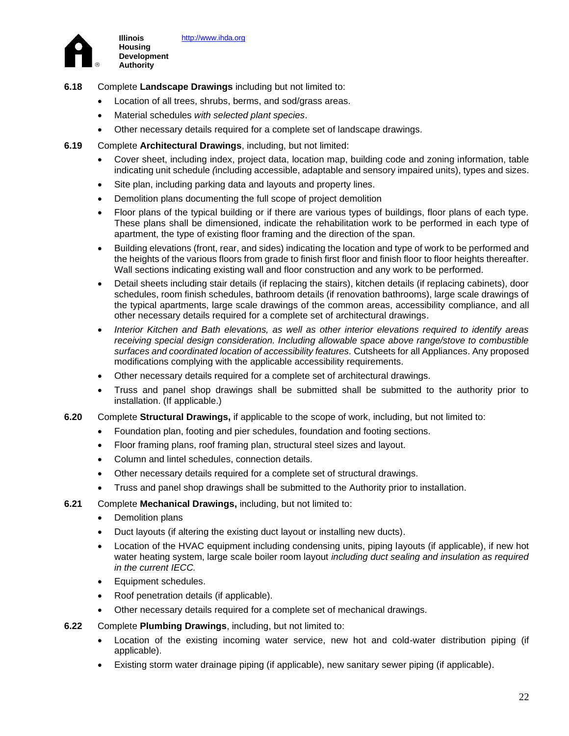**6.18** Complete **Landscape Drawings** including but not limited to:

- Location of all trees, shrubs, berms, and sod/grass areas.
- Material schedules *with selected plant species*.
- Other necessary details required for a complete set of landscape drawings.

**6.19** Complete **Architectural Drawings**, including, but not limited:

- Cover sheet, including index, project data, location map, building code and zoning information, table indicating unit schedule *(*including accessible, adaptable and sensory impaired units), types and sizes.
- Site plan, including parking data and layouts and property lines.
- Demolition plans documenting the full scope of project demolition
- Floor plans of the typical building or if there are various types of buildings, floor plans of each type. These plans shall be dimensioned, indicate the rehabilitation work to be performed in each type of apartment, the type of existing floor framing and the direction of the span.
- Building elevations (front, rear, and sides) indicating the location and type of work to be performed and the heights of the various floors from grade to finish first floor and finish floor to floor heights thereafter. Wall sections indicating existing wall and floor construction and any work to be performed.
- Detail sheets including stair details (if replacing the stairs), kitchen details (if replacing cabinets), door schedules, room finish schedules, bathroom details (if renovation bathrooms), large scale drawings of the typical apartments, large scale drawings of the common areas, accessibility compliance, and all other necessary details required for a complete set of architectural drawings.
- *Interior Kitchen and Bath elevations, as well as other interior elevations required to identify areas receiving special design consideration. Including allowable space above range/stove to combustible surfaces and coordinated location of accessibility features.* Cutsheets for all Appliances. Any proposed modifications complying with the applicable accessibility requirements.
- Other necessary details required for a complete set of architectural drawings.
- Truss and panel shop drawings shall be submitted shall be submitted to the authority prior to installation. (If applicable.)

**6.20** Complete **Structural Drawings,** if applicable to the scope of work, including, but not limited to:

- Foundation plan, footing and pier schedules, foundation and footing sections.
- Floor framing plans, roof framing plan, structural steel sizes and layout.
- Column and lintel schedules, connection details.
- Other necessary details required for a complete set of structural drawings.
- Truss and panel shop drawings shall be submitted to the Authority prior to installation.

**6.21** Complete **Mechanical Drawings,** including, but not limited to:

- Demolition plans
- Duct layouts (if altering the existing duct layout or installing new ducts).
- Location of the HVAC equipment including condensing units, piping layouts (if applicable), if new hot water heating system, large scale boiler room layout *including duct sealing and insulation as required in the current IECC.*
- Equipment schedules.
- Roof penetration details (if applicable).
- Other necessary details required for a complete set of mechanical drawings.

**6.22** Complete **Plumbing Drawings**, including, but not limited to:

- Location of the existing incoming water service, new hot and cold-water distribution piping (if applicable).
- Existing storm water drainage piping (if applicable), new sanitary sewer piping (if applicable).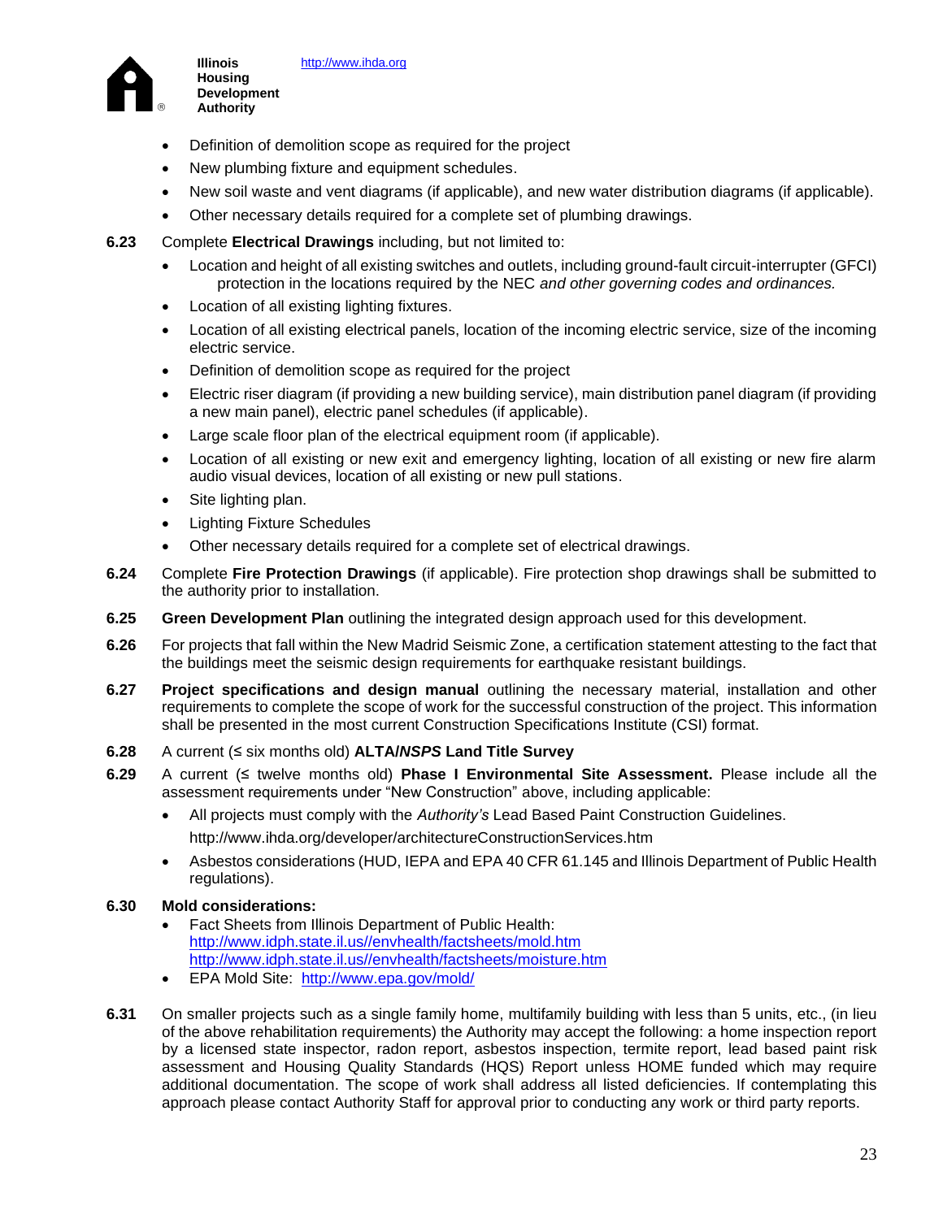- Definition of demolition scope as required for the project
- New plumbing fixture and equipment schedules.
- New soil waste and vent diagrams (if applicable), and new water distribution diagrams (if applicable).
- Other necessary details required for a complete set of plumbing drawings.

**6.23** Complete **Electrical Drawings** including, but not limited to:

- Location and height of all existing switches and outlets, including ground-fault circuit-interrupter (GFCI) protection in the locations required by the NEC *and other governing codes and ordinances.*
- Location of all existing lighting fixtures.
- Location of all existing electrical panels, location of the incoming electric service, size of the incoming electric service.
- Definition of demolition scope as required for the project
- Electric riser diagram (if providing a new building service), main distribution panel diagram (if providing a new main panel), electric panel schedules (if applicable).
- Large scale floor plan of the electrical equipment room (if applicable).
- Location of all existing or new exit and emergency lighting, location of all existing or new fire alarm audio visual devices, location of all existing or new pull stations.
- Site lighting plan.
- Lighting Fixture Schedules
- Other necessary details required for a complete set of electrical drawings.

**6.24** Complete **Fire Protection Drawings** (if applicable). Fire protection shop drawings shall be submitted to the authority prior to installation.

**6.25** **Green Development Plan** outlining the integrated design approach used for this development.

**6.26** For projects that fall within the New Madrid Seismic Zone, a certification statement attesting to the fact that the buildings meet the seismic design requirements for earthquake resistant buildings.

**6.27** **Project specifications and design manual** outlining the necessary material, installation and other requirements to complete the scope of work for the successful construction of the project. This information shall be presented in the most current Construction Specifications Institute (CSI) format.

**6.28** A current (≤ six months old) **ALTA/*NSPS* Land Title Survey**

**6.29** A current (≤ twelve months old) **Phase I Environmental Site Assessment.** Please include all the assessment requirements under "New Construction" above, including applicable:

- All projects must comply with the *Authority's* Lead Based Paint Construction Guidelines.
  http://www.ihda.org/developer/architectureConstructionServices.htm
- Asbestos considerations (HUD, IEPA and EPA 40 CFR 61.145 and Illinois Department of Public Health regulations).

**6.30** **Mold considerations:**

- Fact Sheets from Illinois Department of Public Health:
  http://www.idph.state.il.us//envhealth/factsheets/mold.htm
  http://www.idph.state.il.us//envhealth/factsheets/moisture.htm
- EPA Mold Site: http://www.epa.gov/mold/

**6.31** On smaller projects such as a single family home, multifamily building with less than 5 units, etc., (in lieu of the above rehabilitation requirements) the Authority may accept the following: a home inspection report by a licensed state inspector, radon report, asbestos inspection, termite report, lead based paint risk assessment and Housing Quality Standards (HQS) Report unless HOME funded which may require additional documentation. The scope of work shall address all listed deficiencies. If contemplating this approach please contact Authority Staff for approval prior to conducting any work or third party reports.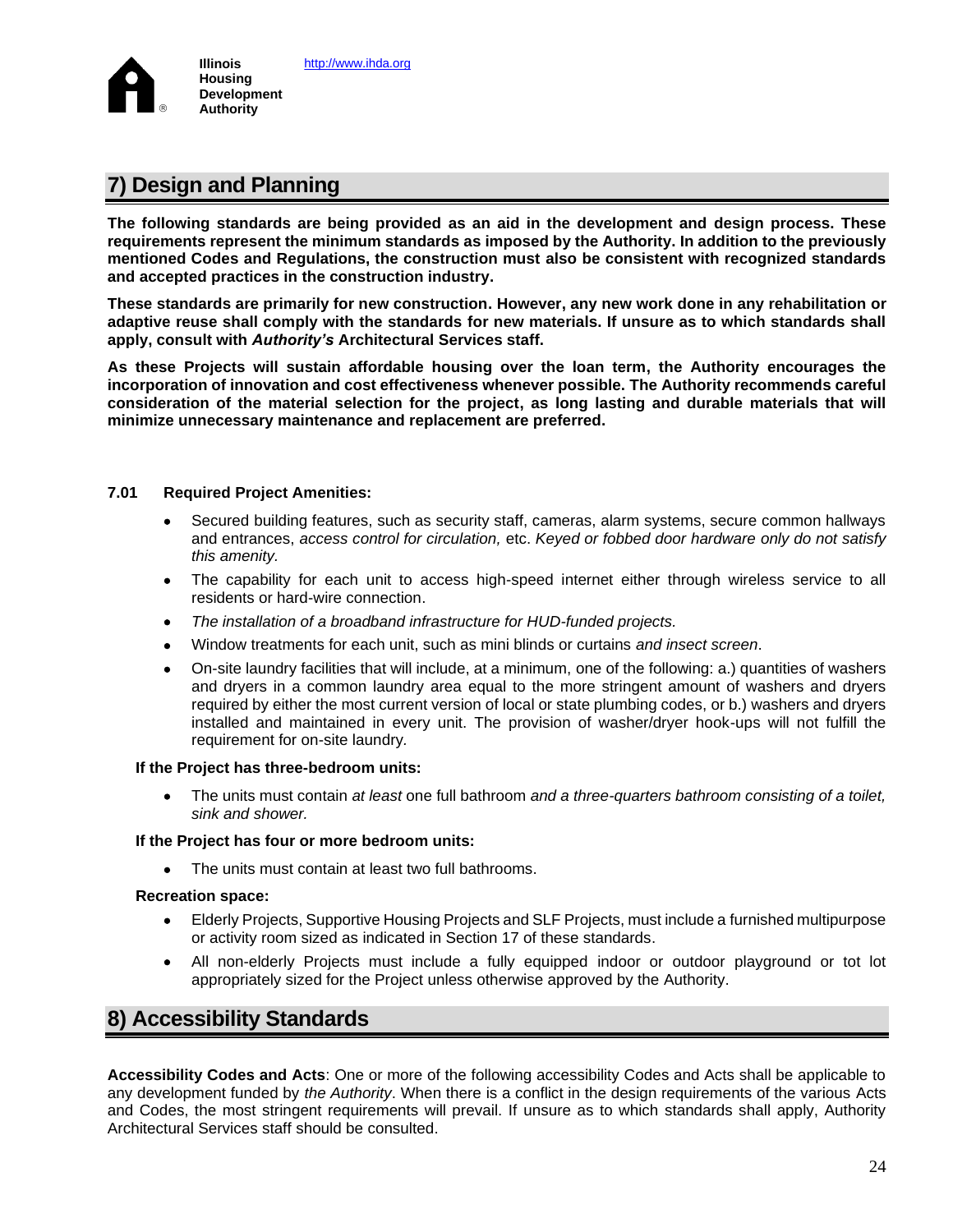## 7) Design and Planning

**The following standards are being provided as an aid in the development and design process. These requirements represent the minimum standards as imposed by the Authority. In addition to the previously mentioned Codes and Regulations, the construction must also be consistent with recognized standards and accepted practices in the construction industry.**

**These standards are primarily for new construction. However, any new work done in any rehabilitation or adaptive reuse shall comply with the standards for new materials. If unsure as to which standards shall apply, consult with *Authority's* Architectural Services staff.**

**As these Projects will sustain affordable housing over the loan term, the Authority encourages the incorporation of innovation and cost effectiveness whenever possible. The Authority recommends careful consideration of the material selection for the project, as long lasting and durable materials that will minimize unnecessary maintenance and replacement are preferred.**

**7.01 Required Project Amenities:**

- Secured building features, such as security staff, cameras, alarm systems, secure common hallways and entrances, *access control for circulation,* etc. *Keyed or fobbed door hardware only do not satisfy this amenity.*
- The capability for each unit to access high-speed internet either through wireless service to all residents or hard-wire connection.
- *The installation of a broadband infrastructure for HUD-funded projects.*
- Window treatments for each unit, such as mini blinds or curtains *and insect screen*.
- On-site laundry facilities that will include, at a minimum, one of the following: a.) quantities of washers and dryers in a common laundry area equal to the more stringent amount of washers and dryers required by either the most current version of local or state plumbing codes, or b.) washers and dryers installed and maintained in every unit. The provision of washer/dryer hook-ups will not fulfill the requirement for on-site laundry.

**If the Project has three-bedroom units:**

- The units must contain *at least* one full bathroom *and a three-quarters bathroom consisting of a toilet, sink and shower.*

**If the Project has four or more bedroom units:**

- The units must contain at least two full bathrooms.

**Recreation space:**

- Elderly Projects, Supportive Housing Projects and SLF Projects, must include a furnished multipurpose or activity room sized as indicated in Section 17 of these standards.
- All non-elderly Projects must include a fully equipped indoor or outdoor playground or tot lot appropriately sized for the Project unless otherwise approved by the Authority.

## 8) Accessibility Standards

**Accessibility Codes and Acts**: One or more of the following accessibility Codes and Acts shall be applicable to any development funded by *the Authority*. When there is a conflict in the design requirements of the various Acts and Codes, the most stringent requirements will prevail. If unsure as to which standards shall apply, Authority Architectural Services staff should be consulted.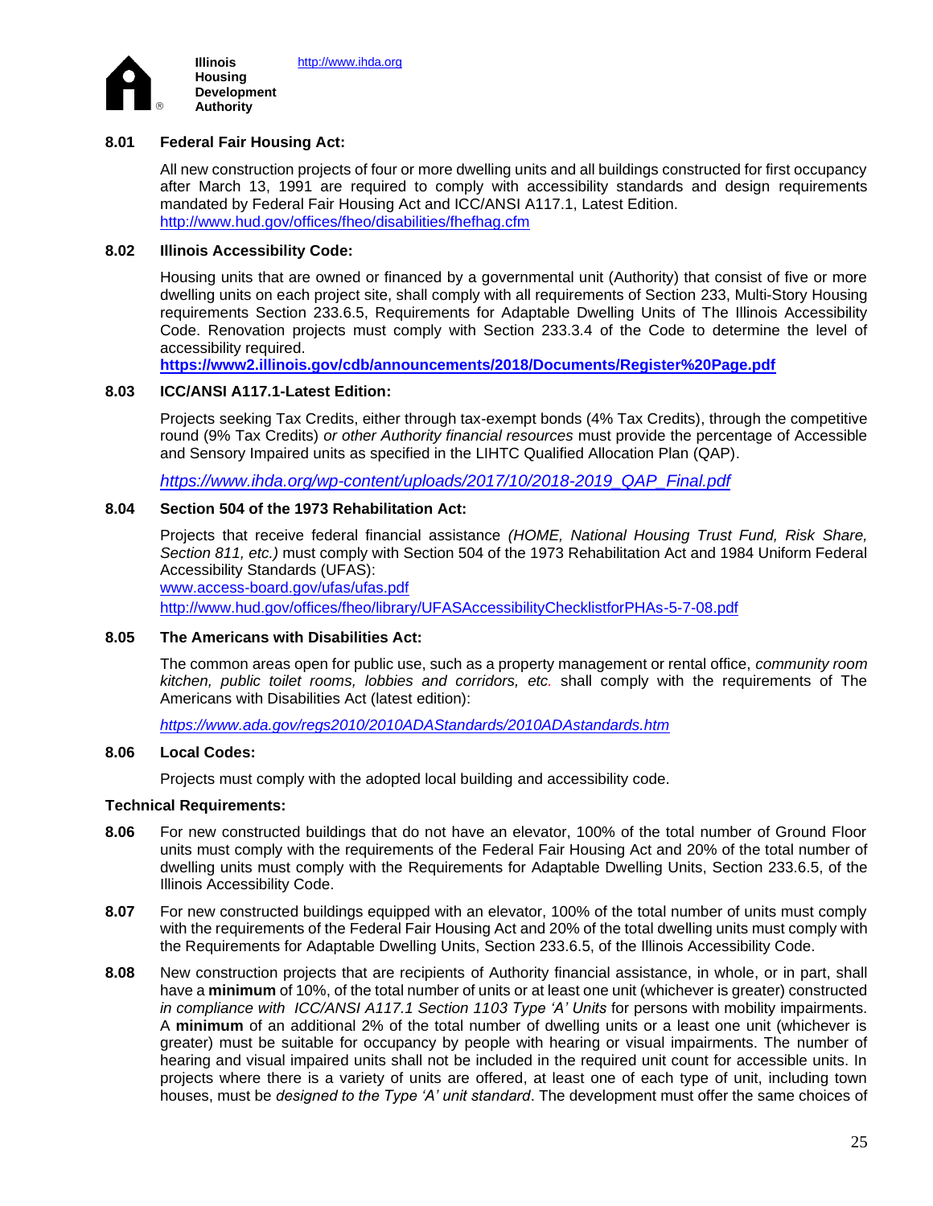**Illinois Housing Development Authority** http://www.ihda.org

### 8.01 Federal Fair Housing Act:

All new construction projects of four or more dwelling units and all buildings constructed for first occupancy after March 13, 1991 are required to comply with accessibility standards and design requirements mandated by Federal Fair Housing Act and ICC/ANSI A117.1, Latest Edition.
http://www.hud.gov/offices/fheo/disabilities/fhefhag.cfm

### 8.02 Illinois Accessibility Code:

Housing units that are owned or financed by a governmental unit (Authority) that consist of five or more dwelling units on each project site, shall comply with all requirements of Section 233, Multi-Story Housing requirements Section 233.6.5, Requirements for Adaptable Dwelling Units of The Illinois Accessibility Code. Renovation projects must comply with Section 233.3.4 of the Code to determine the level of accessibility required.
**https://www2.illinois.gov/cdb/announcements/2018/Documents/Register%20Page.pdf**

### 8.03 ICC/ANSI A117.1-Latest Edition:

Projects seeking Tax Credits, either through tax-exempt bonds (4% Tax Credits), through the competitive round (9% Tax Credits) *or other Authority financial resources* must provide the percentage of Accessible and Sensory Impaired units as specified in the LIHTC Qualified Allocation Plan (QAP).

*https://www.ihda.org/wp-content/uploads/2017/10/2018-2019_QAP_Final.pdf*

### 8.04 Section 504 of the 1973 Rehabilitation Act:

Projects that receive federal financial assistance *(HOME, National Housing Trust Fund, Risk Share, Section 811, etc.)* must comply with Section 504 of the 1973 Rehabilitation Act and 1984 Uniform Federal Accessibility Standards (UFAS):
www.access-board.gov/ufas/ufas.pdf
http://www.hud.gov/offices/fheo/library/UFASAccessibilityChecklistforPHAs-5-7-08.pdf

### 8.05 The Americans with Disabilities Act:

The common areas open for public use, such as a property management or rental office, *community room kitchen, public toilet rooms, lobbies and corridors, etc.* shall comply with the requirements of The Americans with Disabilities Act (latest edition):

*https://www.ada.gov/regs2010/2010ADAStandards/2010ADAstandards.htm*

### 8.06 Local Codes:

Projects must comply with the adopted local building and accessibility code.

### Technical Requirements:

**8.06** For new constructed buildings that do not have an elevator, 100% of the total number of Ground Floor units must comply with the requirements of the Federal Fair Housing Act and 20% of the total number of dwelling units must comply with the Requirements for Adaptable Dwelling Units, Section 233.6.5, of the Illinois Accessibility Code.

**8.07** For new constructed buildings equipped with an elevator, 100% of the total number of units must comply with the requirements of the Federal Fair Housing Act and 20% of the total dwelling units must comply with the Requirements for Adaptable Dwelling Units, Section 233.6.5, of the Illinois Accessibility Code.

**8.08** New construction projects that are recipients of Authority financial assistance, in whole, or in part, shall have a **minimum** of 10%, of the total number of units or at least one unit (whichever is greater) constructed *in compliance with ICC/ANSI A117.1 Section 1103 Type 'A' Units* for persons with mobility impairments. A **minimum** of an additional 2% of the total number of dwelling units or a least one unit (whichever is greater) must be suitable for occupancy by people with hearing or visual impairments. The number of hearing and visual impaired units shall not be included in the required unit count for accessible units. In projects where there is a variety of units are offered, at least one of each type of unit, including town houses, must be *designed to the Type 'A' unit standard*. The development must offer the same choices of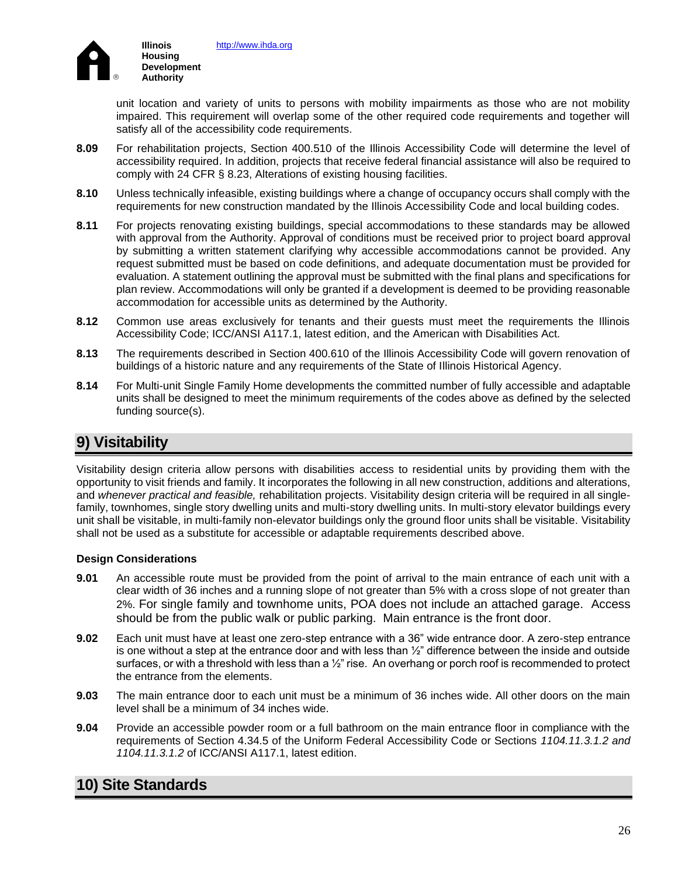unit location and variety of units to persons with mobility impairments as those who are not mobility impaired. This requirement will overlap some of the other required code requirements and together will satisfy all of the accessibility code requirements.

**8.09** For rehabilitation projects, Section 400.510 of the Illinois Accessibility Code will determine the level of accessibility required. In addition, projects that receive federal financial assistance will also be required to comply with 24 CFR § 8.23, Alterations of existing housing facilities.

**8.10** Unless technically infeasible, existing buildings where a change of occupancy occurs shall comply with the requirements for new construction mandated by the Illinois Accessibility Code and local building codes.

**8.11** For projects renovating existing buildings, special accommodations to these standards may be allowed with approval from the Authority. Approval of conditions must be received prior to project board approval by submitting a written statement clarifying why accessible accommodations cannot be provided. Any request submitted must be based on code definitions, and adequate documentation must be provided for evaluation. A statement outlining the approval must be submitted with the final plans and specifications for plan review. Accommodations will only be granted if a development is deemed to be providing reasonable accommodation for accessible units as determined by the Authority.

**8.12** Common use areas exclusively for tenants and their guests must meet the requirements the Illinois Accessibility Code; ICC/ANSI A117.1, latest edition, and the American with Disabilities Act.

**8.13** The requirements described in Section 400.610 of the Illinois Accessibility Code will govern renovation of buildings of a historic nature and any requirements of the State of Illinois Historical Agency.

**8.14** For Multi-unit Single Family Home developments the committed number of fully accessible and adaptable units shall be designed to meet the minimum requirements of the codes above as defined by the selected funding source(s).

## 9) Visitability

Visitability design criteria allow persons with disabilities access to residential units by providing them with the opportunity to visit friends and family. It incorporates the following in all new construction, additions and alterations, and *whenever practical and feasible,* rehabilitation projects. Visitability design criteria will be required in all single-family, townhomes, single story dwelling units and multi-story dwelling units. In multi-story elevator buildings every unit shall be visitable, in multi-family non-elevator buildings only the ground floor units shall be visitable. Visitability shall not be used as a substitute for accessible or adaptable requirements described above.

### Design Considerations

**9.01** An accessible route must be provided from the point of arrival to the main entrance of each unit with a clear width of 36 inches and a running slope of not greater than 5% with a cross slope of not greater than 2%. For single family and townhome units, POA does not include an attached garage. Access should be from the public walk or public parking. Main entrance is the front door.

**9.02** Each unit must have at least one zero-step entrance with a 36" wide entrance door. A zero-step entrance is one without a step at the entrance door and with less than ½" difference between the inside and outside surfaces, or with a threshold with less than a ½" rise. An overhang or porch roof is recommended to protect the entrance from the elements.

**9.03** The main entrance door to each unit must be a minimum of 36 inches wide. All other doors on the main level shall be a minimum of 34 inches wide.

**9.04** Provide an accessible powder room or a full bathroom on the main entrance floor in compliance with the requirements of Section 4.34.5 of the Uniform Federal Accessibility Code or Sections *1104.11.3.1.2 and 1104.11.3.1.2* of ICC/ANSI A117.1, latest edition.

## 10) Site Standards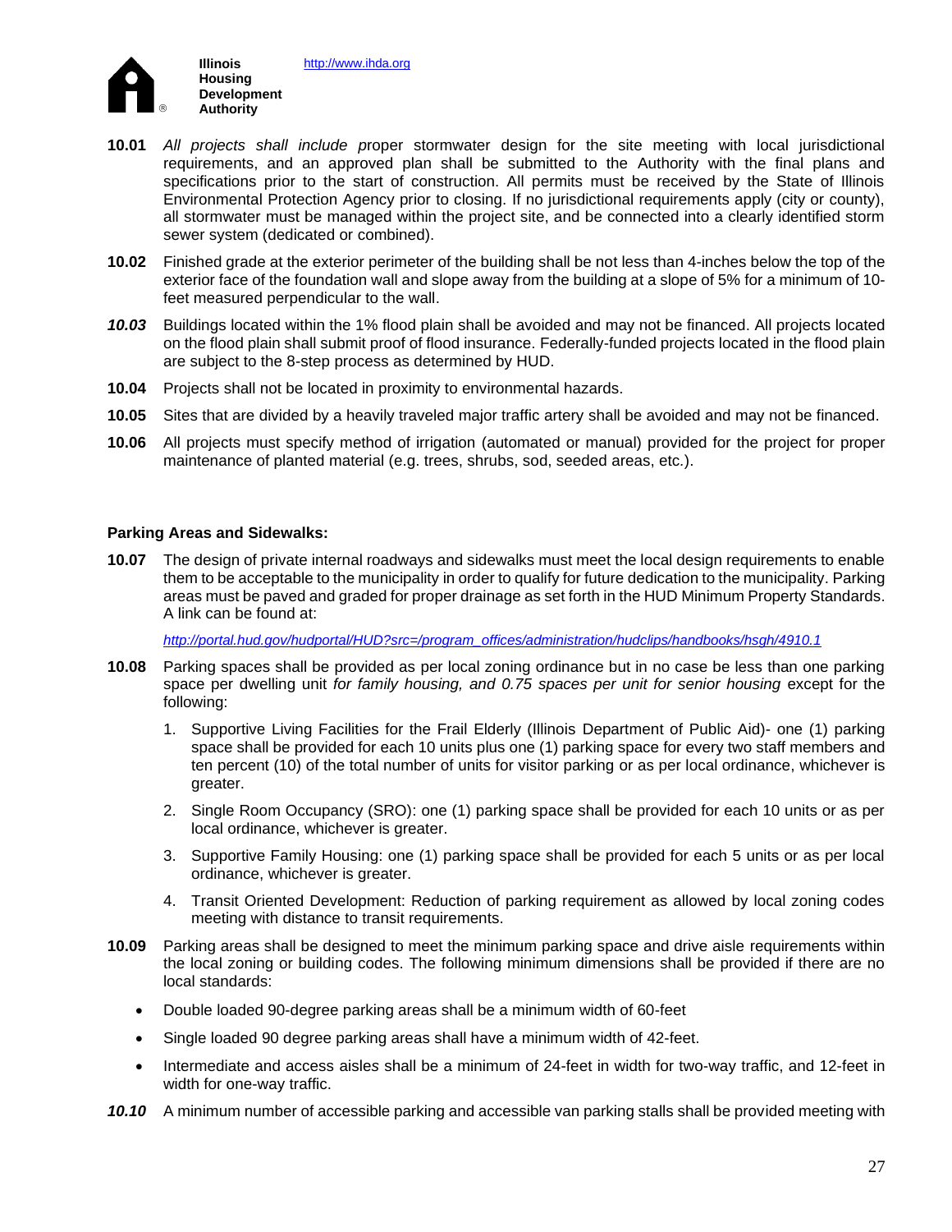**10.01** *All projects shall include p*roper stormwater design for the site meeting with local jurisdictional requirements, and an approved plan shall be submitted to the Authority with the final plans and specifications prior to the start of construction. All permits must be received by the State of Illinois Environmental Protection Agency prior to closing. If no jurisdictional requirements apply (city or county), all stormwater must be managed within the project site, and be connected into a clearly identified storm sewer system (dedicated or combined).

**10.02** Finished grade at the exterior perimeter of the building shall be not less than 4-inches below the top of the exterior face of the foundation wall and slope away from the building at a slope of 5% for a minimum of 10-feet measured perpendicular to the wall.

***10.03*** Buildings located within the 1% flood plain shall be avoided and may not be financed. All projects located on the flood plain shall submit proof of flood insurance. Federally-funded projects located in the flood plain are subject to the 8-step process as determined by HUD.

**10.04** Projects shall not be located in proximity to environmental hazards.

**10.05** Sites that are divided by a heavily traveled major traffic artery shall be avoided and may not be financed.

**10.06** All projects must specify method of irrigation (automated or manual) provided for the project for proper maintenance of planted material (e.g. trees, shrubs, sod, seeded areas, etc.).

**Parking Areas and Sidewalks:**

**10.07** The design of private internal roadways and sidewalks must meet the local design requirements to enable them to be acceptable to the municipality in order to qualify for future dedication to the municipality. Parking areas must be paved and graded for proper drainage as set forth in the HUD Minimum Property Standards. A link can be found at:

*http://portal.hud.gov/hudportal/HUD?src=/program_offices/administration/hudclips/handbooks/hsgh/4910.1*

**10.08** Parking spaces shall be provided as per local zoning ordinance but in no case be less than one parking space per dwelling unit *for family housing, and 0.75 spaces per unit for senior housing* except for the following:

1. Supportive Living Facilities for the Frail Elderly (Illinois Department of Public Aid)- one (1) parking space shall be provided for each 10 units plus one (1) parking space for every two staff members and ten percent (10) of the total number of units for visitor parking or as per local ordinance, whichever is greater.
2. Single Room Occupancy (SRO): one (1) parking space shall be provided for each 10 units or as per local ordinance, whichever is greater.
3. Supportive Family Housing: one (1) parking space shall be provided for each 5 units or as per local ordinance, whichever is greater.
4. Transit Oriented Development: Reduction of parking requirement as allowed by local zoning codes meeting with distance to transit requirements.

**10.09** Parking areas shall be designed to meet the minimum parking space and drive aisle requirements within the local zoning or building codes. The following minimum dimensions shall be provided if there are no local standards:

- Double loaded 90-degree parking areas shall be a minimum width of 60-feet
- Single loaded 90 degree parking areas shall have a minimum width of 42-feet.
- Intermediate and access aisles shall be a minimum of 24-feet in width for two-way traffic, and 12-feet in width for one-way traffic.

***10.10*** A minimum number of accessible parking and accessible van parking stalls shall be provided meeting with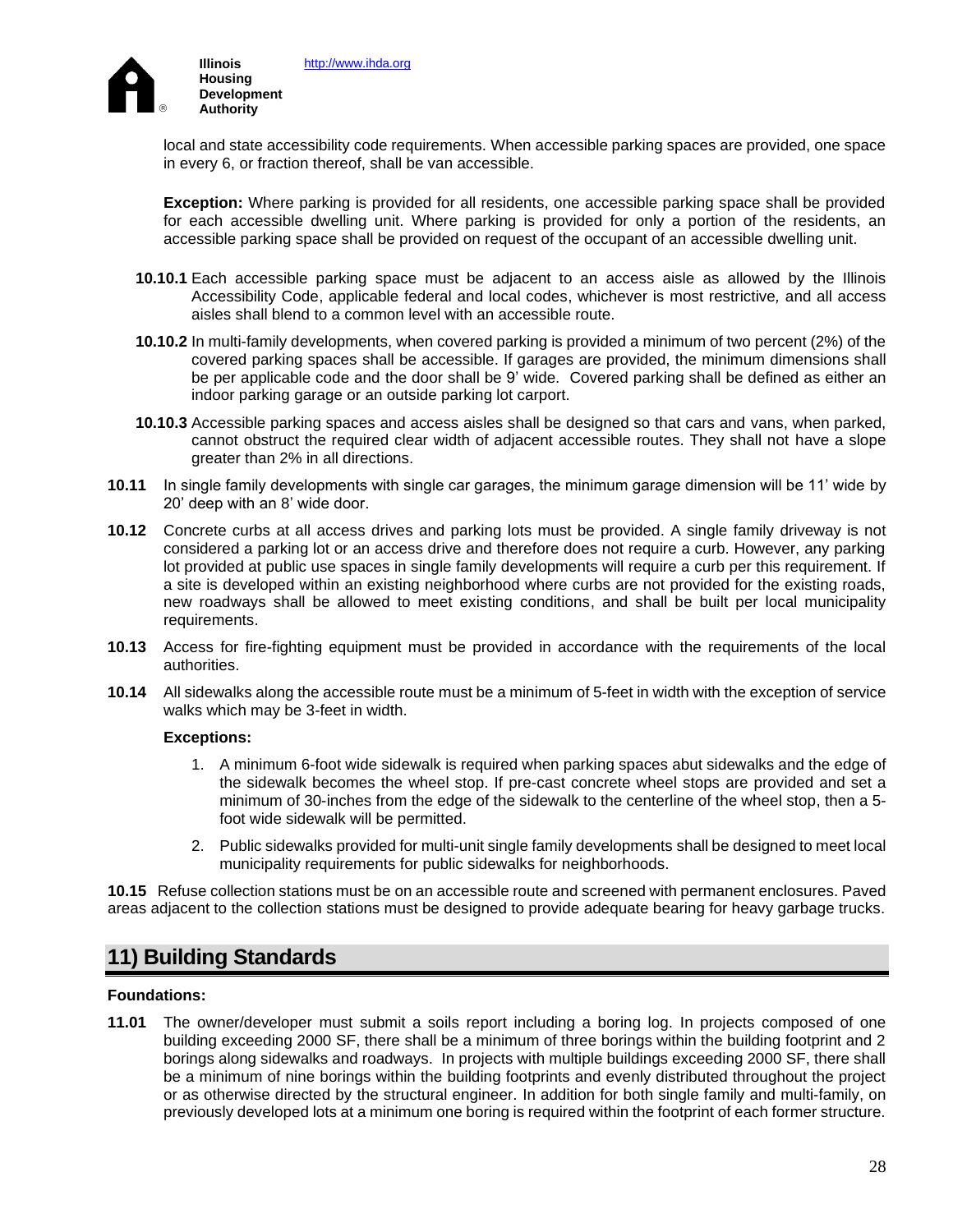local and state accessibility code requirements. When accessible parking spaces are provided, one space in every 6, or fraction thereof, shall be van accessible.

**Exception:** Where parking is provided for all residents, one accessible parking space shall be provided for each accessible dwelling unit. Where parking is provided for only a portion of the residents, an accessible parking space shall be provided on request of the occupant of an accessible dwelling unit.

**10.10.1** Each accessible parking space must be adjacent to an access aisle as allowed by the Illinois Accessibility Code, applicable federal and local codes, whichever is most restrictive*,* and all access aisles shall blend to a common level with an accessible route.

**10.10.2** In multi-family developments, when covered parking is provided a minimum of two percent (2%) of the covered parking spaces shall be accessible. If garages are provided, the minimum dimensions shall be per applicable code and the door shall be 9' wide. Covered parking shall be defined as either an indoor parking garage or an outside parking lot carport.

**10.10.3** Accessible parking spaces and access aisles shall be designed so that cars and vans, when parked, cannot obstruct the required clear width of adjacent accessible routes. They shall not have a slope greater than 2% in all directions.

**10.11** In single family developments with single car garages, the minimum garage dimension will be 11' wide by 20' deep with an 8' wide door.

**10.12** Concrete curbs at all access drives and parking lots must be provided. A single family driveway is not considered a parking lot or an access drive and therefore does not require a curb. However, any parking lot provided at public use spaces in single family developments will require a curb per this requirement. If a site is developed within an existing neighborhood where curbs are not provided for the existing roads, new roadways shall be allowed to meet existing conditions, and shall be built per local municipality requirements.

**10.13** Access for fire-fighting equipment must be provided in accordance with the requirements of the local authorities.

**10.14** All sidewalks along the accessible route must be a minimum of 5-feet in width with the exception of service walks which may be 3-feet in width.

**Exceptions:**

1. A minimum 6-foot wide sidewalk is required when parking spaces abut sidewalks and the edge of the sidewalk becomes the wheel stop. If pre-cast concrete wheel stops are provided and set a minimum of 30-inches from the edge of the sidewalk to the centerline of the wheel stop, then a 5-foot wide sidewalk will be permitted.
2. Public sidewalks provided for multi-unit single family developments shall be designed to meet local municipality requirements for public sidewalks for neighborhoods.

**10.15** Refuse collection stations must be on an accessible route and screened with permanent enclosures. Paved areas adjacent to the collection stations must be designed to provide adequate bearing for heavy garbage trucks.

## 11) Building Standards

**Foundations:**

**11.01** The owner/developer must submit a soils report including a boring log. In projects composed of one building exceeding 2000 SF, there shall be a minimum of three borings within the building footprint and 2 borings along sidewalks and roadways. In projects with multiple buildings exceeding 2000 SF, there shall be a minimum of nine borings within the building footprints and evenly distributed throughout the project or as otherwise directed by the structural engineer. In addition for both single family and multi-family, on previously developed lots at a minimum one boring is required within the footprint of each former structure.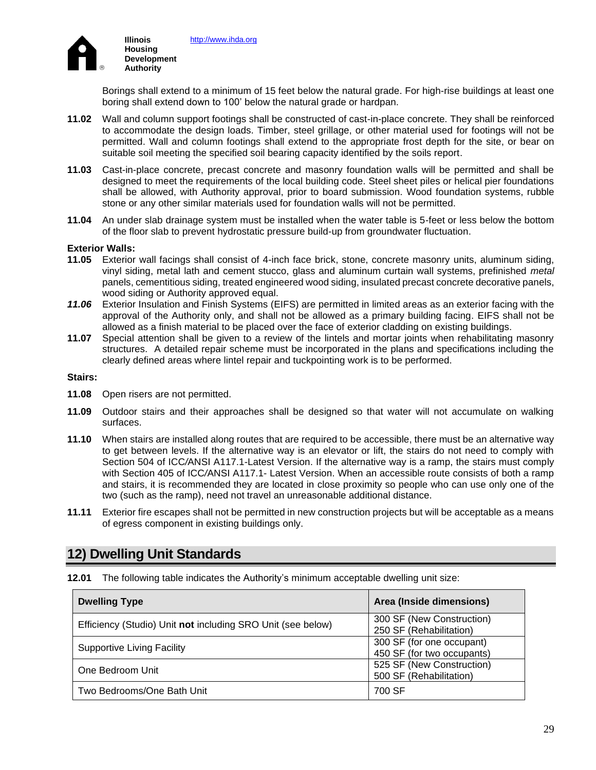Borings shall extend to a minimum of 15 feet below the natural grade. For high-rise buildings at least one boring shall extend down to 100' below the natural grade or hardpan.

**11.02** Wall and column support footings shall be constructed of cast-in-place concrete. They shall be reinforced to accommodate the design loads. Timber, steel grillage, or other material used for footings will not be permitted. Wall and column footings shall extend to the appropriate frost depth for the site, or bear on suitable soil meeting the specified soil bearing capacity identified by the soils report.

**11.03** Cast-in-place concrete, precast concrete and masonry foundation walls will be permitted and shall be designed to meet the requirements of the local building code. Steel sheet piles or helical pier foundations shall be allowed, with Authority approval, prior to board submission. Wood foundation systems, rubble stone or any other similar materials used for foundation walls will not be permitted.

**11.04** An under slab drainage system must be installed when the water table is 5-feet or less below the bottom of the floor slab to prevent hydrostatic pressure build-up from groundwater fluctuation.

**Exterior Walls:**

**11.05** Exterior wall facings shall consist of 4-inch face brick, stone, concrete masonry units, aluminum siding, vinyl siding, metal lath and cement stucco, glass and aluminum curtain wall systems, prefinished *metal* panels, cementitious siding, treated engineered wood siding, insulated precast concrete decorative panels, wood siding or Authority approved equal.

***11.06*** Exterior Insulation and Finish Systems (EIFS) are permitted in limited areas as an exterior facing with the approval of the Authority only, and shall not be allowed as a primary building facing. EIFS shall not be allowed as a finish material to be placed over the face of exterior cladding on existing buildings.

**11.07** Special attention shall be given to a review of the lintels and mortar joints when rehabilitating masonry structures. A detailed repair scheme must be incorporated in the plans and specifications including the clearly defined areas where lintel repair and tuckpointing work is to be performed.

**Stairs:**

**11.08** Open risers are not permitted.

**11.09** Outdoor stairs and their approaches shall be designed so that water will not accumulate on walking surfaces.

**11.10** When stairs are installed along routes that are required to be accessible, there must be an alternative way to get between levels. If the alternative way is an elevator or lift, the stairs do not need to comply with Section 504 of ICC/ANSI A117.1-Latest Version. If the alternative way is a ramp, the stairs must comply with Section 405 of ICC/ANSI A117.1- Latest Version. When an accessible route consists of both a ramp and stairs, it is recommended they are located in close proximity so people who can use only one of the two (such as the ramp), need not travel an unreasonable additional distance.

**11.11** Exterior fire escapes shall not be permitted in new construction projects but will be acceptable as a means of egress component in existing buildings only.

## 12) Dwelling Unit Standards

**12.01** The following table indicates the Authority's minimum acceptable dwelling unit size:

| Dwelling Type | Area (Inside dimensions) |
|---|---|
| Efficiency (Studio) Unit **not** including SRO Unit (see below) | 300 SF (New Construction)<br>250 SF (Rehabilitation) |
| Supportive Living Facility | 300 SF (for one occupant)<br>450 SF (for two occupants) |
| One Bedroom Unit | 525 SF (New Construction)<br>500 SF (Rehabilitation) |
| Two Bedrooms/One Bath Unit | 700 SF |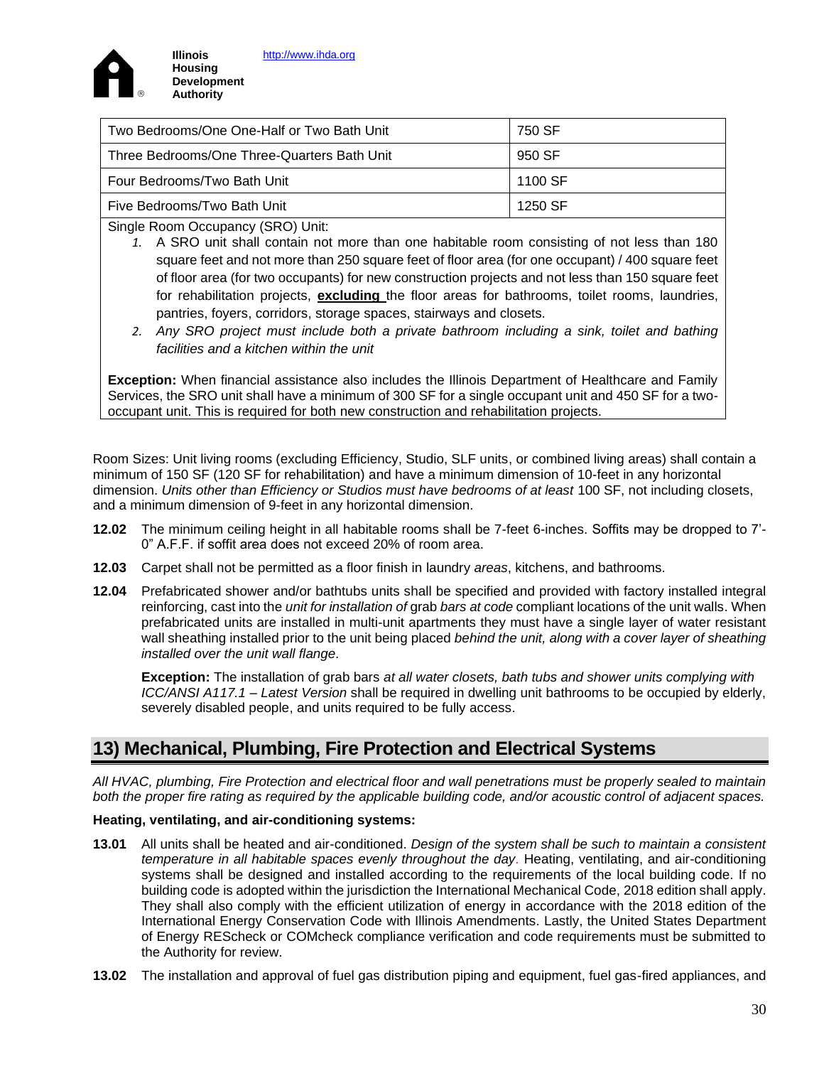| Two Bedrooms/One One-Half or Two Bath Unit | 750 SF |
|---|---|
| Three Bedrooms/One Three-Quarters Bath Unit | 950 SF |
| Four Bedrooms/Two Bath Unit | 1100 SF |
| Five Bedrooms/Two Bath Unit | 1250 SF |

Single Room Occupancy (SRO) Unit:

1. A SRO unit shall contain not more than one habitable room consisting of not less than 180 square feet and not more than 250 square feet of floor area (for one occupant) / 400 square feet of floor area (for two occupants) for new construction projects and not less than 150 square feet for rehabilitation projects, **excluding** the floor areas for bathrooms, toilet rooms, laundries, pantries, foyers, corridors, storage spaces, stairways and closets.
2. *Any SRO project must include both a private bathroom including a sink, toilet and bathing facilities and a kitchen within the unit*

**Exception:** When financial assistance also includes the Illinois Department of Healthcare and Family Services, the SRO unit shall have a minimum of 300 SF for a single occupant unit and 450 SF for a two-occupant unit. This is required for both new construction and rehabilitation projects.

Room Sizes: Unit living rooms (excluding Efficiency, Studio, SLF units, or combined living areas) shall contain a minimum of 150 SF (120 SF for rehabilitation) and have a minimum dimension of 10-feet in any horizontal dimension. *Units other than Efficiency or Studios must have bedrooms of at least* 100 SF, not including closets, and a minimum dimension of 9-feet in any horizontal dimension.

**12.02** The minimum ceiling height in all habitable rooms shall be 7-feet 6-inches. Soffits may be dropped to 7'-0" A.F.F. if soffit area does not exceed 20% of room area.

**12.03** Carpet shall not be permitted as a floor finish in laundry *areas*, kitchens, and bathrooms.

**12.04** Prefabricated shower and/or bathtubs units shall be specified and provided with factory installed integral reinforcing, cast into the *unit for installation of* grab *bars at code* compliant locations of the unit walls. When prefabricated units are installed in multi-unit apartments they must have a single layer of water resistant wall sheathing installed prior to the unit being placed *behind the unit, along with a cover layer of sheathing installed over the unit wall flange.*

**Exception:** The installation of grab bars *at all water closets, bath tubs and shower units complying with ICC/ANSI A117.1 – Latest Version* shall be required in dwelling unit bathrooms to be occupied by elderly, severely disabled people, and units required to be fully access.

## 13) Mechanical, Plumbing, Fire Protection and Electrical Systems

*All HVAC, plumbing, Fire Protection and electrical floor and wall penetrations must be properly sealed to maintain both the proper fire rating as required by the applicable building code, and/or acoustic control of adjacent spaces.*

**Heating, ventilating, and air-conditioning systems:**

**13.01** All units shall be heated and air-conditioned. *Design of the system shall be such to maintain a consistent temperature in all habitable spaces evenly throughout the day*. Heating, ventilating, and air-conditioning systems shall be designed and installed according to the requirements of the local building code. If no building code is adopted within the jurisdiction the International Mechanical Code, 2018 edition shall apply. They shall also comply with the efficient utilization of energy in accordance with the 2018 edition of the International Energy Conservation Code with Illinois Amendments. Lastly, the United States Department of Energy REScheck or COMcheck compliance verification and code requirements must be submitted to the Authority for review.

**13.02** The installation and approval of fuel gas distribution piping and equipment, fuel gas-fired appliances, and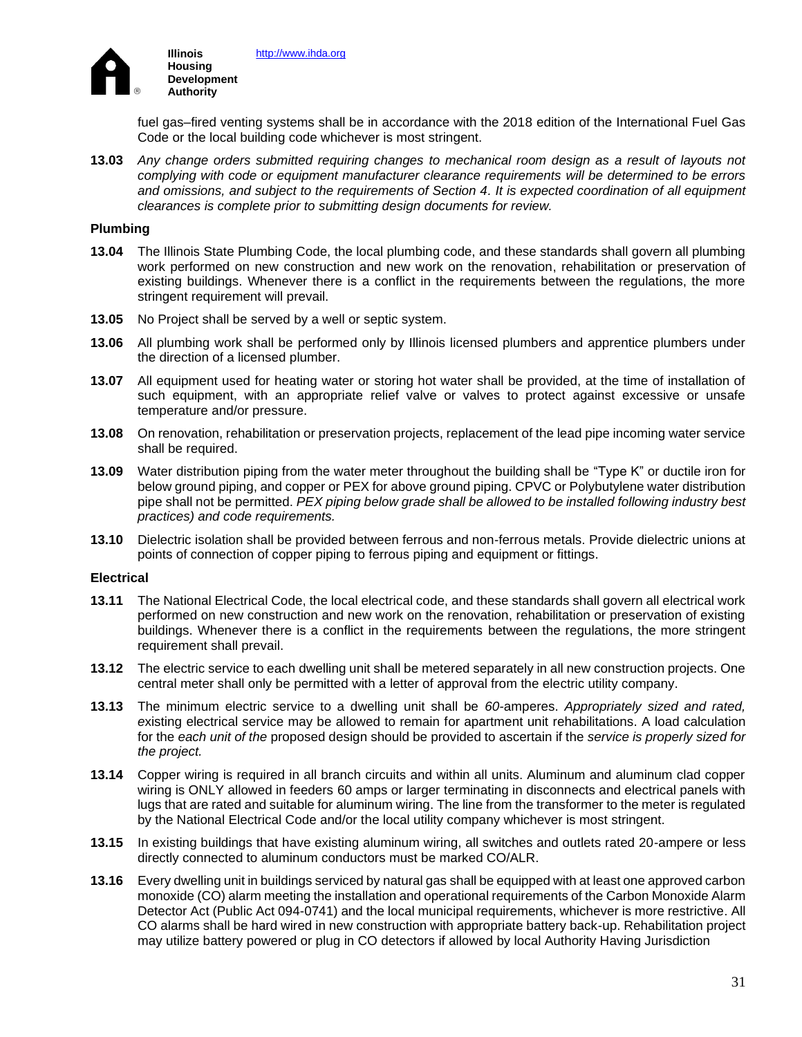fuel gas–fired venting systems shall be in accordance with the 2018 edition of the International Fuel Gas Code or the local building code whichever is most stringent.

**13.03** *Any change orders submitted requiring changes to mechanical room design as a result of layouts not complying with code or equipment manufacturer clearance requirements will be determined to be errors and omissions, and subject to the requirements of Section 4. It is expected coordination of all equipment clearances is complete prior to submitting design documents for review.*

### Plumbing

**13.04** The Illinois State Plumbing Code, the local plumbing code, and these standards shall govern all plumbing work performed on new construction and new work on the renovation, rehabilitation or preservation of existing buildings. Whenever there is a conflict in the requirements between the regulations, the more stringent requirement will prevail.

**13.05** No Project shall be served by a well or septic system.

**13.06** All plumbing work shall be performed only by Illinois licensed plumbers and apprentice plumbers under the direction of a licensed plumber.

**13.07** All equipment used for heating water or storing hot water shall be provided, at the time of installation of such equipment, with an appropriate relief valve or valves to protect against excessive or unsafe temperature and/or pressure.

**13.08** On renovation, rehabilitation or preservation projects, replacement of the lead pipe incoming water service shall be required.

**13.09** Water distribution piping from the water meter throughout the building shall be "Type K" or ductile iron for below ground piping, and copper or PEX for above ground piping. CPVC or Polybutylene water distribution pipe shall not be permitted. *PEX piping below grade shall be allowed to be installed following industry best practices) and code requirements.*

**13.10** Dielectric isolation shall be provided between ferrous and non-ferrous metals. Provide dielectric unions at points of connection of copper piping to ferrous piping and equipment or fittings.

### Electrical

**13.11** The National Electrical Code, the local electrical code, and these standards shall govern all electrical work performed on new construction and new work on the renovation, rehabilitation or preservation of existing buildings. Whenever there is a conflict in the requirements between the regulations, the more stringent requirement shall prevail.

**13.12** The electric service to each dwelling unit shall be metered separately in all new construction projects. One central meter shall only be permitted with a letter of approval from the electric utility company.

**13.13** The minimum electric service to a dwelling unit shall be *60*-amperes. *Appropriately sized and rated, e*xisting electrical service may be allowed to remain for apartment unit rehabilitations. A load calculation for the *each unit of the* proposed design should be provided to ascertain if the *service is properly sized for the project.*

**13.14** Copper wiring is required in all branch circuits and within all units. Aluminum and aluminum clad copper wiring is ONLY allowed in feeders 60 amps or larger terminating in disconnects and electrical panels with lugs that are rated and suitable for aluminum wiring. The line from the transformer to the meter is regulated by the National Electrical Code and/or the local utility company whichever is most stringent.

**13.15** In existing buildings that have existing aluminum wiring, all switches and outlets rated 20-ampere or less directly connected to aluminum conductors must be marked CO/ALR.

**13.16** Every dwelling unit in buildings serviced by natural gas shall be equipped with at least one approved carbon monoxide (CO) alarm meeting the installation and operational requirements of the Carbon Monoxide Alarm Detector Act (Public Act 094-0741) and the local municipal requirements, whichever is more restrictive. All CO alarms shall be hard wired in new construction with appropriate battery back-up. Rehabilitation project may utilize battery powered or plug in CO detectors if allowed by local Authority Having Jurisdiction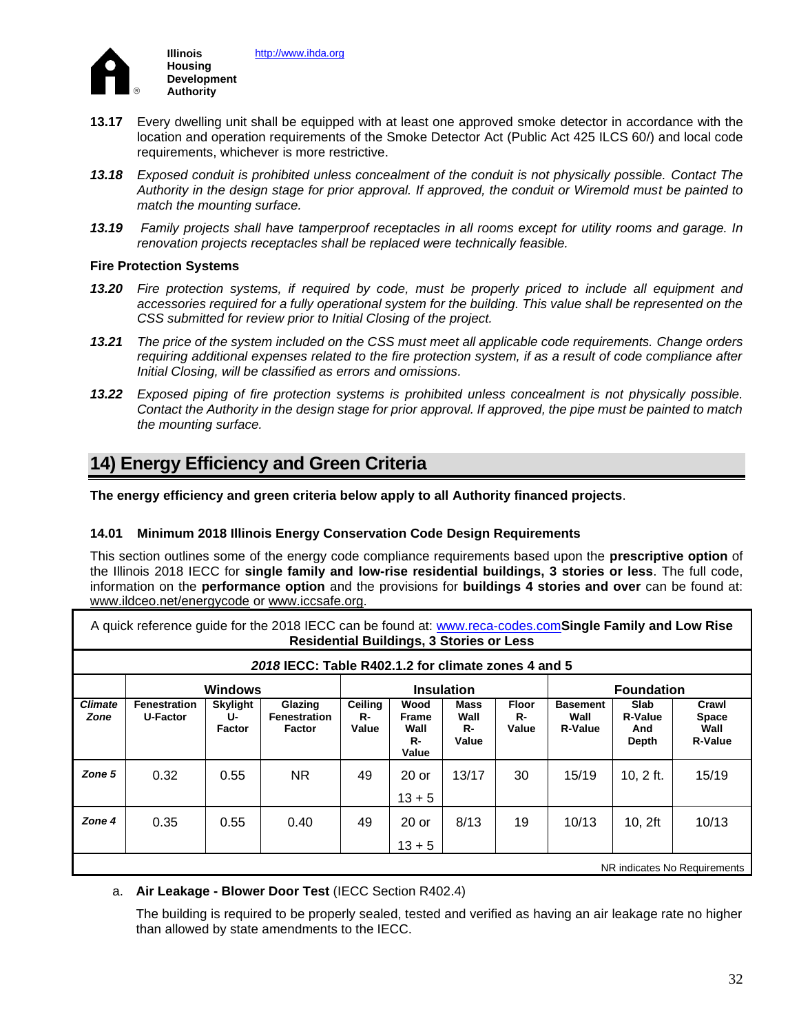**13.17** Every dwelling unit shall be equipped with at least one approved smoke detector in accordance with the location and operation requirements of the Smoke Detector Act (Public Act 425 ILCS 60/) and local code requirements, whichever is more restrictive.

***13.18*** *Exposed conduit is prohibited unless concealment of the conduit is not physically possible. Contact The Authority in the design stage for prior approval. If approved, the conduit or Wiremold must be painted to match the mounting surface.*

***13.19*** *Family projects shall have tamperproof receptacles in all rooms except for utility rooms and garage. In renovation projects receptacles shall be replaced were technically feasible.*

**Fire Protection Systems**

***13.20*** *Fire protection systems, if required by code, must be properly priced to include all equipment and accessories required for a fully operational system for the building. This value shall be represented on the CSS submitted for review prior to Initial Closing of the project.*

***13.21*** *The price of the system included on the CSS must meet all applicable code requirements. Change orders requiring additional expenses related to the fire protection system, if as a result of code compliance after Initial Closing, will be classified as errors and omissions.*

***13.22*** *Exposed piping of fire protection systems is prohibited unless concealment is not physically possible. Contact the Authority in the design stage for prior approval. If approved, the pipe must be painted to match the mounting surface.*

## 14) Energy Efficiency and Green Criteria

**The energy efficiency and green criteria below apply to all Authority financed projects**.

**14.01 Minimum 2018 Illinois Energy Conservation Code Design Requirements**

This section outlines some of the energy code compliance requirements based upon the **prescriptive option** of the Illinois 2018 IECC for **single family and low-rise residential buildings, 3 stories or less**. The full code, information on the **performance option** and the provisions for **buildings 4 stories and over** can be found at: www.ildceo.net/energycode or www.iccsafe.org.

A quick reference guide for the 2018 IECC can be found at: www.reca-codes.com**Single Family and Low Rise Residential Buildings, 3 Stories or Less**

***2018* IECC: Table R402.1.2 for climate zones 4 and 5**

| | Windows | | | Insulation | | | | Foundation | | |
|---|---|---|---|---|---|---|---|---|---|---|
| ***Climate Zone*** | **Fenestration U-Factor** | **Skylight U-Factor** | **Glazing Fenestration Factor** | **Ceiling R-Value** | **Wood Frame Wall R-Value** | **Mass Wall R-Value** | **Floor R-Value** | **Basement Wall R-Value** | **Slab R-Value And Depth** | **Crawl Space Wall R-Value** |
| ***Zone 5*** | 0.32 | 0.55 | NR | 49 | 20 or 13 + 5 | 13/17 | 30 | 15/19 | 10, 2 ft. | 15/19 |
| ***Zone 4*** | 0.35 | 0.55 | 0.40 | 49 | 20 or 13 + 5 | 8/13 | 19 | 10/13 | 10, 2ft | 10/13 |

NR indicates No Requirements

a. **Air Leakage - Blower Door Test** (IECC Section R402.4)

The building is required to be properly sealed, tested and verified as having an air leakage rate no higher than allowed by state amendments to the IECC.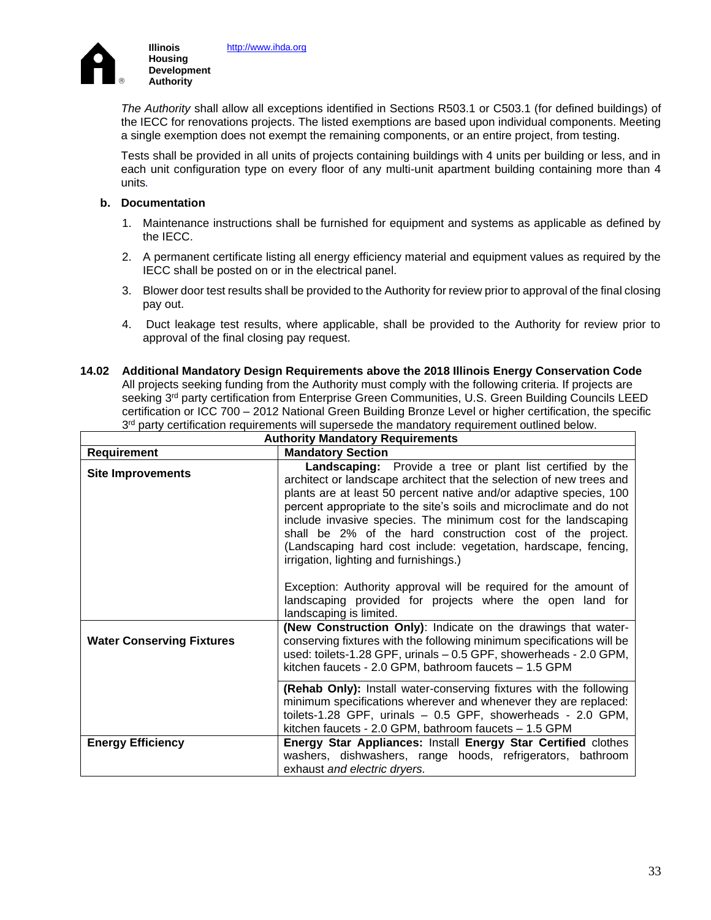*The Authority* shall allow all exceptions identified in Sections R503.1 or C503.1 (for defined buildings) of the IECC for renovations projects. The listed exemptions are based upon individual components. Meeting a single exemption does not exempt the remaining components, or an entire project, from testing.

Tests shall be provided in all units of projects containing buildings with 4 units per building or less, and in each unit configuration type on every floor of any multi-unit apartment building containing more than 4 units*.*

**b. Documentation**

1. Maintenance instructions shall be furnished for equipment and systems as applicable as defined by the IECC.
2. A permanent certificate listing all energy efficiency material and equipment values as required by the IECC shall be posted on or in the electrical panel.
3. Blower door test results shall be provided to the Authority for review prior to approval of the final closing pay out.
4. Duct leakage test results, where applicable, shall be provided to the Authority for review prior to approval of the final closing pay request.

**14.02 Additional Mandatory Design Requirements above the 2018 Illinois Energy Conservation Code**

All projects seeking funding from the Authority must comply with the following criteria. If projects are seeking 3rd party certification from Enterprise Green Communities, U.S. Green Building Councils LEED certification or ICC 700 – 2012 National Green Building Bronze Level or higher certification, the specific 3rd party certification requirements will supersede the mandatory requirement outlined below.

| **Authority Mandatory Requirements** | |
|---|---|
| **Requirement** | **Mandatory Section** |
| **Site Improvements** | **Landscaping:** Provide a tree or plant list certified by the architect or landscape architect that the selection of new trees and plants are at least 50 percent native and/or adaptive species, 100 percent appropriate to the site's soils and microclimate and do not include invasive species. The minimum cost for the landscaping shall be 2% of the hard construction cost of the project. (Landscaping hard cost include: vegetation, hardscape, fencing, irrigation, lighting and furnishings.)<br><br>Exception: Authority approval will be required for the amount of landscaping provided for projects where the open land for landscaping is limited. |
| **Water Conserving Fixtures** | **(New Construction Only)**: Indicate on the drawings that water-conserving fixtures with the following minimum specifications will be used: toilets-1.28 GPF, urinals – 0.5 GPF, showerheads - 2.0 GPM, kitchen faucets - 2.0 GPM, bathroom faucets – 1.5 GPM |
| | **(Rehab Only):** Install water-conserving fixtures with the following minimum specifications wherever and whenever they are replaced: toilets-1.28 GPF, urinals – 0.5 GPF, showerheads - 2.0 GPM, kitchen faucets - 2.0 GPM, bathroom faucets – 1.5 GPM |
| **Energy Efficiency** | **Energy Star Appliances:** Install **Energy Star Certified** clothes washers, dishwashers, range hoods, refrigerators, bathroom exhaust *and electric dryers.* |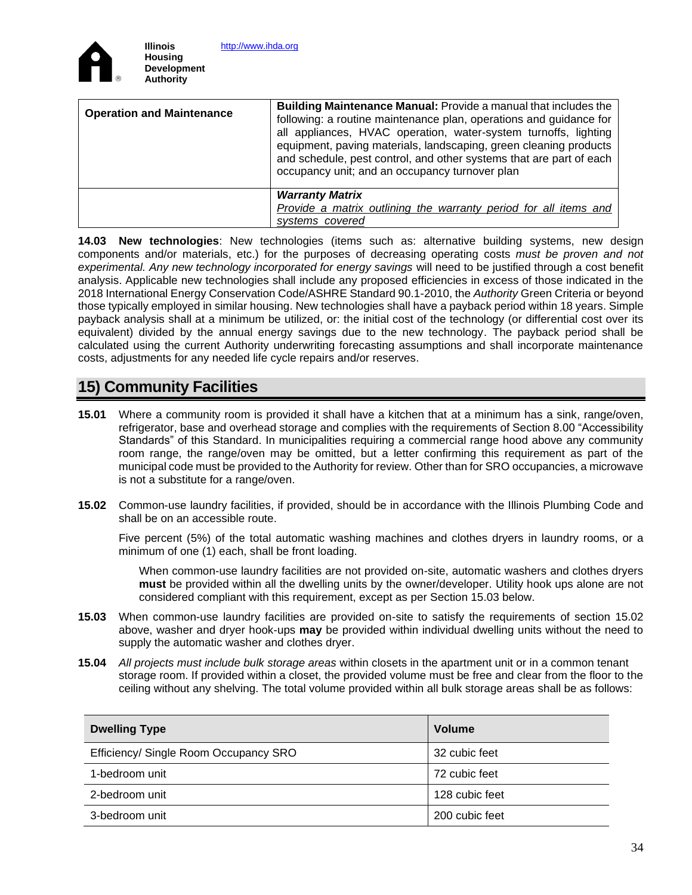| Operation and Maintenance | **Building Maintenance Manual:** Provide a manual that includes the following: a routine maintenance plan, operations and guidance for all appliances, HVAC operation, water-system turnoffs, lighting equipment, paving materials, landscaping, green cleaning products and schedule, pest control, and other systems that are part of each occupancy unit; and an occupancy turnover plan |
|---|---|
| | ***Warranty Matrix*** <br> *Provide a matrix outlining the warranty period for all items and systems covered* |

**14.03 New technologies**: New technologies (items such as: alternative building systems, new design components and/or materials, etc.) for the purposes of decreasing operating costs *must be proven and not experimental. Any new technology incorporated for energy savings* will need to be justified through a cost benefit analysis. Applicable new technologies shall include any proposed efficiencies in excess of those indicated in the 2018 International Energy Conservation Code/ASHRE Standard 90.1-2010, the *Authority* Green Criteria or beyond those typically employed in similar housing. New technologies shall have a payback period within 18 years. Simple payback analysis shall at a minimum be utilized, or: the initial cost of the technology (or differential cost over its equivalent) divided by the annual energy savings due to the new technology. The payback period shall be calculated using the current Authority underwriting forecasting assumptions and shall incorporate maintenance costs, adjustments for any needed life cycle repairs and/or reserves.

## 15) Community Facilities

**15.01** Where a community room is provided it shall have a kitchen that at a minimum has a sink, range/oven, refrigerator, base and overhead storage and complies with the requirements of Section 8.00 "Accessibility Standards" of this Standard. In municipalities requiring a commercial range hood above any community room range, the range/oven may be omitted, but a letter confirming this requirement as part of the municipal code must be provided to the Authority for review. Other than for SRO occupancies, a microwave is not a substitute for a range/oven.

**15.02** Common-use laundry facilities, if provided, should be in accordance with the Illinois Plumbing Code and shall be on an accessible route.

Five percent (5%) of the total automatic washing machines and clothes dryers in laundry rooms, or a minimum of one (1) each, shall be front loading.

When common-use laundry facilities are not provided on-site, automatic washers and clothes dryers **must** be provided within all the dwelling units by the owner/developer. Utility hook ups alone are not considered compliant with this requirement, except as per Section 15.03 below.

**15.03** When common-use laundry facilities are provided on-site to satisfy the requirements of section 15.02 above, washer and dryer hook-ups **may** be provided within individual dwelling units without the need to supply the automatic washer and clothes dryer.

**15.04** *All projects must include bulk storage areas* within closets in the apartment unit or in a common tenant storage room. If provided within a closet, the provided volume must be free and clear from the floor to the ceiling without any shelving. The total volume provided within all bulk storage areas shall be as follows:

| Dwelling Type | Volume |
|---|---|
| Efficiency/ Single Room Occupancy SRO | 32 cubic feet |
| 1-bedroom unit | 72 cubic feet |
| 2-bedroom unit | 128 cubic feet |
| 3-bedroom unit | 200 cubic feet |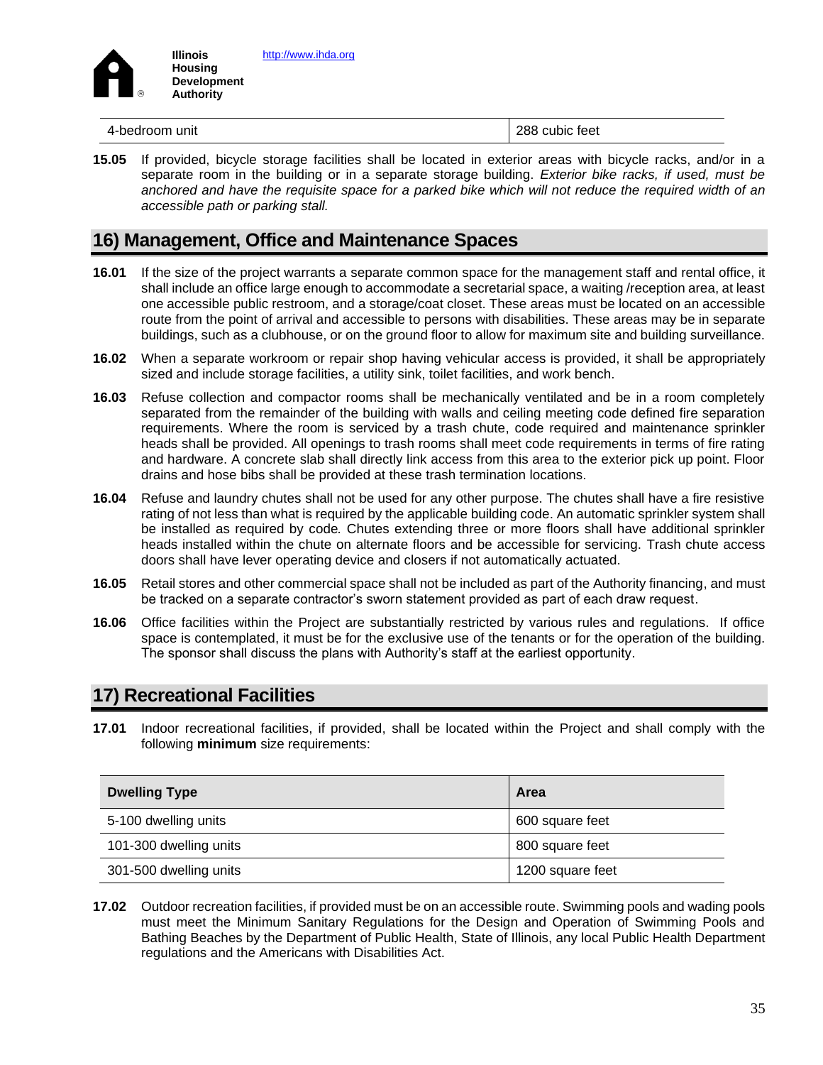| 4-bedroom unit | 288 cubic feet |
|---|---|

**15.05** If provided, bicycle storage facilities shall be located in exterior areas with bicycle racks, and/or in a separate room in the building or in a separate storage building. *Exterior bike racks, if used, must be anchored and have the requisite space for a parked bike which will not reduce the required width of an accessible path or parking stall.*

## 16) Management, Office and Maintenance Spaces

**16.01** If the size of the project warrants a separate common space for the management staff and rental office, it shall include an office large enough to accommodate a secretarial space, a waiting /reception area, at least one accessible public restroom, and a storage/coat closet. These areas must be located on an accessible route from the point of arrival and accessible to persons with disabilities. These areas may be in separate buildings, such as a clubhouse, or on the ground floor to allow for maximum site and building surveillance.

**16.02** When a separate workroom or repair shop having vehicular access is provided, it shall be appropriately sized and include storage facilities, a utility sink, toilet facilities, and work bench.

**16.03** Refuse collection and compactor rooms shall be mechanically ventilated and be in a room completely separated from the remainder of the building with walls and ceiling meeting code defined fire separation requirements. Where the room is serviced by a trash chute, code required and maintenance sprinkler heads shall be provided. All openings to trash rooms shall meet code requirements in terms of fire rating and hardware. A concrete slab shall directly link access from this area to the exterior pick up point. Floor drains and hose bibs shall be provided at these trash termination locations.

**16.04** Refuse and laundry chutes shall not be used for any other purpose. The chutes shall have a fire resistive rating of not less than what is required by the applicable building code. An automatic sprinkler system shall be installed as required by code*.* Chutes extending three or more floors shall have additional sprinkler heads installed within the chute on alternate floors and be accessible for servicing. Trash chute access doors shall have lever operating device and closers if not automatically actuated.

**16.05** Retail stores and other commercial space shall not be included as part of the Authority financing, and must be tracked on a separate contractor's sworn statement provided as part of each draw request.

**16.06** Office facilities within the Project are substantially restricted by various rules and regulations. If office space is contemplated, it must be for the exclusive use of the tenants or for the operation of the building. The sponsor shall discuss the plans with Authority's staff at the earliest opportunity.

## 17) Recreational Facilities

**17.01** Indoor recreational facilities, if provided, shall be located within the Project and shall comply with the following **minimum** size requirements:

| Dwelling Type | Area |
|---|---|
| 5-100 dwelling units | 600 square feet |
| 101-300 dwelling units | 800 square feet |
| 301-500 dwelling units | 1200 square feet |

**17.02** Outdoor recreation facilities, if provided must be on an accessible route. Swimming pools and wading pools must meet the Minimum Sanitary Regulations for the Design and Operation of Swimming Pools and Bathing Beaches by the Department of Public Health, State of Illinois, any local Public Health Department regulations and the Americans with Disabilities Act.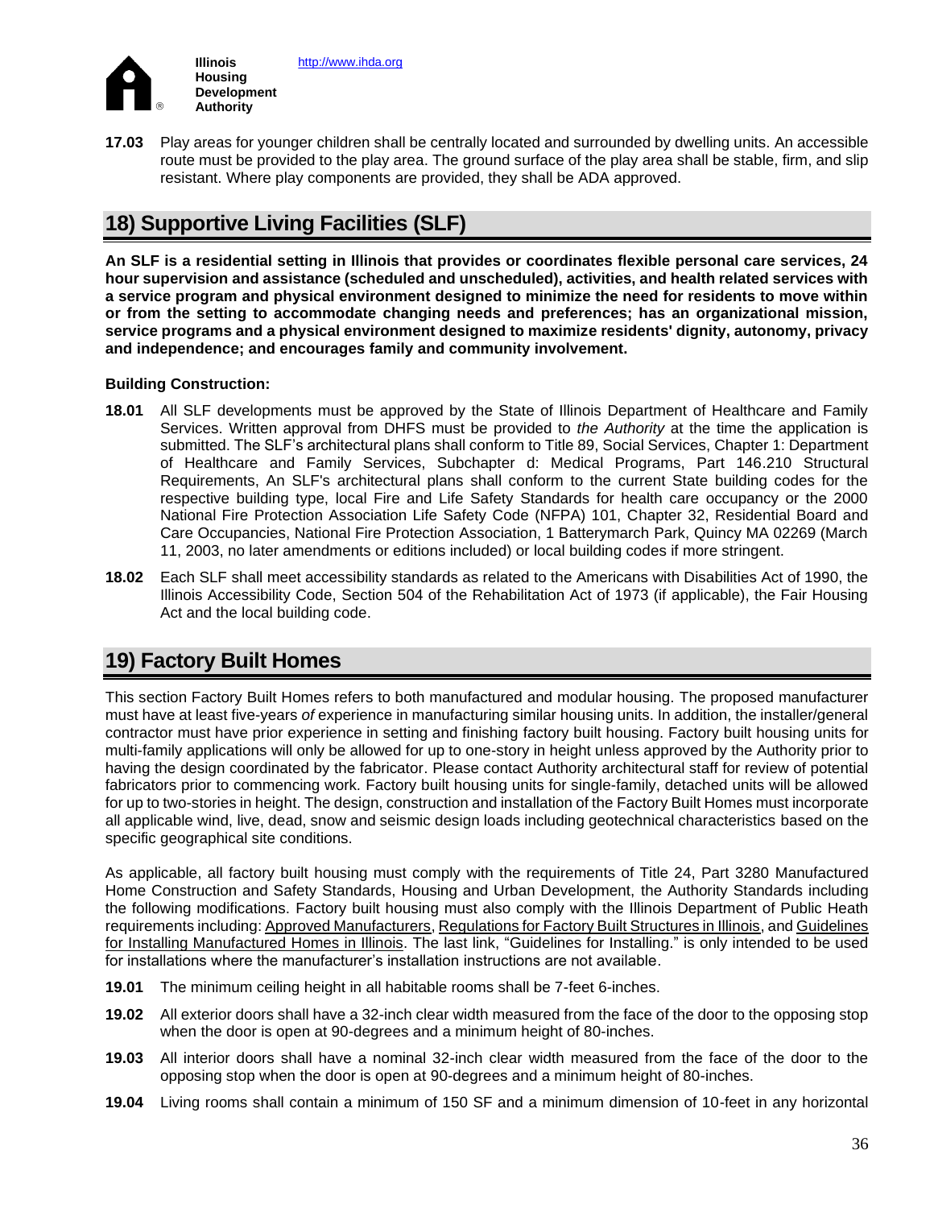**17.03** Play areas for younger children shall be centrally located and surrounded by dwelling units. An accessible route must be provided to the play area. The ground surface of the play area shall be stable, firm, and slip resistant. Where play components are provided, they shall be ADA approved.

## 18) Supportive Living Facilities (SLF)

**An SLF is a residential setting in Illinois that provides or coordinates flexible personal care services, 24 hour supervision and assistance (scheduled and unscheduled), activities, and health related services with a service program and physical environment designed to minimize the need for residents to move within or from the setting to accommodate changing needs and preferences; has an organizational mission, service programs and a physical environment designed to maximize residents' dignity, autonomy, privacy and independence; and encourages family and community involvement.**

**Building Construction:**

**18.01** All SLF developments must be approved by the State of Illinois Department of Healthcare and Family Services. Written approval from DHFS must be provided to *the Authority* at the time the application is submitted. The SLF's architectural plans shall conform to Title 89, Social Services, Chapter 1: Department of Healthcare and Family Services, Subchapter d: Medical Programs, Part 146.210 Structural Requirements, An SLF's architectural plans shall conform to the current State building codes for the respective building type, local Fire and Life Safety Standards for health care occupancy or the 2000 National Fire Protection Association Life Safety Code (NFPA) 101, Chapter 32, Residential Board and Care Occupancies, National Fire Protection Association, 1 Batterymarch Park, Quincy MA 02269 (March 11, 2003, no later amendments or editions included) or local building codes if more stringent.

**18.02** Each SLF shall meet accessibility standards as related to the Americans with Disabilities Act of 1990, the Illinois Accessibility Code, Section 504 of the Rehabilitation Act of 1973 (if applicable), the Fair Housing Act and the local building code.

## 19) Factory Built Homes

This section Factory Built Homes refers to both manufactured and modular housing. The proposed manufacturer must have at least five-years *of* experience in manufacturing similar housing units. In addition, the installer/general contractor must have prior experience in setting and finishing factory built housing. Factory built housing units for multi-family applications will only be allowed for up to one-story in height unless approved by the Authority prior to having the design coordinated by the fabricator. Please contact Authority architectural staff for review of potential fabricators prior to commencing work. Factory built housing units for single-family, detached units will be allowed for up to two-stories in height. The design, construction and installation of the Factory Built Homes must incorporate all applicable wind, live, dead, snow and seismic design loads including geotechnical characteristics based on the specific geographical site conditions.

As applicable, all factory built housing must comply with the requirements of Title 24, Part 3280 Manufactured Home Construction and Safety Standards, Housing and Urban Development, the Authority Standards including the following modifications. Factory built housing must also comply with the Illinois Department of Public Heath requirements including: Approved Manufacturers, Regulations for Factory Built Structures in Illinois, and Guidelines for Installing Manufactured Homes in Illinois. The last link, "Guidelines for Installing." is only intended to be used for installations where the manufacturer's installation instructions are not available.

**19.01** The minimum ceiling height in all habitable rooms shall be 7-feet 6-inches.

**19.02** All exterior doors shall have a 32-inch clear width measured from the face of the door to the opposing stop when the door is open at 90-degrees and a minimum height of 80-inches.

**19.03** All interior doors shall have a nominal 32-inch clear width measured from the face of the door to the opposing stop when the door is open at 90-degrees and a minimum height of 80-inches.

**19.04** Living rooms shall contain a minimum of 150 SF and a minimum dimension of 10-feet in any horizontal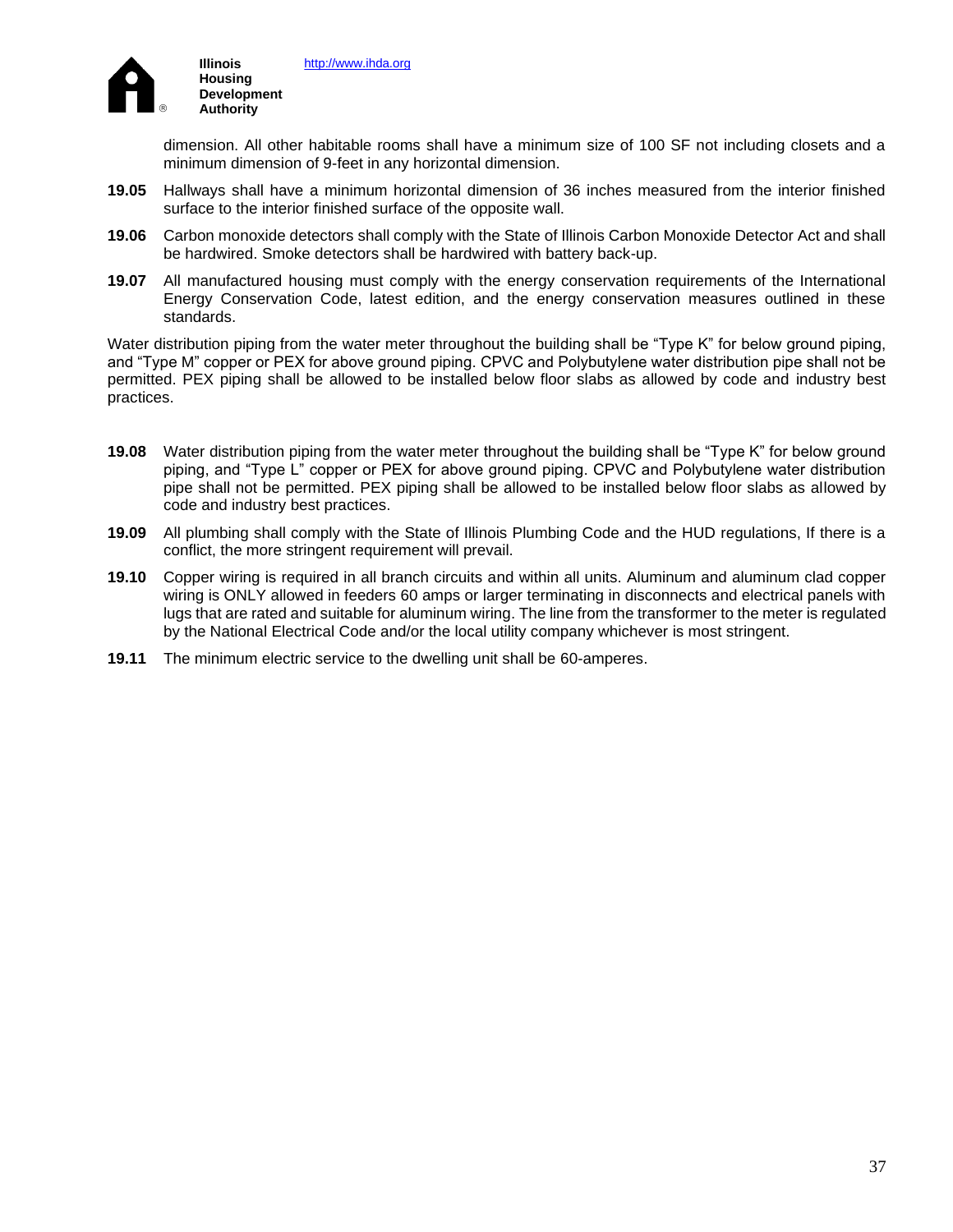dimension. All other habitable rooms shall have a minimum size of 100 SF not including closets and a minimum dimension of 9-feet in any horizontal dimension.

**19.05** Hallways shall have a minimum horizontal dimension of 36 inches measured from the interior finished surface to the interior finished surface of the opposite wall.

**19.06** Carbon monoxide detectors shall comply with the State of Illinois Carbon Monoxide Detector Act and shall be hardwired. Smoke detectors shall be hardwired with battery back-up.

**19.07** All manufactured housing must comply with the energy conservation requirements of the International Energy Conservation Code, latest edition, and the energy conservation measures outlined in these standards.

Water distribution piping from the water meter throughout the building shall be "Type K" for below ground piping, and "Type M" copper or PEX for above ground piping. CPVC and Polybutylene water distribution pipe shall not be permitted. PEX piping shall be allowed to be installed below floor slabs as allowed by code and industry best practices.

**19.08** Water distribution piping from the water meter throughout the building shall be "Type K" for below ground piping, and "Type L" copper or PEX for above ground piping. CPVC and Polybutylene water distribution pipe shall not be permitted. PEX piping shall be allowed to be installed below floor slabs as allowed by code and industry best practices.

**19.09** All plumbing shall comply with the State of Illinois Plumbing Code and the HUD regulations, If there is a conflict, the more stringent requirement will prevail.

**19.10** Copper wiring is required in all branch circuits and within all units. Aluminum and aluminum clad copper wiring is ONLY allowed in feeders 60 amps or larger terminating in disconnects and electrical panels with lugs that are rated and suitable for aluminum wiring. The line from the transformer to the meter is regulated by the National Electrical Code and/or the local utility company whichever is most stringent.

**19.11** The minimum electric service to the dwelling unit shall be 60-amperes.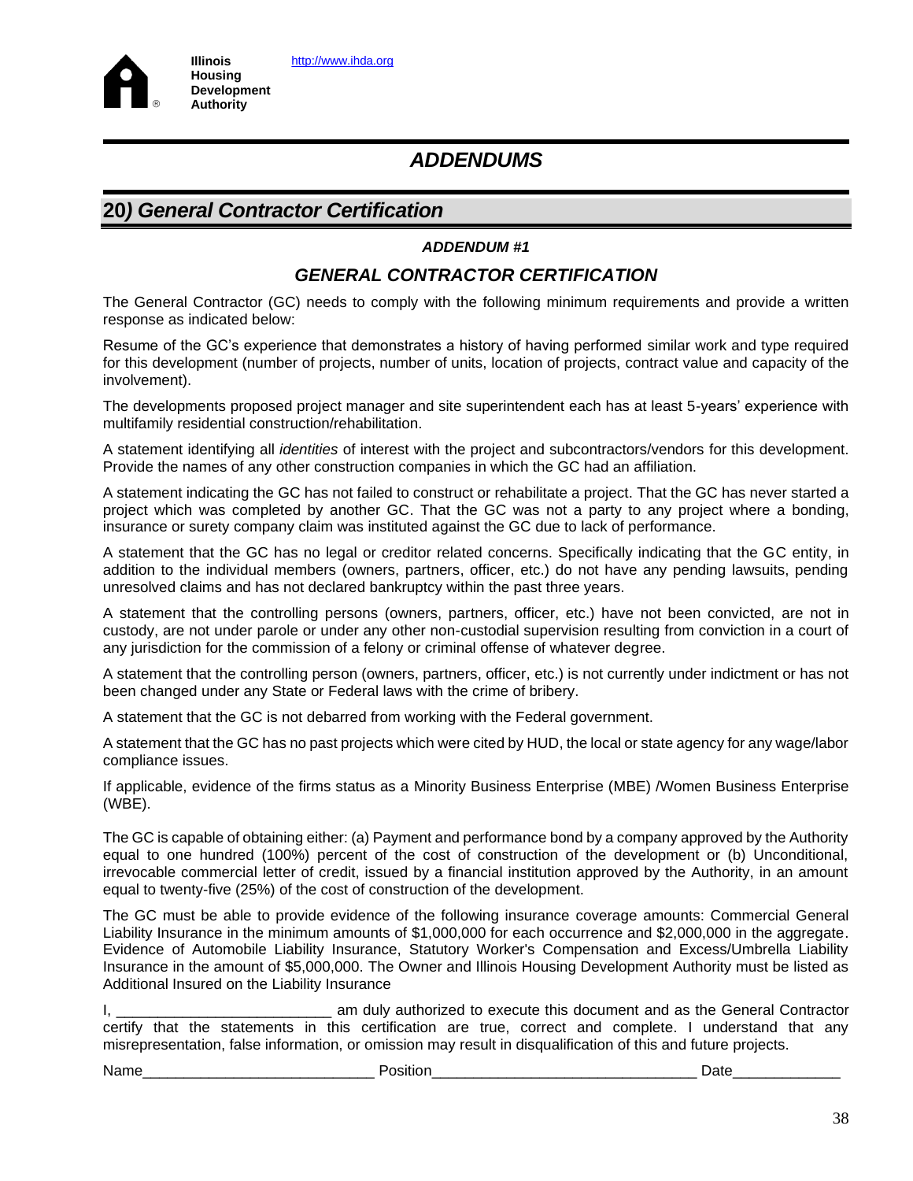# ADDENDUMS

## 20) *General Contractor Certification*

***ADDENDUM #1***

### *GENERAL CONTRACTOR CERTIFICATION*

The General Contractor (GC) needs to comply with the following minimum requirements and provide a written response as indicated below:

Resume of the GC's experience that demonstrates a history of having performed similar work and type required for this development (number of projects, number of units, location of projects, contract value and capacity of the involvement).

The developments proposed project manager and site superintendent each has at least 5-years' experience with multifamily residential construction/rehabilitation.

A statement identifying all *identities* of interest with the project and subcontractors/vendors for this development. Provide the names of any other construction companies in which the GC had an affiliation.

A statement indicating the GC has not failed to construct or rehabilitate a project. That the GC has never started a project which was completed by another GC. That the GC was not a party to any project where a bonding, insurance or surety company claim was instituted against the GC due to lack of performance.

A statement that the GC has no legal or creditor related concerns. Specifically indicating that the GC entity, in addition to the individual members (owners, partners, officer, etc.) do not have any pending lawsuits, pending unresolved claims and has not declared bankruptcy within the past three years.

A statement that the controlling persons (owners, partners, officer, etc.) have not been convicted, are not in custody, are not under parole or under any other non-custodial supervision resulting from conviction in a court of any jurisdiction for the commission of a felony or criminal offense of whatever degree.

A statement that the controlling person (owners, partners, officer, etc.) is not currently under indictment or has not been changed under any State or Federal laws with the crime of bribery.

A statement that the GC is not debarred from working with the Federal government.

A statement that the GC has no past projects which were cited by HUD, the local or state agency for any wage/labor compliance issues.

If applicable, evidence of the firms status as a Minority Business Enterprise (MBE) /Women Business Enterprise (WBE).

The GC is capable of obtaining either: (a) Payment and performance bond by a company approved by the Authority equal to one hundred (100%) percent of the cost of construction of the development or (b) Unconditional, irrevocable commercial letter of credit, issued by a financial institution approved by the Authority, in an amount equal to twenty-five (25%) of the cost of construction of the development.

The GC must be able to provide evidence of the following insurance coverage amounts: Commercial General Liability Insurance in the minimum amounts of $1,000,000 for each occurrence and $2,000,000 in the aggregate. Evidence of Automobile Liability Insurance, Statutory Worker's Compensation and Excess/Umbrella Liability Insurance in the amount of $5,000,000. The Owner and Illinois Housing Development Authority must be listed as Additional Insured on the Liability Insurance

I, _________________________ am duly authorized to execute this document and as the General Contractor certify that the statements in this certification are true, correct and complete. I understand that any misrepresentation, false information, or omission may result in disqualification of this and future projects.

Name___________________________ Position_______________________________ Date____________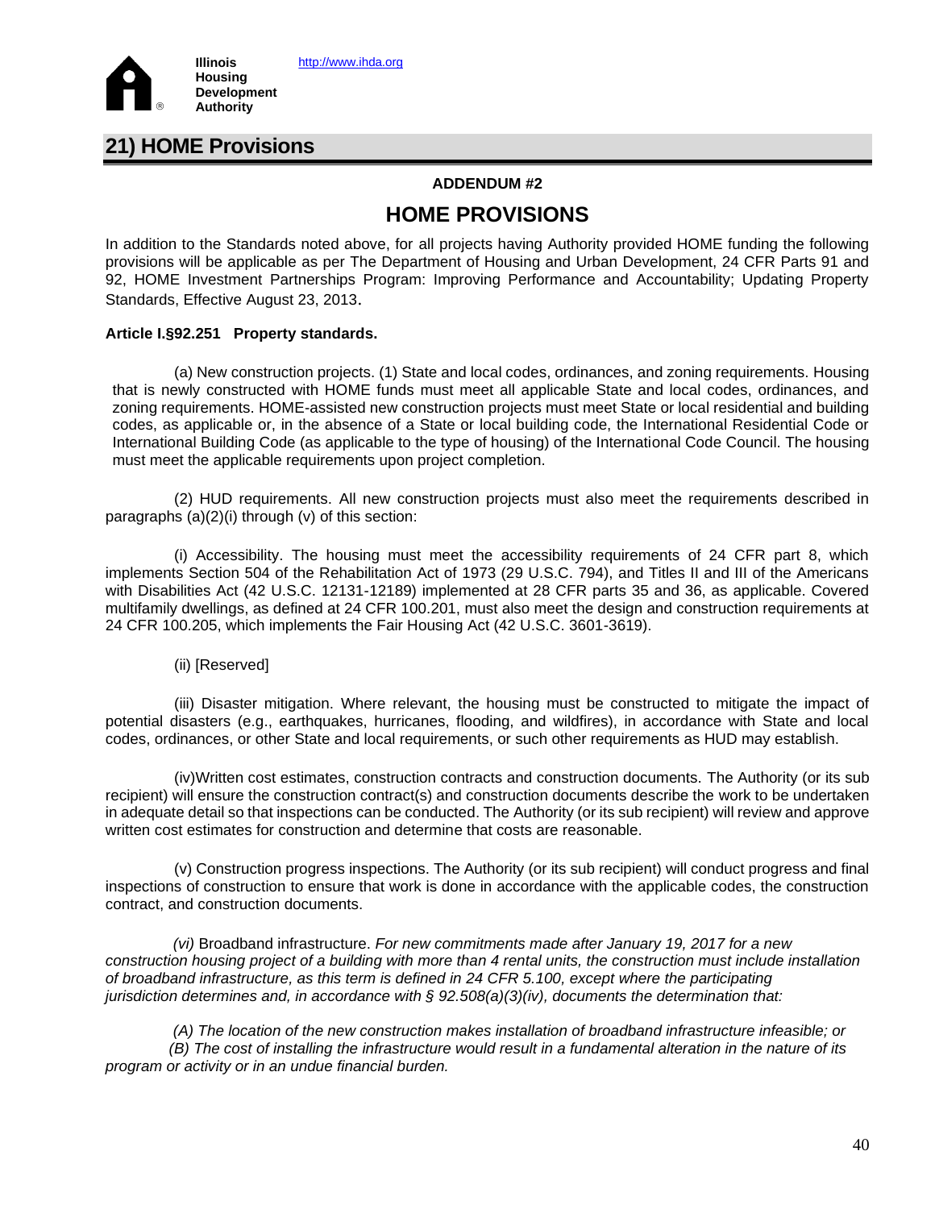## 21) HOME Provisions

**ADDENDUM #2**

# HOME PROVISIONS

In addition to the Standards noted above, for all projects having Authority provided HOME funding the following provisions will be applicable as per The Department of Housing and Urban Development, 24 CFR Parts 91 and 92, HOME Investment Partnerships Program: Improving Performance and Accountability; Updating Property Standards, Effective August 23, 2013.

**Article I.§92.251 Property standards.**

(a) New construction projects. (1) State and local codes, ordinances, and zoning requirements. Housing that is newly constructed with HOME funds must meet all applicable State and local codes, ordinances, and zoning requirements. HOME-assisted new construction projects must meet State or local residential and building codes, as applicable or, in the absence of a State or local building code, the International Residential Code or International Building Code (as applicable to the type of housing) of the International Code Council. The housing must meet the applicable requirements upon project completion.

(2) HUD requirements. All new construction projects must also meet the requirements described in paragraphs (a)(2)(i) through (v) of this section:

(i) Accessibility. The housing must meet the accessibility requirements of 24 CFR part 8, which implements Section 504 of the Rehabilitation Act of 1973 (29 U.S.C. 794), and Titles II and III of the Americans with Disabilities Act (42 U.S.C. 12131-12189) implemented at 28 CFR parts 35 and 36, as applicable. Covered multifamily dwellings, as defined at 24 CFR 100.201, must also meet the design and construction requirements at 24 CFR 100.205, which implements the Fair Housing Act (42 U.S.C. 3601-3619).

(ii) [Reserved]

(iii) Disaster mitigation. Where relevant, the housing must be constructed to mitigate the impact of potential disasters (e.g., earthquakes, hurricanes, flooding, and wildfires), in accordance with State and local codes, ordinances, or other State and local requirements, or such other requirements as HUD may establish.

(iv)Written cost estimates, construction contracts and construction documents. The Authority (or its sub recipient) will ensure the construction contract(s) and construction documents describe the work to be undertaken in adequate detail so that inspections can be conducted. The Authority (or its sub recipient) will review and approve written cost estimates for construction and determine that costs are reasonable.

(v) Construction progress inspections. The Authority (or its sub recipient) will conduct progress and final inspections of construction to ensure that work is done in accordance with the applicable codes, the construction contract, and construction documents.

*(vi)* Broadband infrastructure. *For new commitments made after January 19, 2017 for a new construction housing project of a building with more than 4 rental units, the construction must include installation of broadband infrastructure, as this term is defined in 24 CFR 5.100, except where the participating jurisdiction determines and, in accordance with § 92.508(a)(3)(iv), documents the determination that:*

*(A) The location of the new construction makes installation of broadband infrastructure infeasible; or*
*(B) The cost of installing the infrastructure would result in a fundamental alteration in the nature of its program or activity or in an undue financial burden.*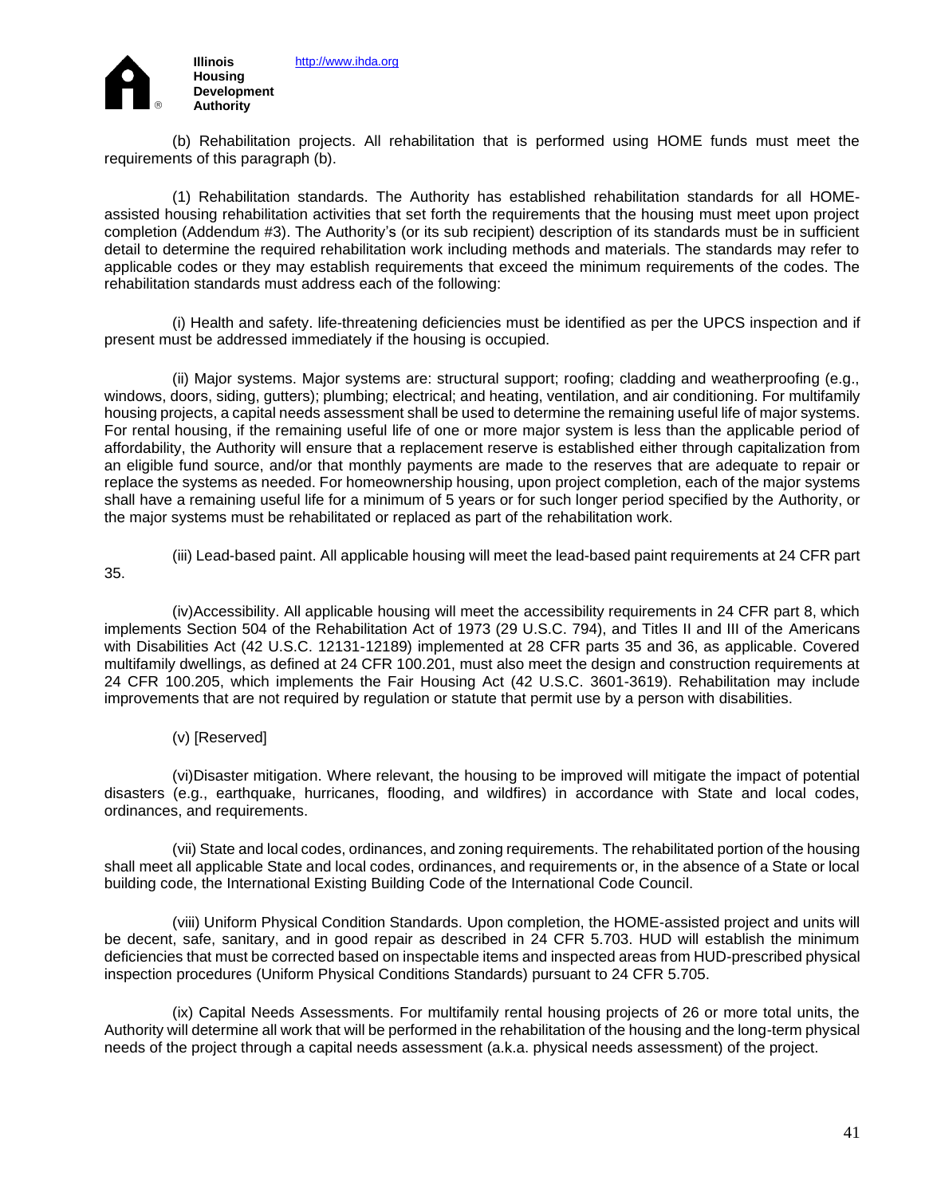(b) Rehabilitation projects. All rehabilitation that is performed using HOME funds must meet the requirements of this paragraph (b).

(1) Rehabilitation standards. The Authority has established rehabilitation standards for all HOME-assisted housing rehabilitation activities that set forth the requirements that the housing must meet upon project completion (Addendum #3). The Authority's (or its sub recipient) description of its standards must be in sufficient detail to determine the required rehabilitation work including methods and materials. The standards may refer to applicable codes or they may establish requirements that exceed the minimum requirements of the codes. The rehabilitation standards must address each of the following:

(i) Health and safety. life-threatening deficiencies must be identified as per the UPCS inspection and if present must be addressed immediately if the housing is occupied.

(ii) Major systems. Major systems are: structural support; roofing; cladding and weatherproofing (e.g., windows, doors, siding, gutters); plumbing; electrical; and heating, ventilation, and air conditioning. For multifamily housing projects, a capital needs assessment shall be used to determine the remaining useful life of major systems. For rental housing, if the remaining useful life of one or more major system is less than the applicable period of affordability, the Authority will ensure that a replacement reserve is established either through capitalization from an eligible fund source, and/or that monthly payments are made to the reserves that are adequate to repair or replace the systems as needed. For homeownership housing, upon project completion, each of the major systems shall have a remaining useful life for a minimum of 5 years or for such longer period specified by the Authority, or the major systems must be rehabilitated or replaced as part of the rehabilitation work.

(iii) Lead-based paint. All applicable housing will meet the lead-based paint requirements at 24 CFR part 35.

(iv)Accessibility. All applicable housing will meet the accessibility requirements in 24 CFR part 8, which implements Section 504 of the Rehabilitation Act of 1973 (29 U.S.C. 794), and Titles II and III of the Americans with Disabilities Act (42 U.S.C. 12131-12189) implemented at 28 CFR parts 35 and 36, as applicable. Covered multifamily dwellings, as defined at 24 CFR 100.201, must also meet the design and construction requirements at 24 CFR 100.205, which implements the Fair Housing Act (42 U.S.C. 3601-3619). Rehabilitation may include improvements that are not required by regulation or statute that permit use by a person with disabilities.

(v) [Reserved]

(vi)Disaster mitigation. Where relevant, the housing to be improved will mitigate the impact of potential disasters (e.g., earthquake, hurricanes, flooding, and wildfires) in accordance with State and local codes, ordinances, and requirements.

(vii) State and local codes, ordinances, and zoning requirements. The rehabilitated portion of the housing shall meet all applicable State and local codes, ordinances, and requirements or, in the absence of a State or local building code, the International Existing Building Code of the International Code Council.

(viii) Uniform Physical Condition Standards. Upon completion, the HOME-assisted project and units will be decent, safe, sanitary, and in good repair as described in 24 CFR 5.703. HUD will establish the minimum deficiencies that must be corrected based on inspectable items and inspected areas from HUD-prescribed physical inspection procedures (Uniform Physical Conditions Standards) pursuant to 24 CFR 5.705.

(ix) Capital Needs Assessments. For multifamily rental housing projects of 26 or more total units, the Authority will determine all work that will be performed in the rehabilitation of the housing and the long-term physical needs of the project through a capital needs assessment (a.k.a. physical needs assessment) of the project.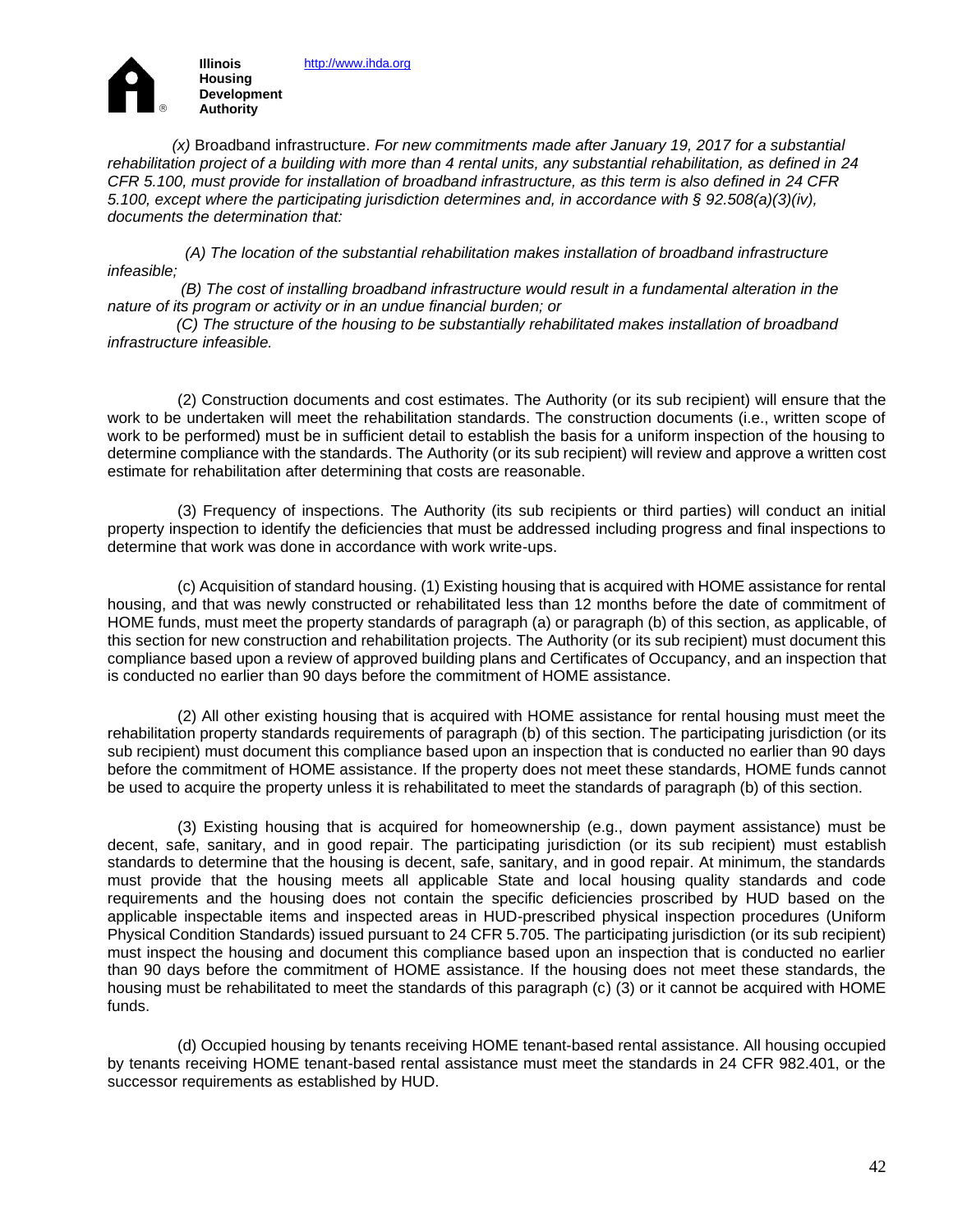*(x)* Broadband infrastructure. *For new commitments made after January 19, 2017 for a substantial rehabilitation project of a building with more than 4 rental units, any substantial rehabilitation, as defined in 24 CFR 5.100, must provide for installation of broadband infrastructure, as this term is also defined in 24 CFR 5.100, except where the participating jurisdiction determines and, in accordance with § 92.508(a)(3)(iv), documents the determination that:*

*(A) The location of the substantial rehabilitation makes installation of broadband infrastructure infeasible;*

*(B) The cost of installing broadband infrastructure would result in a fundamental alteration in the nature of its program or activity or in an undue financial burden; or*

*(C) The structure of the housing to be substantially rehabilitated makes installation of broadband infrastructure infeasible.*

(2) Construction documents and cost estimates. The Authority (or its sub recipient) will ensure that the work to be undertaken will meet the rehabilitation standards. The construction documents (i.e., written scope of work to be performed) must be in sufficient detail to establish the basis for a uniform inspection of the housing to determine compliance with the standards. The Authority (or its sub recipient) will review and approve a written cost estimate for rehabilitation after determining that costs are reasonable.

(3) Frequency of inspections. The Authority (its sub recipients or third parties) will conduct an initial property inspection to identify the deficiencies that must be addressed including progress and final inspections to determine that work was done in accordance with work write-ups.

(c) Acquisition of standard housing. (1) Existing housing that is acquired with HOME assistance for rental housing, and that was newly constructed or rehabilitated less than 12 months before the date of commitment of HOME funds, must meet the property standards of paragraph (a) or paragraph (b) of this section, as applicable, of this section for new construction and rehabilitation projects. The Authority (or its sub recipient) must document this compliance based upon a review of approved building plans and Certificates of Occupancy, and an inspection that is conducted no earlier than 90 days before the commitment of HOME assistance.

(2) All other existing housing that is acquired with HOME assistance for rental housing must meet the rehabilitation property standards requirements of paragraph (b) of this section. The participating jurisdiction (or its sub recipient) must document this compliance based upon an inspection that is conducted no earlier than 90 days before the commitment of HOME assistance. If the property does not meet these standards, HOME funds cannot be used to acquire the property unless it is rehabilitated to meet the standards of paragraph (b) of this section.

(3) Existing housing that is acquired for homeownership (e.g., down payment assistance) must be decent, safe, sanitary, and in good repair. The participating jurisdiction (or its sub recipient) must establish standards to determine that the housing is decent, safe, sanitary, and in good repair. At minimum, the standards must provide that the housing meets all applicable State and local housing quality standards and code requirements and the housing does not contain the specific deficiencies proscribed by HUD based on the applicable inspectable items and inspected areas in HUD-prescribed physical inspection procedures (Uniform Physical Condition Standards) issued pursuant to 24 CFR 5.705. The participating jurisdiction (or its sub recipient) must inspect the housing and document this compliance based upon an inspection that is conducted no earlier than 90 days before the commitment of HOME assistance. If the housing does not meet these standards, the housing must be rehabilitated to meet the standards of this paragraph (c) (3) or it cannot be acquired with HOME funds.

(d) Occupied housing by tenants receiving HOME tenant-based rental assistance. All housing occupied by tenants receiving HOME tenant-based rental assistance must meet the standards in 24 CFR 982.401, or the successor requirements as established by HUD.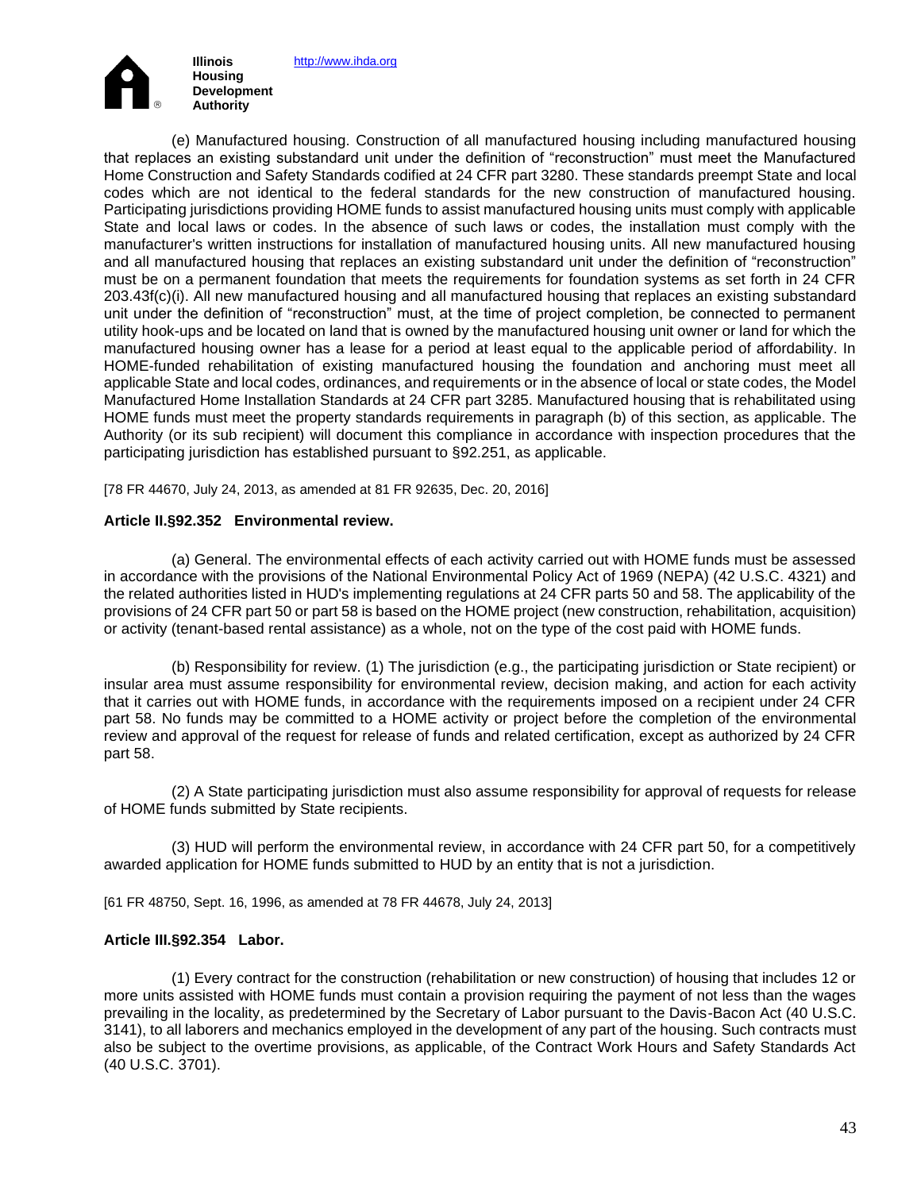(e) Manufactured housing. Construction of all manufactured housing including manufactured housing that replaces an existing substandard unit under the definition of "reconstruction" must meet the Manufactured Home Construction and Safety Standards codified at 24 CFR part 3280. These standards preempt State and local codes which are not identical to the federal standards for the new construction of manufactured housing. Participating jurisdictions providing HOME funds to assist manufactured housing units must comply with applicable State and local laws or codes. In the absence of such laws or codes, the installation must comply with the manufacturer's written instructions for installation of manufactured housing units. All new manufactured housing and all manufactured housing that replaces an existing substandard unit under the definition of "reconstruction" must be on a permanent foundation that meets the requirements for foundation systems as set forth in 24 CFR 203.43f(c)(i). All new manufactured housing and all manufactured housing that replaces an existing substandard unit under the definition of "reconstruction" must, at the time of project completion, be connected to permanent utility hook-ups and be located on land that is owned by the manufactured housing unit owner or land for which the manufactured housing owner has a lease for a period at least equal to the applicable period of affordability. In HOME-funded rehabilitation of existing manufactured housing the foundation and anchoring must meet all applicable State and local codes, ordinances, and requirements or in the absence of local or state codes, the Model Manufactured Home Installation Standards at 24 CFR part 3285. Manufactured housing that is rehabilitated using HOME funds must meet the property standards requirements in paragraph (b) of this section, as applicable. The Authority (or its sub recipient) will document this compliance in accordance with inspection procedures that the participating jurisdiction has established pursuant to §92.251, as applicable.

[78 FR 44670, July 24, 2013, as amended at 81 FR 92635, Dec. 20, 2016]

**Article II.§92.352 Environmental review.**

(a) General. The environmental effects of each activity carried out with HOME funds must be assessed in accordance with the provisions of the National Environmental Policy Act of 1969 (NEPA) (42 U.S.C. 4321) and the related authorities listed in HUD's implementing regulations at 24 CFR parts 50 and 58. The applicability of the provisions of 24 CFR part 50 or part 58 is based on the HOME project (new construction, rehabilitation, acquisition) or activity (tenant-based rental assistance) as a whole, not on the type of the cost paid with HOME funds.

(b) Responsibility for review. (1) The jurisdiction (e.g., the participating jurisdiction or State recipient) or insular area must assume responsibility for environmental review, decision making, and action for each activity that it carries out with HOME funds, in accordance with the requirements imposed on a recipient under 24 CFR part 58. No funds may be committed to a HOME activity or project before the completion of the environmental review and approval of the request for release of funds and related certification, except as authorized by 24 CFR part 58.

(2) A State participating jurisdiction must also assume responsibility for approval of requests for release of HOME funds submitted by State recipients.

(3) HUD will perform the environmental review, in accordance with 24 CFR part 50, for a competitively awarded application for HOME funds submitted to HUD by an entity that is not a jurisdiction.

[61 FR 48750, Sept. 16, 1996, as amended at 78 FR 44678, July 24, 2013]

**Article III.§92.354 Labor.**

(1) Every contract for the construction (rehabilitation or new construction) of housing that includes 12 or more units assisted with HOME funds must contain a provision requiring the payment of not less than the wages prevailing in the locality, as predetermined by the Secretary of Labor pursuant to the Davis-Bacon Act (40 U.S.C. 3141), to all laborers and mechanics employed in the development of any part of the housing. Such contracts must also be subject to the overtime provisions, as applicable, of the Contract Work Hours and Safety Standards Act (40 U.S.C. 3701).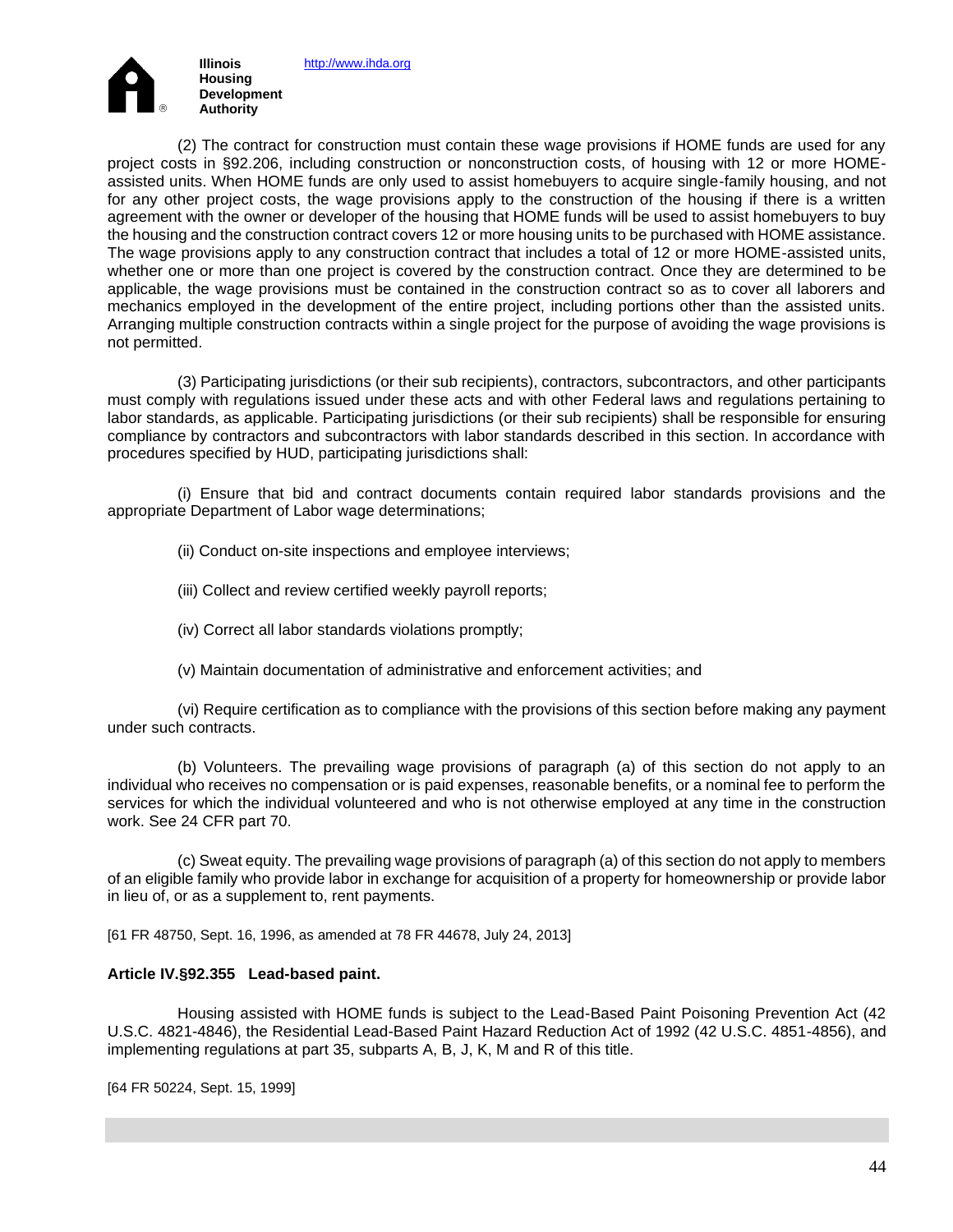(2) The contract for construction must contain these wage provisions if HOME funds are used for any project costs in §92.206, including construction or nonconstruction costs, of housing with 12 or more HOME-assisted units. When HOME funds are only used to assist homebuyers to acquire single-family housing, and not for any other project costs, the wage provisions apply to the construction of the housing if there is a written agreement with the owner or developer of the housing that HOME funds will be used to assist homebuyers to buy the housing and the construction contract covers 12 or more housing units to be purchased with HOME assistance. The wage provisions apply to any construction contract that includes a total of 12 or more HOME-assisted units, whether one or more than one project is covered by the construction contract. Once they are determined to be applicable, the wage provisions must be contained in the construction contract so as to cover all laborers and mechanics employed in the development of the entire project, including portions other than the assisted units. Arranging multiple construction contracts within a single project for the purpose of avoiding the wage provisions is not permitted.

(3) Participating jurisdictions (or their sub recipients), contractors, subcontractors, and other participants must comply with regulations issued under these acts and with other Federal laws and regulations pertaining to labor standards, as applicable. Participating jurisdictions (or their sub recipients) shall be responsible for ensuring compliance by contractors and subcontractors with labor standards described in this section. In accordance with procedures specified by HUD, participating jurisdictions shall:

(i) Ensure that bid and contract documents contain required labor standards provisions and the appropriate Department of Labor wage determinations;

(ii) Conduct on-site inspections and employee interviews;

(iii) Collect and review certified weekly payroll reports;

(iv) Correct all labor standards violations promptly;

(v) Maintain documentation of administrative and enforcement activities; and

(vi) Require certification as to compliance with the provisions of this section before making any payment under such contracts.

(b) Volunteers. The prevailing wage provisions of paragraph (a) of this section do not apply to an individual who receives no compensation or is paid expenses, reasonable benefits, or a nominal fee to perform the services for which the individual volunteered and who is not otherwise employed at any time in the construction work. See 24 CFR part 70.

(c) Sweat equity. The prevailing wage provisions of paragraph (a) of this section do not apply to members of an eligible family who provide labor in exchange for acquisition of a property for homeownership or provide labor in lieu of, or as a supplement to, rent payments.

[61 FR 48750, Sept. 16, 1996, as amended at 78 FR 44678, July 24, 2013]

**Article IV.§92.355 Lead-based paint.**

Housing assisted with HOME funds is subject to the Lead-Based Paint Poisoning Prevention Act (42 U.S.C. 4821-4846), the Residential Lead-Based Paint Hazard Reduction Act of 1992 (42 U.S.C. 4851-4856), and implementing regulations at part 35, subparts A, B, J, K, M and R of this title.

[64 FR 50224, Sept. 15, 1999]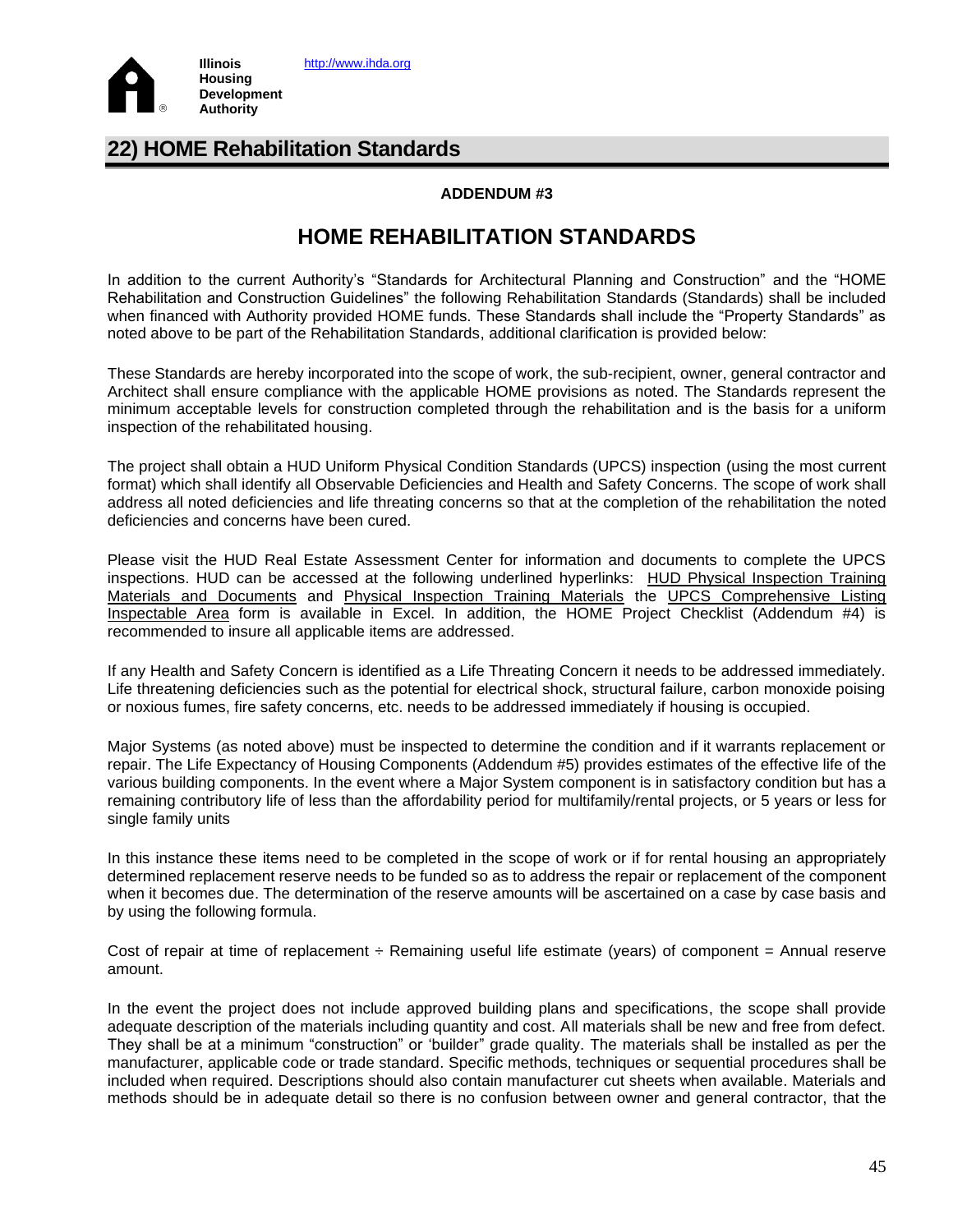Illinois Housing Development Authority http://www.ihda.org

## 22) HOME Rehabilitation Standards

**ADDENDUM #3**

# HOME REHABILITATION STANDARDS

In addition to the current Authority's "Standards for Architectural Planning and Construction" and the "HOME Rehabilitation and Construction Guidelines" the following Rehabilitation Standards (Standards) shall be included when financed with Authority provided HOME funds. These Standards shall include the "Property Standards" as noted above to be part of the Rehabilitation Standards, additional clarification is provided below:

These Standards are hereby incorporated into the scope of work, the sub-recipient, owner, general contractor and Architect shall ensure compliance with the applicable HOME provisions as noted. The Standards represent the minimum acceptable levels for construction completed through the rehabilitation and is the basis for a uniform inspection of the rehabilitated housing.

The project shall obtain a HUD Uniform Physical Condition Standards (UPCS) inspection (using the most current format) which shall identify all Observable Deficiencies and Health and Safety Concerns. The scope of work shall address all noted deficiencies and life threating concerns so that at the completion of the rehabilitation the noted deficiencies and concerns have been cured.

Please visit the HUD Real Estate Assessment Center for information and documents to complete the UPCS inspections. HUD can be accessed at the following underlined hyperlinks: HUD Physical Inspection Training Materials and Documents and Physical Inspection Training Materials the UPCS Comprehensive Listing Inspectable Area form is available in Excel. In addition, the HOME Project Checklist (Addendum #4) is recommended to insure all applicable items are addressed.

If any Health and Safety Concern is identified as a Life Threating Concern it needs to be addressed immediately. Life threatening deficiencies such as the potential for electrical shock, structural failure, carbon monoxide poising or noxious fumes, fire safety concerns, etc. needs to be addressed immediately if housing is occupied.

Major Systems (as noted above) must be inspected to determine the condition and if it warrants replacement or repair. The Life Expectancy of Housing Components (Addendum #5) provides estimates of the effective life of the various building components. In the event where a Major System component is in satisfactory condition but has a remaining contributory life of less than the affordability period for multifamily/rental projects, or 5 years or less for single family units

In this instance these items need to be completed in the scope of work or if for rental housing an appropriately determined replacement reserve needs to be funded so as to address the repair or replacement of the component when it becomes due. The determination of the reserve amounts will be ascertained on a case by case basis and by using the following formula.

Cost of repair at time of replacement ÷ Remaining useful life estimate (years) of component = Annual reserve amount.

In the event the project does not include approved building plans and specifications, the scope shall provide adequate description of the materials including quantity and cost. All materials shall be new and free from defect. They shall be at a minimum "construction" or 'builder" grade quality. The materials shall be installed as per the manufacturer, applicable code or trade standard. Specific methods, techniques or sequential procedures shall be included when required. Descriptions should also contain manufacturer cut sheets when available. Materials and methods should be in adequate detail so there is no confusion between owner and general contractor, that the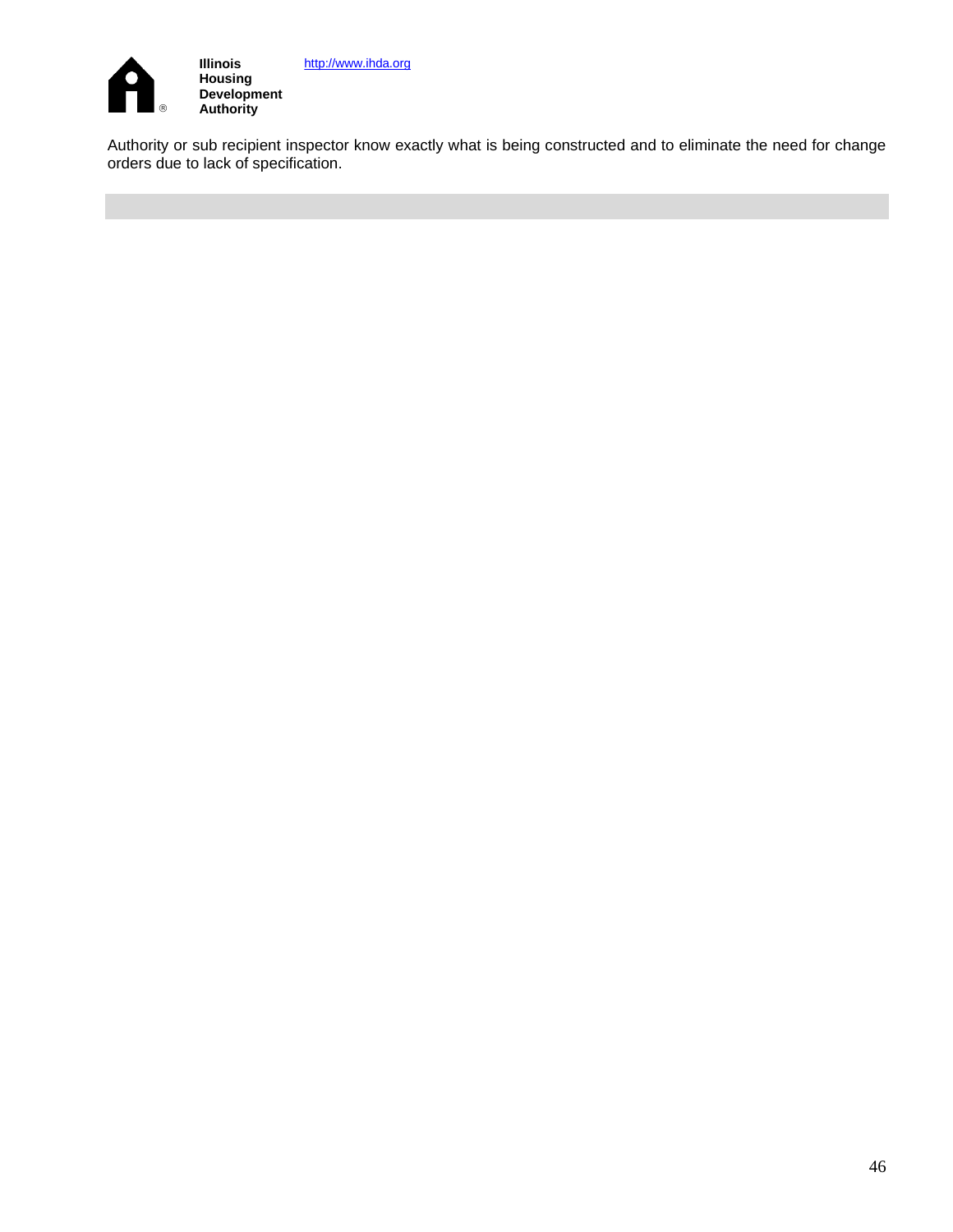Authority or sub recipient inspector know exactly what is being constructed and to eliminate the need for change orders due to lack of specification.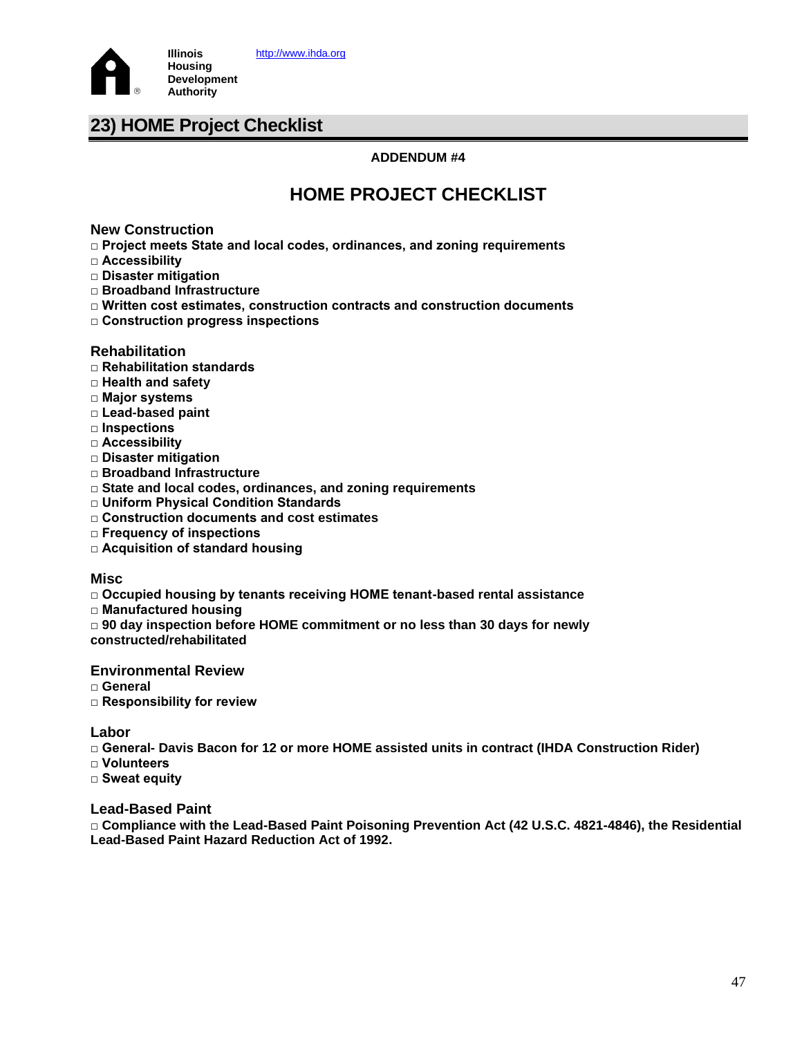Illinois Housing Development Authority http://www.ihda.org

## 23) HOME Project Checklist

**ADDENDUM #4**

# HOME PROJECT CHECKLIST

### New Construction

- □ **Project meets State and local codes, ordinances, and zoning requirements**
- □ **Accessibility**
- □ **Disaster mitigation**
- □ **Broadband Infrastructure**
- □ **Written cost estimates, construction contracts and construction documents**
- □ **Construction progress inspections**

### Rehabilitation

- □ **Rehabilitation standards**
- □ **Health and safety**
- □ **Major systems**
- □ **Lead-based paint**
- □ **Inspections**
- □ **Accessibility**
- □ **Disaster mitigation**
- □ **Broadband Infrastructure**
- □ **State and local codes, ordinances, and zoning requirements**
- □ **Uniform Physical Condition Standards**
- □ **Construction documents and cost estimates**
- □ **Frequency of inspections**
- □ **Acquisition of standard housing**

### Misc

- □ **Occupied housing by tenants receiving HOME tenant-based rental assistance**
- □ **Manufactured housing**
- □ **90 day inspection before HOME commitment or no less than 30 days for newly constructed/rehabilitated**

### Environmental Review

- □ **General**
- □ **Responsibility for review**

### Labor

- □ **General- Davis Bacon for 12 or more HOME assisted units in contract (IHDA Construction Rider)**
- □ **Volunteers**
- □ **Sweat equity**

### Lead-Based Paint

- □ **Compliance with the Lead-Based Paint Poisoning Prevention Act (42 U.S.C. 4821-4846), the Residential Lead-Based Paint Hazard Reduction Act of 1992.**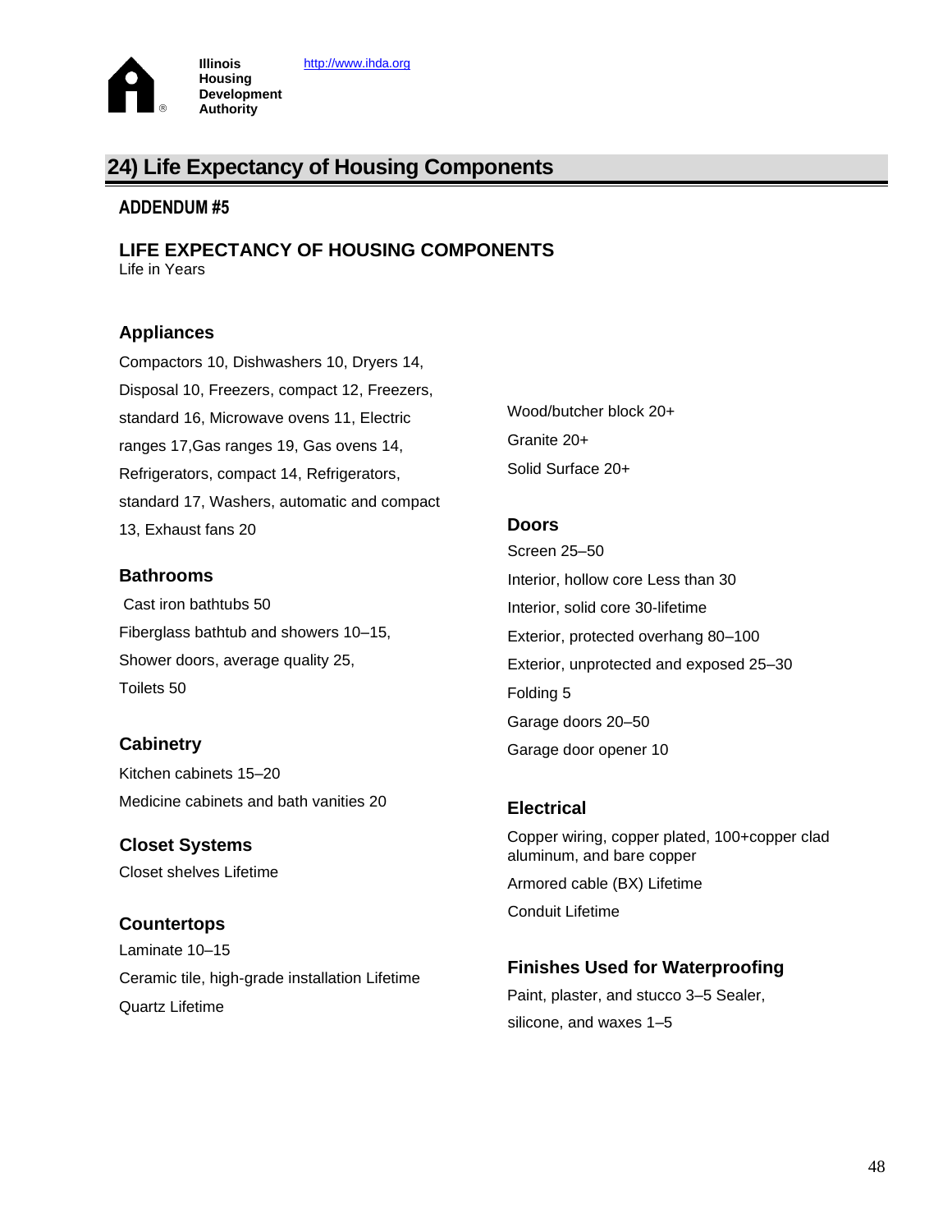Illinois Housing Development Authority http://www.ihda.org

## 24) Life Expectancy of Housing Components

**ADDENDUM #5**

### LIFE EXPECTANCY OF HOUSING COMPONENTS

Life in Years

#### Appliances

Compactors 10, Dishwashers 10, Dryers 14, Disposal 10, Freezers, compact 12, Freezers, standard 16, Microwave ovens 11, Electric ranges 17,Gas ranges 19, Gas ovens 14, Refrigerators, compact 14, Refrigerators, standard 17, Washers, automatic and compact 13, Exhaust fans 20

#### Bathrooms

Cast iron bathtubs 50

Fiberglass bathtub and showers 10–15,

Shower doors, average quality 25,

Toilets 50

#### Cabinetry

Kitchen cabinets 15–20

Medicine cabinets and bath vanities 20

#### Closet Systems

Closet shelves Lifetime

#### Countertops

Laminate 10–15

Ceramic tile, high-grade installation Lifetime

Quartz Lifetime

Wood/butcher block 20+

Granite 20+

Solid Surface 20+

#### Doors

Screen 25–50

Interior, hollow core Less than 30

Interior, solid core 30-lifetime

Exterior, protected overhang 80–100

Exterior, unprotected and exposed 25–30

Folding 5

Garage doors 20–50

Garage door opener 10

#### Electrical

Copper wiring, copper plated, 100+copper clad aluminum, and bare copper

Armored cable (BX) Lifetime

Conduit Lifetime

#### Finishes Used for Waterproofing

Paint, plaster, and stucco 3–5 Sealer, silicone, and waxes 1–5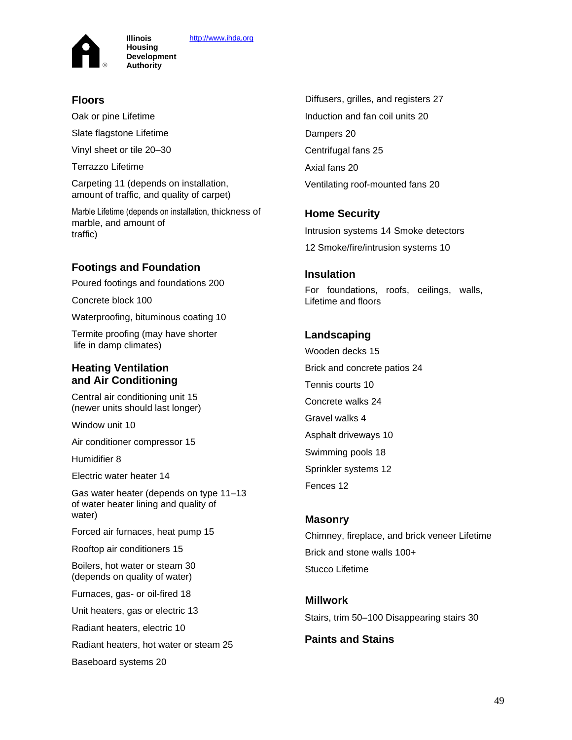Illinois Housing Development Authority http://www.ihda.org

## Floors

Oak or pine Lifetime

Slate flagstone Lifetime

Vinyl sheet or tile 20–30

Terrazzo Lifetime

Carpeting 11 (depends on installation, amount of traffic, and quality of carpet)

Marble Lifetime (depends on installation, thickness of marble, and amount of traffic)

## Footings and Foundation

Poured footings and foundations 200

Concrete block 100

Waterproofing, bituminous coating 10

Termite proofing (may have shorter life in damp climates)

## Heating Ventilation and Air Conditioning

Central air conditioning unit 15 (newer units should last longer)

Window unit 10

Air conditioner compressor 15

Humidifier 8

Electric water heater 14

Gas water heater (depends on type 11–13 of water heater lining and quality of water)

Forced air furnaces, heat pump 15

Rooftop air conditioners 15

Boilers, hot water or steam 30 (depends on quality of water)

Furnaces, gas- or oil-fired 18

Unit heaters, gas or electric 13

Radiant heaters, electric 10

Radiant heaters, hot water or steam 25

Baseboard systems 20

Diffusers, grilles, and registers 27

Induction and fan coil units 20

Dampers 20

Centrifugal fans 25

Axial fans 20

Ventilating roof-mounted fans 20

## Home Security

Intrusion systems 14 Smoke detectors

12 Smoke/fire/intrusion systems 10

## Insulation

For foundations, roofs, ceilings, walls, Lifetime and floors

## Landscaping

Wooden decks 15

Brick and concrete patios 24

Tennis courts 10

Concrete walks 24

Gravel walks 4

Asphalt driveways 10

Swimming pools 18

Sprinkler systems 12

Fences 12

## Masonry

Chimney, fireplace, and brick veneer Lifetime

Brick and stone walls 100+

Stucco Lifetime

## Millwork

Stairs, trim 50–100 Disappearing stairs 30

## Paints and Stains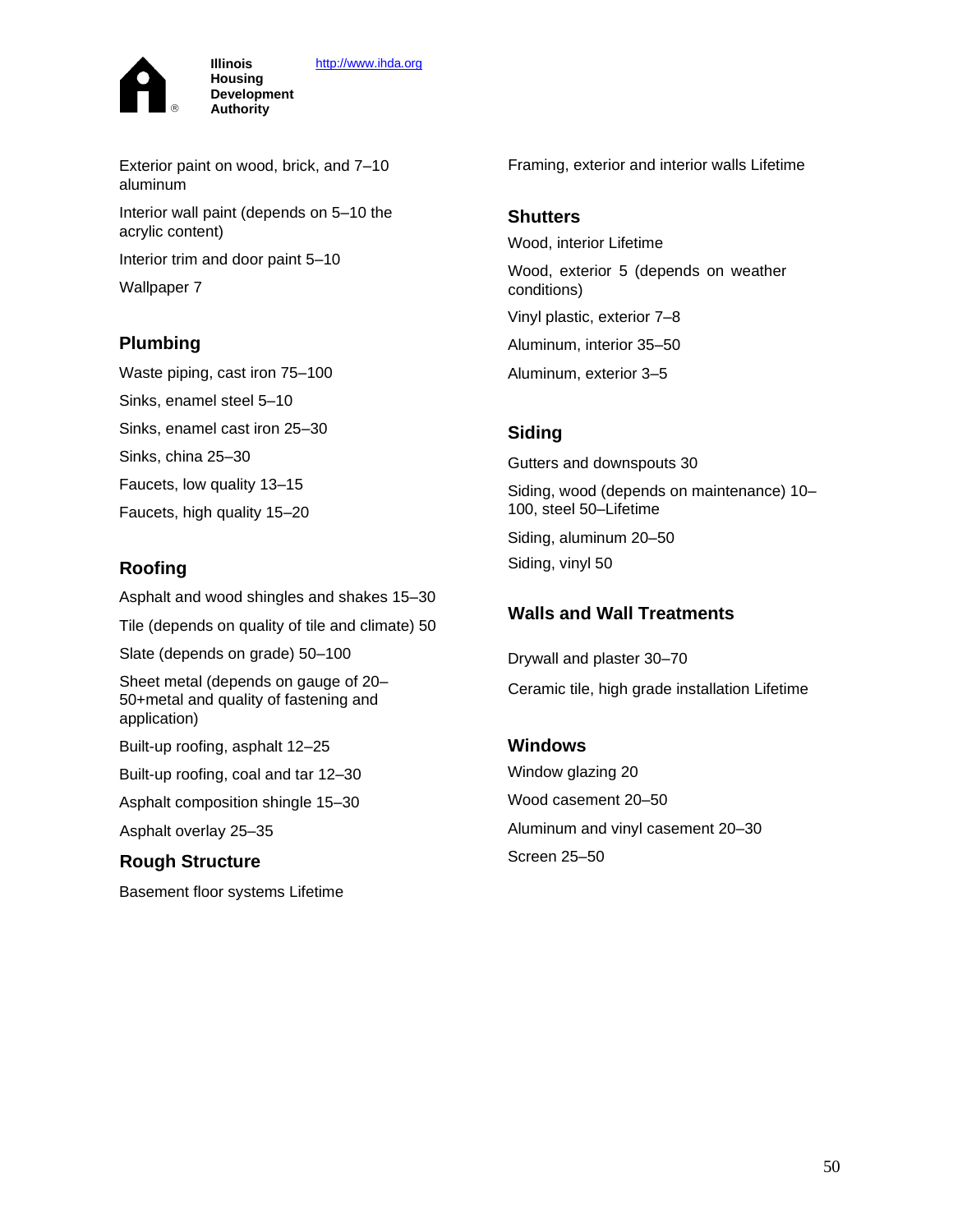Exterior paint on wood, brick, and 7–10 aluminum

Interior wall paint (depends on 5–10 the acrylic content)

Interior trim and door paint 5–10

Wallpaper 7

## Plumbing

Waste piping, cast iron 75–100

Sinks, enamel steel 5–10

Sinks, enamel cast iron 25–30

Sinks, china 25–30

Faucets, low quality 13–15

Faucets, high quality 15–20

## Roofing

Asphalt and wood shingles and shakes 15–30

Tile (depends on quality of tile and climate) 50

Slate (depends on grade) 50–100

Sheet metal (depends on gauge of 20–50+metal and quality of fastening and application)

Built-up roofing, asphalt 12–25

Built-up roofing, coal and tar 12–30

Asphalt composition shingle 15–30

Asphalt overlay 25–35

## Rough Structure

Basement floor systems Lifetime

Framing, exterior and interior walls Lifetime

## Shutters

Wood, interior Lifetime

Wood, exterior 5 (depends on weather conditions)

Vinyl plastic, exterior 7–8

Aluminum, interior 35–50

Aluminum, exterior 3–5

## Siding

Gutters and downspouts 30

Siding, wood (depends on maintenance) 10–100, steel 50–Lifetime

Siding, aluminum 20–50

Siding, vinyl 50

## Walls and Wall Treatments

Drywall and plaster 30–70

Ceramic tile, high grade installation Lifetime

## Windows

Window glazing 20

Wood casement 20–50

Aluminum and vinyl casement 20–30

Screen 25–50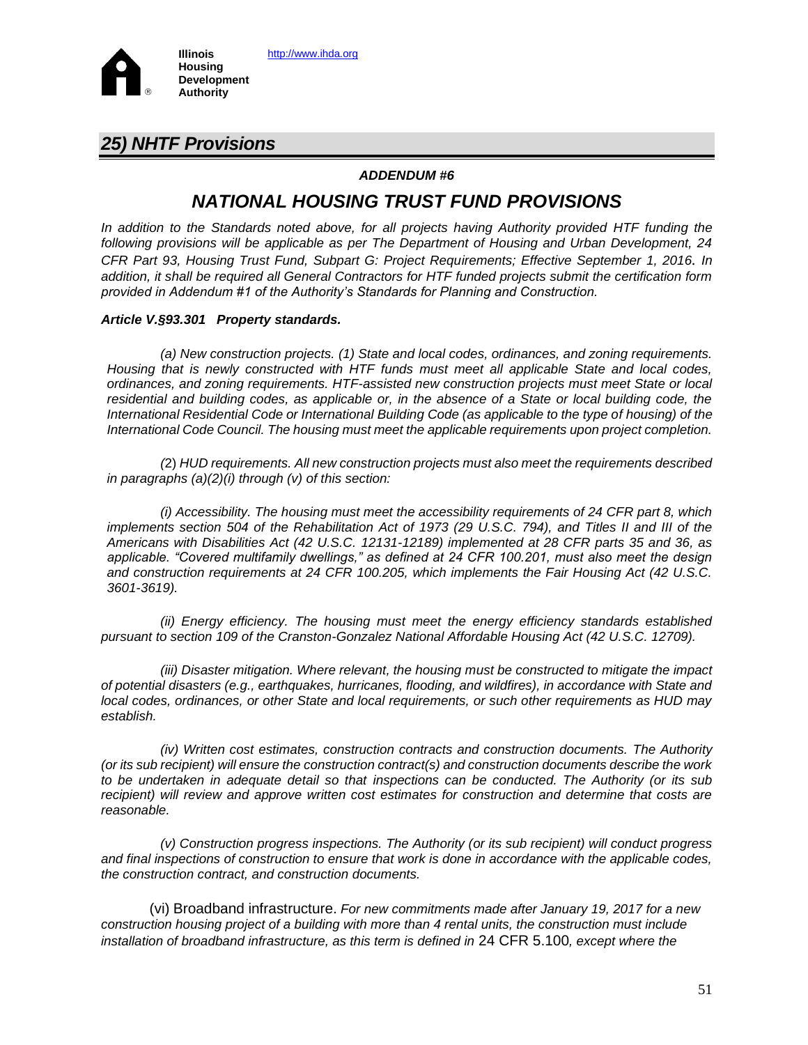## *25) NHTF Provisions*

***ADDENDUM #6***

# *NATIONAL HOUSING TRUST FUND PROVISIONS*

*In addition to the Standards noted above, for all projects having Authority provided HTF funding the following provisions will be applicable as per The Department of Housing and Urban Development, 24 CFR Part 93, Housing Trust Fund, Subpart G: Project Requirements; Effective September 1, 2016. In addition, it shall be required all General Contractors for HTF funded projects submit the certification form provided in Addendum #1 of the Authority's Standards for Planning and Construction.*

***Article V.§93.301 Property standards.***

*(a) New construction projects. (1) State and local codes, ordinances, and zoning requirements. Housing that is newly constructed with HTF funds must meet all applicable State and local codes, ordinances, and zoning requirements. HTF-assisted new construction projects must meet State or local residential and building codes, as applicable or, in the absence of a State or local building code, the International Residential Code or International Building Code (as applicable to the type of housing) of the International Code Council. The housing must meet the applicable requirements upon project completion.*

*(2) HUD requirements. All new construction projects must also meet the requirements described in paragraphs (a)(2)(i) through (v) of this section:*

*(i) Accessibility. The housing must meet the accessibility requirements of 24 CFR part 8, which implements section 504 of the Rehabilitation Act of 1973 (29 U.S.C. 794), and Titles II and III of the Americans with Disabilities Act (42 U.S.C. 12131-12189) implemented at 28 CFR parts 35 and 36, as applicable. "Covered multifamily dwellings," as defined at 24 CFR 100.201, must also meet the design and construction requirements at 24 CFR 100.205, which implements the Fair Housing Act (42 U.S.C. 3601-3619).*

*(ii) Energy efficiency. The housing must meet the energy efficiency standards established pursuant to section 109 of the Cranston-Gonzalez National Affordable Housing Act (42 U.S.C. 12709).*

*(iii) Disaster mitigation. Where relevant, the housing must be constructed to mitigate the impact of potential disasters (e.g., earthquakes, hurricanes, flooding, and wildfires), in accordance with State and local codes, ordinances, or other State and local requirements, or such other requirements as HUD may establish.*

*(iv) Written cost estimates, construction contracts and construction documents. The Authority (or its sub recipient) will ensure the construction contract(s) and construction documents describe the work to be undertaken in adequate detail so that inspections can be conducted. The Authority (or its sub recipient) will review and approve written cost estimates for construction and determine that costs are reasonable.*

*(v) Construction progress inspections. The Authority (or its sub recipient) will conduct progress and final inspections of construction to ensure that work is done in accordance with the applicable codes, the construction contract, and construction documents.*

(vi) Broadband infrastructure. *For new commitments made after January 19, 2017 for a new construction housing project of a building with more than 4 rental units, the construction must include installation of broadband infrastructure, as this term is defined in* 24 CFR 5.100*, except where the*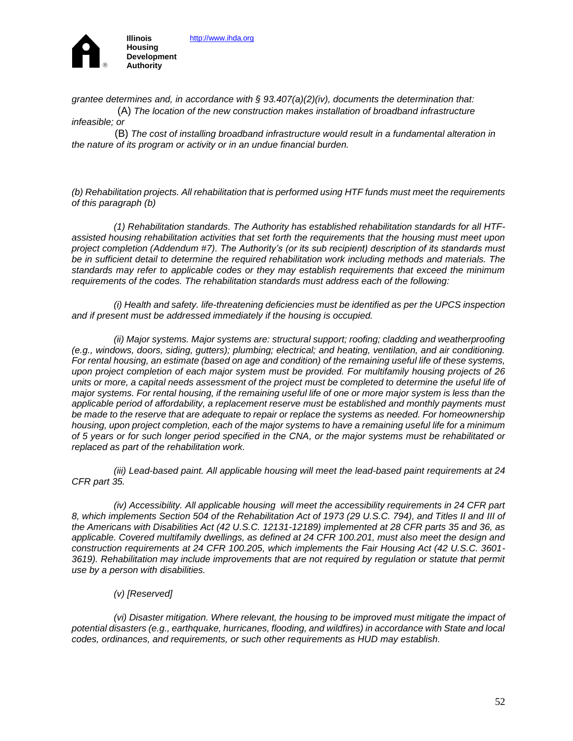*grantee determines and, in accordance with § 93.407(a)(2)(iv), documents the determination that:*

(A) *The location of the new construction makes installation of broadband infrastructure infeasible; or*

(B) *The cost of installing broadband infrastructure would result in a fundamental alteration in the nature of its program or activity or in an undue financial burden.*

*(b) Rehabilitation projects. All rehabilitation that is performed using HTF funds must meet the requirements of this paragraph (b)*

*(1) Rehabilitation standards. The Authority has established rehabilitation standards for all HTF-assisted housing rehabilitation activities that set forth the requirements that the housing must meet upon project completion (Addendum #7). The Authority's (or its sub recipient) description of its standards must be in sufficient detail to determine the required rehabilitation work including methods and materials. The standards may refer to applicable codes or they may establish requirements that exceed the minimum requirements of the codes. The rehabilitation standards must address each of the following:*

*(i) Health and safety. life-threatening deficiencies must be identified as per the UPCS inspection and if present must be addressed immediately if the housing is occupied.*

*(ii) Major systems. Major systems are: structural support; roofing; cladding and weatherproofing (e.g., windows, doors, siding, gutters); plumbing; electrical; and heating, ventilation, and air conditioning. For rental housing, an estimate (based on age and condition) of the remaining useful life of these systems, upon project completion of each major system must be provided. For multifamily housing projects of 26 units or more, a capital needs assessment of the project must be completed to determine the useful life of major systems. For rental housing, if the remaining useful life of one or more major system is less than the applicable period of affordability, a replacement reserve must be established and monthly payments must be made to the reserve that are adequate to repair or replace the systems as needed. For homeownership housing, upon project completion, each of the major systems to have a remaining useful life for a minimum of 5 years or for such longer period specified in the CNA, or the major systems must be rehabilitated or replaced as part of the rehabilitation work.*

*(iii) Lead-based paint. All applicable housing will meet the lead-based paint requirements at 24 CFR part 35.*

*(iv) Accessibility. All applicable housing will meet the accessibility requirements in 24 CFR part 8, which implements Section 504 of the Rehabilitation Act of 1973 (29 U.S.C. 794), and Titles II and III of the Americans with Disabilities Act (42 U.S.C. 12131-12189) implemented at 28 CFR parts 35 and 36, as applicable. Covered multifamily dwellings, as defined at 24 CFR 100.201, must also meet the design and construction requirements at 24 CFR 100.205, which implements the Fair Housing Act (42 U.S.C. 3601-3619). Rehabilitation may include improvements that are not required by regulation or statute that permit use by a person with disabilities.*

*(v) [Reserved]*

*(vi) Disaster mitigation. Where relevant, the housing to be improved must mitigate the impact of potential disasters (e.g., earthquake, hurricanes, flooding, and wildfires) in accordance with State and local codes, ordinances, and requirements, or such other requirements as HUD may establish.*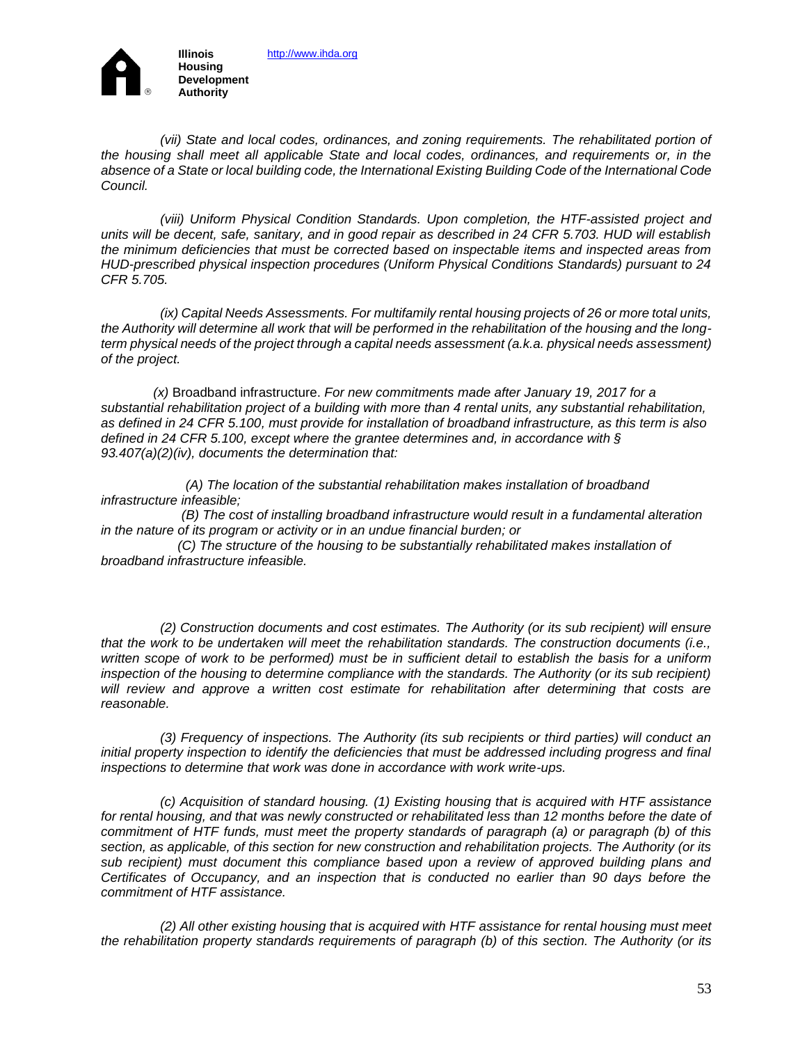*(vii) State and local codes, ordinances, and zoning requirements. The rehabilitated portion of the housing shall meet all applicable State and local codes, ordinances, and requirements or, in the absence of a State or local building code, the International Existing Building Code of the International Code Council.*

*(viii) Uniform Physical Condition Standards. Upon completion, the HTF-assisted project and units will be decent, safe, sanitary, and in good repair as described in 24 CFR 5.703. HUD will establish the minimum deficiencies that must be corrected based on inspectable items and inspected areas from HUD-prescribed physical inspection procedures (Uniform Physical Conditions Standards) pursuant to 24 CFR 5.705.*

*(ix) Capital Needs Assessments. For multifamily rental housing projects of 26 or more total units, the Authority will determine all work that will be performed in the rehabilitation of the housing and the long-term physical needs of the project through a capital needs assessment (a.k.a. physical needs assessment) of the project.*

*(x)* Broadband infrastructure. *For new commitments made after January 19, 2017 for a substantial rehabilitation project of a building with more than 4 rental units, any substantial rehabilitation, as defined in 24 CFR 5.100, must provide for installation of broadband infrastructure, as this term is also defined in 24 CFR 5.100, except where the grantee determines and, in accordance with § 93.407(a)(2)(iv), documents the determination that:*

*(A) The location of the substantial rehabilitation makes installation of broadband infrastructure infeasible;*
*(B) The cost of installing broadband infrastructure would result in a fundamental alteration in the nature of its program or activity or in an undue financial burden; or*
*(C) The structure of the housing to be substantially rehabilitated makes installation of broadband infrastructure infeasible.*

*(2) Construction documents and cost estimates. The Authority (or its sub recipient) will ensure that the work to be undertaken will meet the rehabilitation standards. The construction documents (i.e., written scope of work to be performed) must be in sufficient detail to establish the basis for a uniform inspection of the housing to determine compliance with the standards. The Authority (or its sub recipient) will review and approve a written cost estimate for rehabilitation after determining that costs are reasonable.*

*(3) Frequency of inspections. The Authority (its sub recipients or third parties) will conduct an initial property inspection to identify the deficiencies that must be addressed including progress and final inspections to determine that work was done in accordance with work write-ups.*

*(c) Acquisition of standard housing. (1) Existing housing that is acquired with HTF assistance for rental housing, and that was newly constructed or rehabilitated less than 12 months before the date of commitment of HTF funds, must meet the property standards of paragraph (a) or paragraph (b) of this section, as applicable, of this section for new construction and rehabilitation projects. The Authority (or its sub recipient) must document this compliance based upon a review of approved building plans and Certificates of Occupancy, and an inspection that is conducted no earlier than 90 days before the commitment of HTF assistance.*

*(2) All other existing housing that is acquired with HTF assistance for rental housing must meet the rehabilitation property standards requirements of paragraph (b) of this section. The Authority (or its*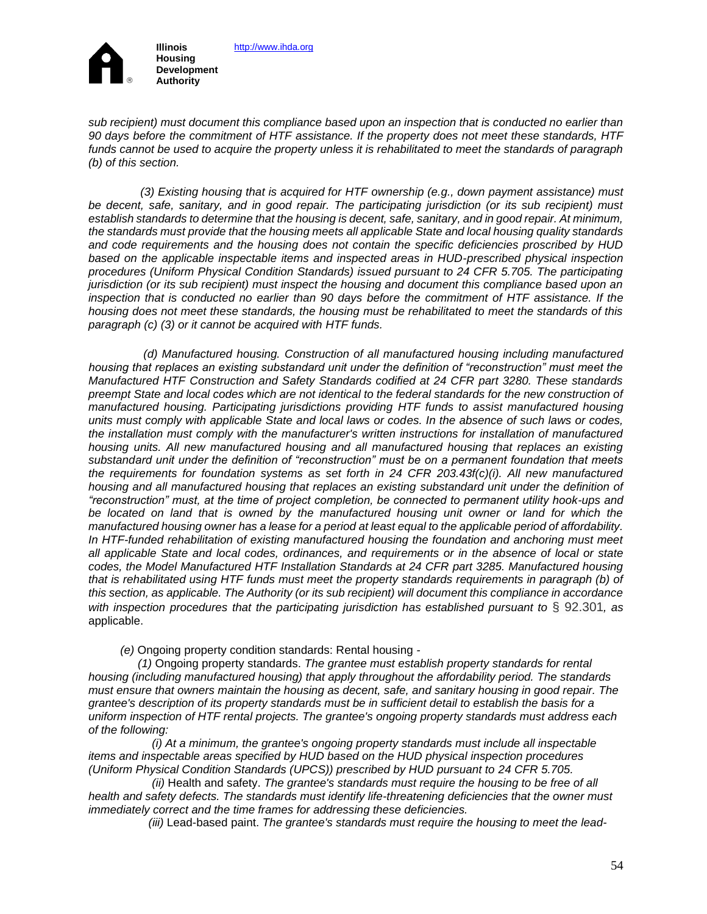*sub recipient) must document this compliance based upon an inspection that is conducted no earlier than 90 days before the commitment of HTF assistance. If the property does not meet these standards, HTF funds cannot be used to acquire the property unless it is rehabilitated to meet the standards of paragraph (b) of this section.*

*(3) Existing housing that is acquired for HTF ownership (e.g., down payment assistance) must be decent, safe, sanitary, and in good repair. The participating jurisdiction (or its sub recipient) must establish standards to determine that the housing is decent, safe, sanitary, and in good repair. At minimum, the standards must provide that the housing meets all applicable State and local housing quality standards and code requirements and the housing does not contain the specific deficiencies proscribed by HUD based on the applicable inspectable items and inspected areas in HUD-prescribed physical inspection procedures (Uniform Physical Condition Standards) issued pursuant to 24 CFR 5.705. The participating jurisdiction (or its sub recipient) must inspect the housing and document this compliance based upon an inspection that is conducted no earlier than 90 days before the commitment of HTF assistance. If the housing does not meet these standards, the housing must be rehabilitated to meet the standards of this paragraph (c) (3) or it cannot be acquired with HTF funds.*

*(d) Manufactured housing. Construction of all manufactured housing including manufactured housing that replaces an existing substandard unit under the definition of "reconstruction" must meet the Manufactured HTF Construction and Safety Standards codified at 24 CFR part 3280. These standards preempt State and local codes which are not identical to the federal standards for the new construction of manufactured housing. Participating jurisdictions providing HTF funds to assist manufactured housing units must comply with applicable State and local laws or codes. In the absence of such laws or codes, the installation must comply with the manufacturer's written instructions for installation of manufactured housing units. All new manufactured housing and all manufactured housing that replaces an existing substandard unit under the definition of "reconstruction" must be on a permanent foundation that meets the requirements for foundation systems as set forth in 24 CFR 203.43f(c)(i). All new manufactured housing and all manufactured housing that replaces an existing substandard unit under the definition of "reconstruction" must, at the time of project completion, be connected to permanent utility hook-ups and be located on land that is owned by the manufactured housing unit owner or land for which the manufactured housing owner has a lease for a period at least equal to the applicable period of affordability. In HTF-funded rehabilitation of existing manufactured housing the foundation and anchoring must meet all applicable State and local codes, ordinances, and requirements or in the absence of local or state codes, the Model Manufactured HTF Installation Standards at 24 CFR part 3285. Manufactured housing that is rehabilitated using HTF funds must meet the property standards requirements in paragraph (b) of this section, as applicable. The Authority (or its sub recipient) will document this compliance in accordance with inspection procedures that the participating jurisdiction has established pursuant to* § 92.301*, as* applicable.

*(e)* Ongoing property condition standards: Rental housing -

*(1)* Ongoing property standards. *The grantee must establish property standards for rental housing (including manufactured housing) that apply throughout the affordability period. The standards must ensure that owners maintain the housing as decent, safe, and sanitary housing in good repair. The grantee's description of its property standards must be in sufficient detail to establish the basis for a uniform inspection of HTF rental projects. The grantee's ongoing property standards must address each of the following:*

*(i) At a minimum, the grantee's ongoing property standards must include all inspectable items and inspectable areas specified by HUD based on the HUD physical inspection procedures (Uniform Physical Condition Standards (UPCS)) prescribed by HUD pursuant to 24 CFR 5.705.*

*(ii)* Health and safety. *The grantee's standards must require the housing to be free of all health and safety defects. The standards must identify life-threatening deficiencies that the owner must immediately correct and the time frames for addressing these deficiencies.*

*(iii)* Lead-based paint. *The grantee's standards must require the housing to meet the lead-*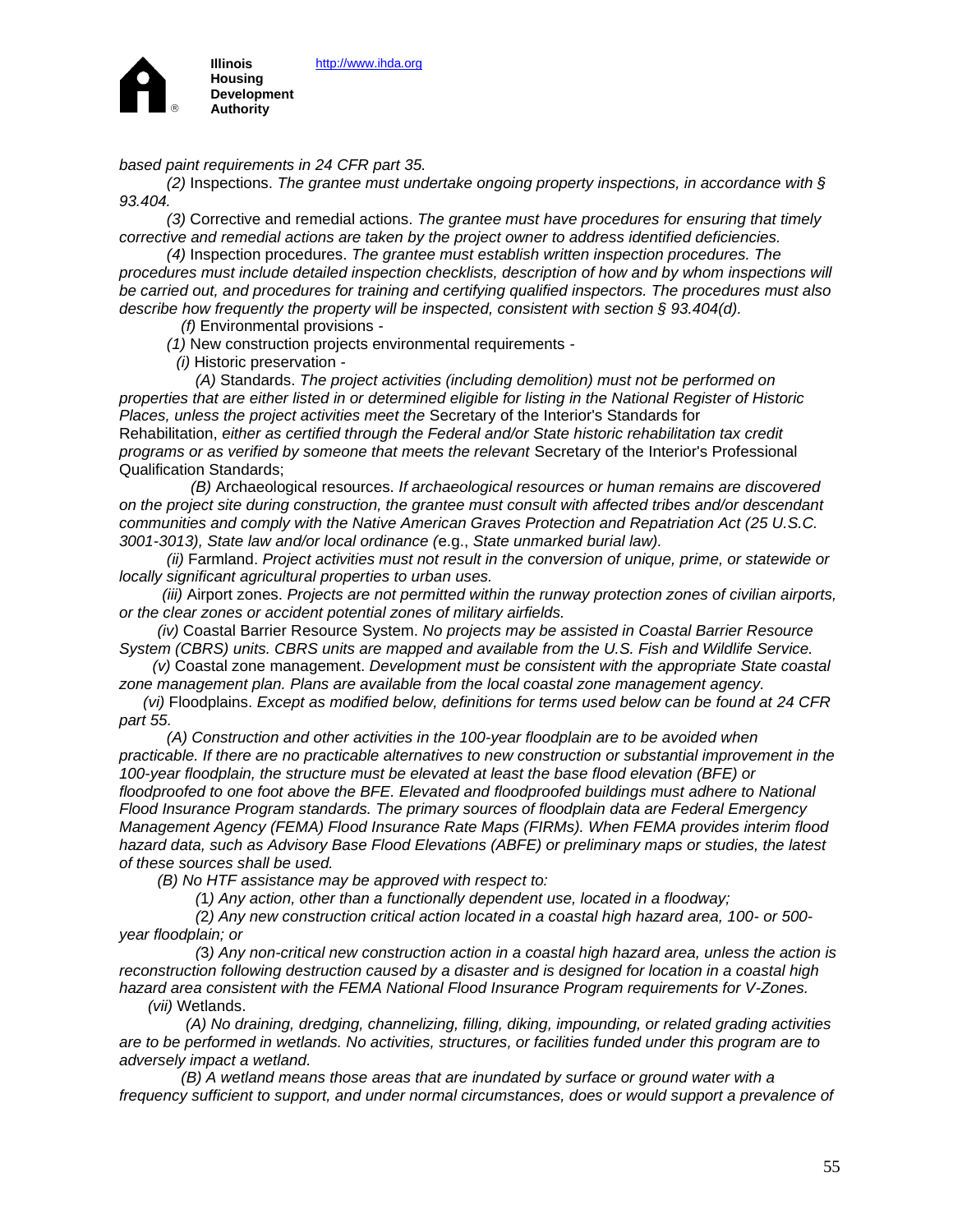based paint requirements in 24 CFR part 35.*

*(2)* Inspections. *The grantee must undertake ongoing property inspections, in accordance with § 93.404.*

*(3)* Corrective and remedial actions. *The grantee must have procedures for ensuring that timely corrective and remedial actions are taken by the project owner to address identified deficiencies.*

*(4)* Inspection procedures. *The grantee must establish written inspection procedures. The procedures must include detailed inspection checklists, description of how and by whom inspections will be carried out, and procedures for training and certifying qualified inspectors. The procedures must also describe how frequently the property will be inspected, consistent with section § 93.404(d).*

*(f)* Environmental provisions -

*(1)* New construction projects environmental requirements -

*(i)* Historic preservation -

*(A)* Standards. *The project activities (including demolition) must not be performed on properties that are either listed in or determined eligible for listing in the National Register of Historic Places, unless the project activities meet the* Secretary of the Interior's Standards for Rehabilitation, *either as certified through the Federal and/or State historic rehabilitation tax credit programs or as verified by someone that meets the relevant* Secretary of the Interior's Professional Qualification Standards;

*(B)* Archaeological resources. *If archaeological resources or human remains are discovered on the project site during construction, the grantee must consult with affected tribes and/or descendant communities and comply with the Native American Graves Protection and Repatriation Act (25 U.S.C. 3001-3013), State law and/or local ordinance (*e.g., *State unmarked burial law).*

*(ii)* Farmland. *Project activities must not result in the conversion of unique, prime, or statewide or locally significant agricultural properties to urban uses.*

*(iii)* Airport zones. *Projects are not permitted within the runway protection zones of civilian airports, or the clear zones or accident potential zones of military airfields.*

*(iv)* Coastal Barrier Resource System. *No projects may be assisted in Coastal Barrier Resource System (CBRS) units. CBRS units are mapped and available from the U.S. Fish and Wildlife Service.*

*(v)* Coastal zone management. *Development must be consistent with the appropriate State coastal zone management plan. Plans are available from the local coastal zone management agency.*

*(vi)* Floodplains. *Except as modified below, definitions for terms used below can be found at 24 CFR part 55.*

*(A) Construction and other activities in the 100-year floodplain are to be avoided when practicable. If there are no practicable alternatives to new construction or substantial improvement in the 100-year floodplain, the structure must be elevated at least the base flood elevation (BFE) or floodproofed to one foot above the BFE. Elevated and floodproofed buildings must adhere to National Flood Insurance Program standards. The primary sources of floodplain data are Federal Emergency Management Agency (FEMA) Flood Insurance Rate Maps (FIRMs). When FEMA provides interim flood hazard data, such as Advisory Base Flood Elevations (ABFE) or preliminary maps or studies, the latest of these sources shall be used.*

*(B) No HTF assistance may be approved with respect to:*

*(*1*) Any action, other than a functionally dependent use, located in a floodway;*

*(*2*) Any new construction critical action located in a coastal high hazard area, 100- or 500-year floodplain; or*

*(*3*) Any non-critical new construction action in a coastal high hazard area, unless the action is reconstruction following destruction caused by a disaster and is designed for location in a coastal high hazard area consistent with the FEMA National Flood Insurance Program requirements for V-Zones.*

*(vii)* Wetlands.

*(A) No draining, dredging, channelizing, filling, diking, impounding, or related grading activities are to be performed in wetlands. No activities, structures, or facilities funded under this program are to adversely impact a wetland.*

*(B) A wetland means those areas that are inundated by surface or ground water with a frequency sufficient to support, and under normal circumstances, does or would support a prevalence of*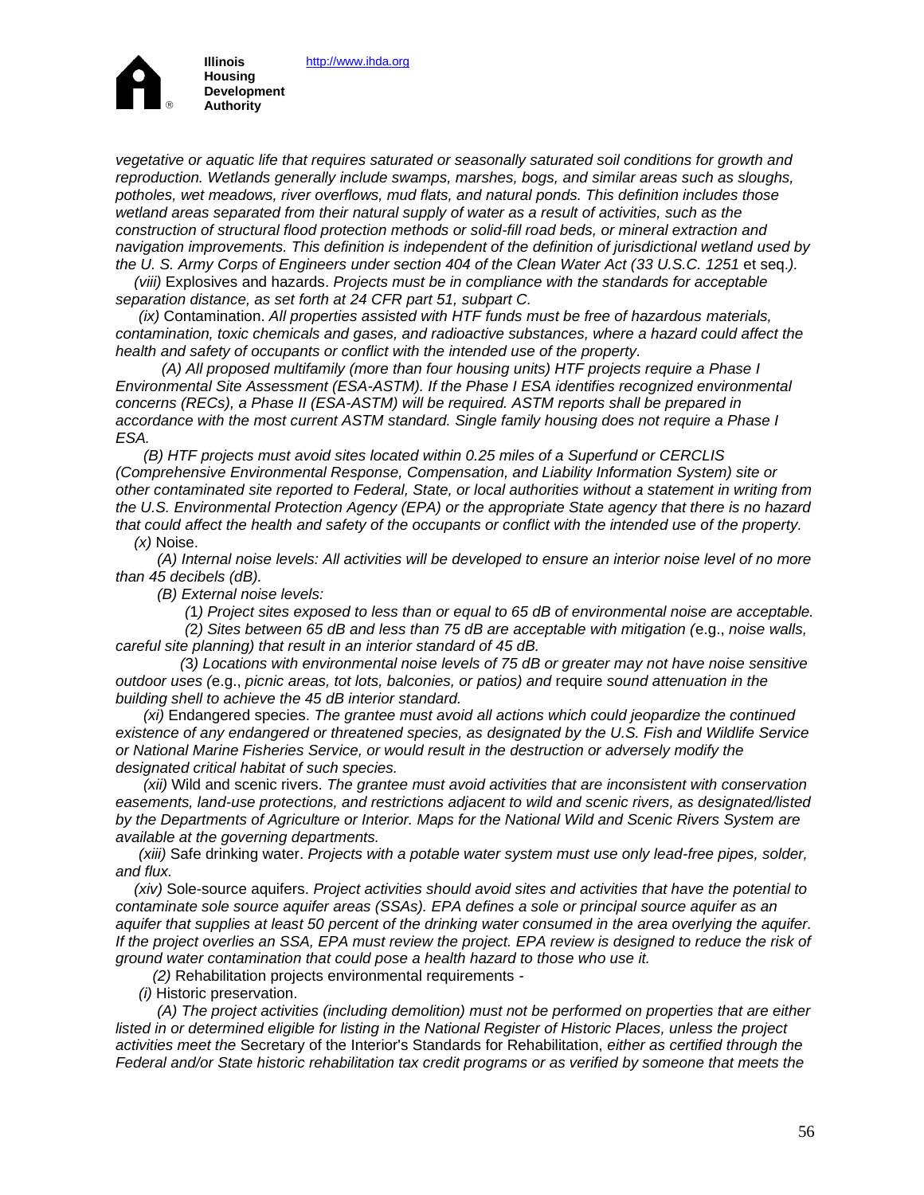*vegetative or aquatic life that requires saturated or seasonally saturated soil conditions for growth and reproduction. Wetlands generally include swamps, marshes, bogs, and similar areas such as sloughs, potholes, wet meadows, river overflows, mud flats, and natural ponds. This definition includes those wetland areas separated from their natural supply of water as a result of activities, such as the construction of structural flood protection methods or solid-fill road beds, or mineral extraction and navigation improvements. This definition is independent of the definition of jurisdictional wetland used by the U. S. Army Corps of Engineers under section 404 of the Clean Water Act (33 U.S.C. 1251* et seq.*).*

*(viii)* Explosives and hazards. *Projects must be in compliance with the standards for acceptable separation distance, as set forth at 24 CFR part 51, subpart C.*

*(ix)* Contamination. *All properties assisted with HTF funds must be free of hazardous materials, contamination, toxic chemicals and gases, and radioactive substances, where a hazard could affect the health and safety of occupants or conflict with the intended use of the property.*

*(A) All proposed multifamily (more than four housing units) HTF projects require a Phase I Environmental Site Assessment (ESA-ASTM). If the Phase I ESA identifies recognized environmental concerns (RECs), a Phase II (ESA-ASTM) will be required. ASTM reports shall be prepared in accordance with the most current ASTM standard. Single family housing does not require a Phase I ESA.*

*(B) HTF projects must avoid sites located within 0.25 miles of a Superfund or CERCLIS (Comprehensive Environmental Response, Compensation, and Liability Information System) site or other contaminated site reported to Federal, State, or local authorities without a statement in writing from the U.S. Environmental Protection Agency (EPA) or the appropriate State agency that there is no hazard that could affect the health and safety of the occupants or conflict with the intended use of the property.*

*(x)* Noise.

*(A) Internal noise levels: All activities will be developed to ensure an interior noise level of no more than 45 decibels (dB).*

*(B) External noise levels:*

*(1) Project sites exposed to less than or equal to 65 dB of environmental noise are acceptable.*

*(2) Sites between 65 dB and less than 75 dB are acceptable with mitigation (*e.g.*, noise walls, careful site planning) that result in an interior standard of 45 dB.*

*(3) Locations with environmental noise levels of 75 dB or greater may not have noise sensitive outdoor uses (*e.g.*, picnic areas, tot lots, balconies, or patios) and* require *sound attenuation in the building shell to achieve the 45 dB interior standard.*

*(xi)* Endangered species. *The grantee must avoid all actions which could jeopardize the continued existence of any endangered or threatened species, as designated by the U.S. Fish and Wildlife Service or National Marine Fisheries Service, or would result in the destruction or adversely modify the designated critical habitat of such species.*

*(xii)* Wild and scenic rivers. *The grantee must avoid activities that are inconsistent with conservation easements, land-use protections, and restrictions adjacent to wild and scenic rivers, as designated/listed by the Departments of Agriculture or Interior. Maps for the National Wild and Scenic Rivers System are available at the governing departments.*

*(xiii)* Safe drinking water. *Projects with a potable water system must use only lead-free pipes, solder, and flux.*

*(xiv)* Sole-source aquifers. *Project activities should avoid sites and activities that have the potential to contaminate sole source aquifer areas (SSAs). EPA defines a sole or principal source aquifer as an aquifer that supplies at least 50 percent of the drinking water consumed in the area overlying the aquifer. If the project overlies an SSA, EPA must review the project. EPA review is designed to reduce the risk of ground water contamination that could pose a health hazard to those who use it.*

*(2)* Rehabilitation projects environmental requirements -

*(i)* Historic preservation.

*(A) The project activities (including demolition) must not be performed on properties that are either listed in or determined eligible for listing in the National Register of Historic Places, unless the project activities meet the* Secretary of the Interior's Standards for Rehabilitation, *either as certified through the Federal and/or State historic rehabilitation tax credit programs or as verified by someone that meets the*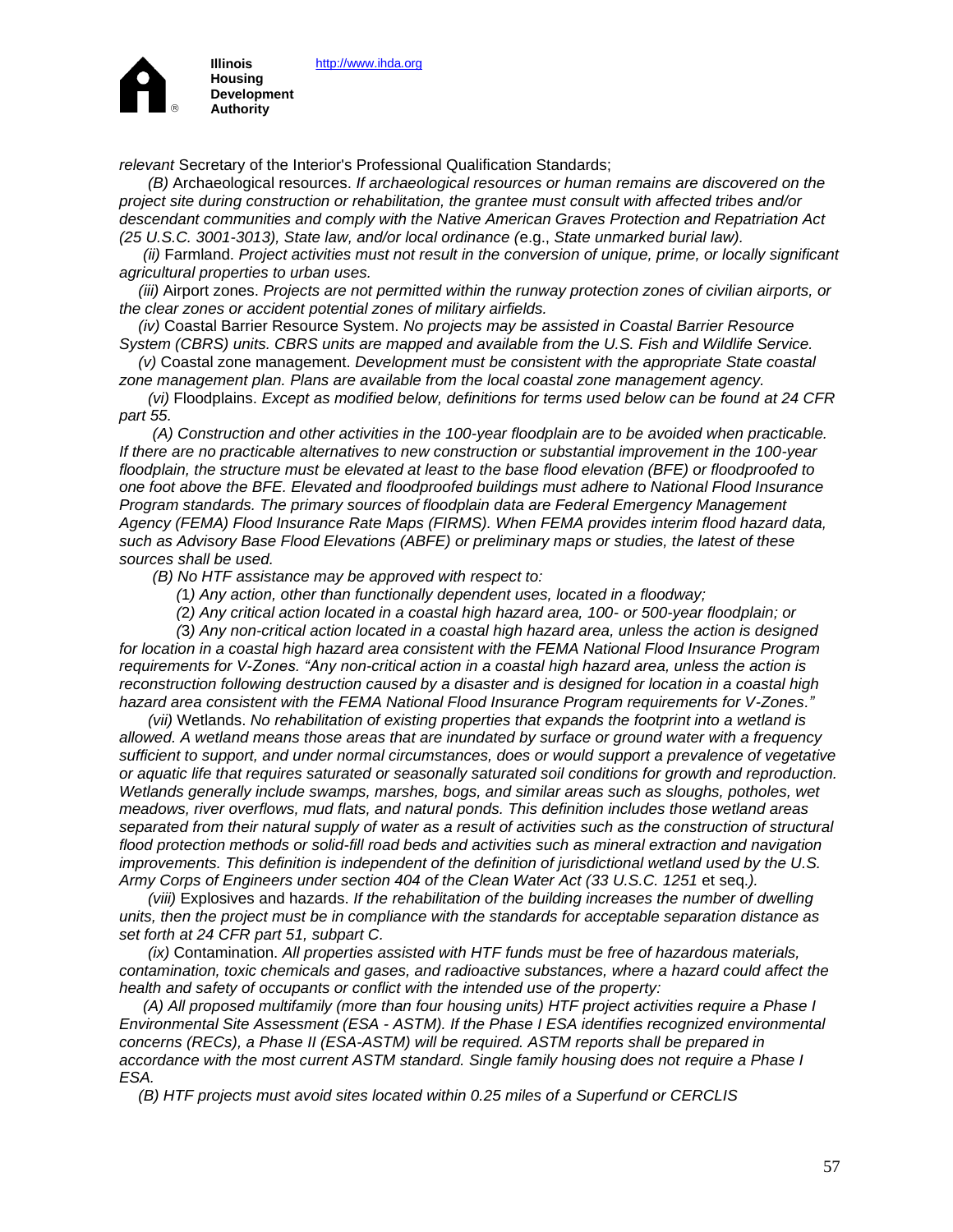*relevant* Secretary of the Interior's Professional Qualification Standards;

*(B)* Archaeological resources. *If archaeological resources or human remains are discovered on the project site during construction or rehabilitation, the grantee must consult with affected tribes and/or descendant communities and comply with the Native American Graves Protection and Repatriation Act (25 U.S.C. 3001-3013), State law, and/or local ordinance (*e.g., *State unmarked burial law).*

*(ii)* Farmland. *Project activities must not result in the conversion of unique, prime, or locally significant agricultural properties to urban uses.*

*(iii)* Airport zones. *Projects are not permitted within the runway protection zones of civilian airports, or the clear zones or accident potential zones of military airfields.*

*(iv)* Coastal Barrier Resource System. *No projects may be assisted in Coastal Barrier Resource System (CBRS) units. CBRS units are mapped and available from the U.S. Fish and Wildlife Service.*

*(v)* Coastal zone management. *Development must be consistent with the appropriate State coastal zone management plan. Plans are available from the local coastal zone management agency.*

*(vi)* Floodplains. *Except as modified below, definitions for terms used below can be found at 24 CFR part 55.*

*(A) Construction and other activities in the 100-year floodplain are to be avoided when practicable. If there are no practicable alternatives to new construction or substantial improvement in the 100-year floodplain, the structure must be elevated at least to the base flood elevation (BFE) or floodproofed to one foot above the BFE. Elevated and floodproofed buildings must adhere to National Flood Insurance Program standards. The primary sources of floodplain data are Federal Emergency Management Agency (FEMA) Flood Insurance Rate Maps (FIRMS). When FEMA provides interim flood hazard data, such as Advisory Base Flood Elevations (ABFE) or preliminary maps or studies, the latest of these sources shall be used.*

*(B) No HTF assistance may be approved with respect to:*

*(*1*) Any action, other than functionally dependent uses, located in a floodway;*

*(*2*) Any critical action located in a coastal high hazard area, 100- or 500-year floodplain; or*

*(*3*) Any non-critical action located in a coastal high hazard area, unless the action is designed for location in a coastal high hazard area consistent with the FEMA National Flood Insurance Program requirements for V-Zones. "Any non-critical action in a coastal high hazard area, unless the action is reconstruction following destruction caused by a disaster and is designed for location in a coastal high hazard area consistent with the FEMA National Flood Insurance Program requirements for V-Zones."*

*(vii)* Wetlands. *No rehabilitation of existing properties that expands the footprint into a wetland is allowed. A wetland means those areas that are inundated by surface or ground water with a frequency sufficient to support, and under normal circumstances, does or would support a prevalence of vegetative or aquatic life that requires saturated or seasonally saturated soil conditions for growth and reproduction. Wetlands generally include swamps, marshes, bogs, and similar areas such as sloughs, potholes, wet meadows, river overflows, mud flats, and natural ponds. This definition includes those wetland areas separated from their natural supply of water as a result of activities such as the construction of structural flood protection methods or solid-fill road beds and activities such as mineral extraction and navigation improvements. This definition is independent of the definition of jurisdictional wetland used by the U.S. Army Corps of Engineers under section 404 of the Clean Water Act (33 U.S.C. 1251* et seq.*).*

*(viii)* Explosives and hazards. *If the rehabilitation of the building increases the number of dwelling units, then the project must be in compliance with the standards for acceptable separation distance as set forth at 24 CFR part 51, subpart C.*

*(ix)* Contamination. *All properties assisted with HTF funds must be free of hazardous materials, contamination, toxic chemicals and gases, and radioactive substances, where a hazard could affect the health and safety of occupants or conflict with the intended use of the property:*

*(A) All proposed multifamily (more than four housing units) HTF project activities require a Phase I Environmental Site Assessment (ESA - ASTM). If the Phase I ESA identifies recognized environmental concerns (RECs), a Phase II (ESA-ASTM) will be required. ASTM reports shall be prepared in accordance with the most current ASTM standard. Single family housing does not require a Phase I ESA.*

*(B) HTF projects must avoid sites located within 0.25 miles of a Superfund or CERCLIS*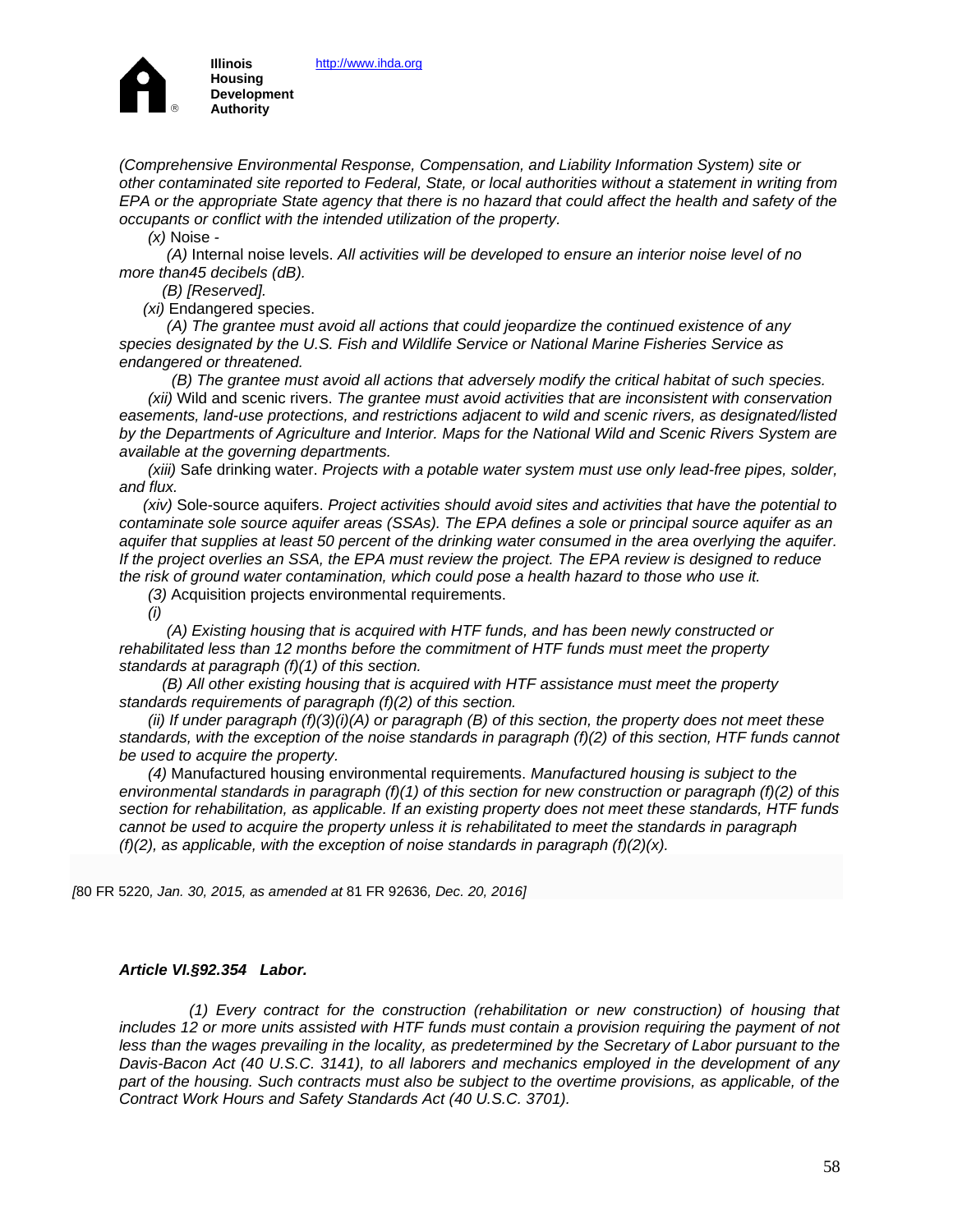*(Comprehensive Environmental Response, Compensation, and Liability Information System) site or other contaminated site reported to Federal, State, or local authorities without a statement in writing from EPA or the appropriate State agency that there is no hazard that could affect the health and safety of the occupants or conflict with the intended utilization of the property.*

*(x)* Noise -

*(A)* Internal noise levels. *All activities will be developed to ensure an interior noise level of no more than45 decibels (dB).*

*(B) [Reserved].*

*(xi)* Endangered species.

*(A) The grantee must avoid all actions that could jeopardize the continued existence of any species designated by the U.S. Fish and Wildlife Service or National Marine Fisheries Service as endangered or threatened.*

*(B) The grantee must avoid all actions that adversely modify the critical habitat of such species.*

*(xii)* Wild and scenic rivers. *The grantee must avoid activities that are inconsistent with conservation easements, land-use protections, and restrictions adjacent to wild and scenic rivers, as designated/listed by the Departments of Agriculture and Interior. Maps for the National Wild and Scenic Rivers System are available at the governing departments.*

*(xiii)* Safe drinking water. *Projects with a potable water system must use only lead-free pipes, solder, and flux.*

*(xiv)* Sole-source aquifers. *Project activities should avoid sites and activities that have the potential to contaminate sole source aquifer areas (SSAs). The EPA defines a sole or principal source aquifer as an aquifer that supplies at least 50 percent of the drinking water consumed in the area overlying the aquifer. If the project overlies an SSA, the EPA must review the project. The EPA review is designed to reduce the risk of ground water contamination, which could pose a health hazard to those who use it.*

*(3)* Acquisition projects environmental requirements.

*(i)*

*(A) Existing housing that is acquired with HTF funds, and has been newly constructed or rehabilitated less than 12 months before the commitment of HTF funds must meet the property standards at paragraph (f)(1) of this section.*

*(B) All other existing housing that is acquired with HTF assistance must meet the property standards requirements of paragraph (f)(2) of this section.*

*(ii) If under paragraph (f)(3)(i)(A) or paragraph (B) of this section, the property does not meet these standards, with the exception of the noise standards in paragraph (f)(2) of this section, HTF funds cannot be used to acquire the property.*

*(4)* Manufactured housing environmental requirements. *Manufactured housing is subject to the environmental standards in paragraph (f)(1) of this section for new construction or paragraph (f)(2) of this section for rehabilitation, as applicable. If an existing property does not meet these standards, HTF funds cannot be used to acquire the property unless it is rehabilitated to meet the standards in paragraph (f)(2), as applicable, with the exception of noise standards in paragraph (f)(2)(x).*

*[*80 FR 5220*, Jan. 30, 2015, as amended at* 81 FR 92636*, Dec. 20, 2016]*

### *Article VI.§92.354 Labor.*

*(1) Every contract for the construction (rehabilitation or new construction) of housing that includes 12 or more units assisted with HTF funds must contain a provision requiring the payment of not less than the wages prevailing in the locality, as predetermined by the Secretary of Labor pursuant to the Davis-Bacon Act (40 U.S.C. 3141), to all laborers and mechanics employed in the development of any part of the housing. Such contracts must also be subject to the overtime provisions, as applicable, of the Contract Work Hours and Safety Standards Act (40 U.S.C. 3701).*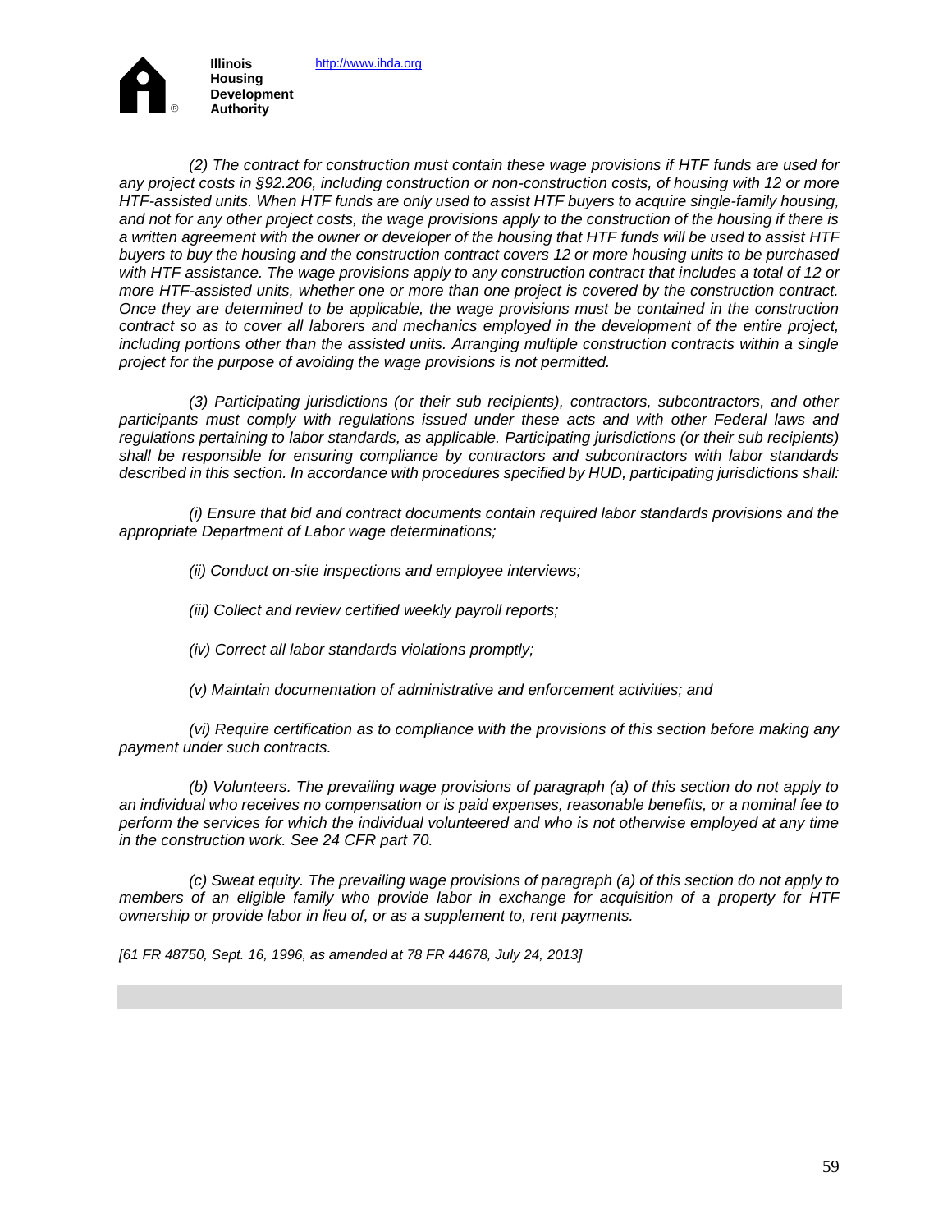*(2) The contract for construction must contain these wage provisions if HTF funds are used for any project costs in §92.206, including construction or non-construction costs, of housing with 12 or more HTF-assisted units. When HTF funds are only used to assist HTF buyers to acquire single-family housing, and not for any other project costs, the wage provisions apply to the construction of the housing if there is a written agreement with the owner or developer of the housing that HTF funds will be used to assist HTF buyers to buy the housing and the construction contract covers 12 or more housing units to be purchased with HTF assistance. The wage provisions apply to any construction contract that includes a total of 12 or more HTF-assisted units, whether one or more than one project is covered by the construction contract. Once they are determined to be applicable, the wage provisions must be contained in the construction contract so as to cover all laborers and mechanics employed in the development of the entire project, including portions other than the assisted units. Arranging multiple construction contracts within a single project for the purpose of avoiding the wage provisions is not permitted.*

*(3) Participating jurisdictions (or their sub recipients), contractors, subcontractors, and other participants must comply with regulations issued under these acts and with other Federal laws and regulations pertaining to labor standards, as applicable. Participating jurisdictions (or their sub recipients) shall be responsible for ensuring compliance by contractors and subcontractors with labor standards described in this section. In accordance with procedures specified by HUD, participating jurisdictions shall:*

*(i) Ensure that bid and contract documents contain required labor standards provisions and the appropriate Department of Labor wage determinations;*

*(ii) Conduct on-site inspections and employee interviews;*

*(iii) Collect and review certified weekly payroll reports;*

*(iv) Correct all labor standards violations promptly;*

*(v) Maintain documentation of administrative and enforcement activities; and*

*(vi) Require certification as to compliance with the provisions of this section before making any payment under such contracts.*

*(b) Volunteers. The prevailing wage provisions of paragraph (a) of this section do not apply to an individual who receives no compensation or is paid expenses, reasonable benefits, or a nominal fee to perform the services for which the individual volunteered and who is not otherwise employed at any time in the construction work. See 24 CFR part 70.*

*(c) Sweat equity. The prevailing wage provisions of paragraph (a) of this section do not apply to members of an eligible family who provide labor in exchange for acquisition of a property for HTF ownership or provide labor in lieu of, or as a supplement to, rent payments.*

*[61 FR 48750, Sept. 16, 1996, as amended at 78 FR 44678, July 24, 2013]*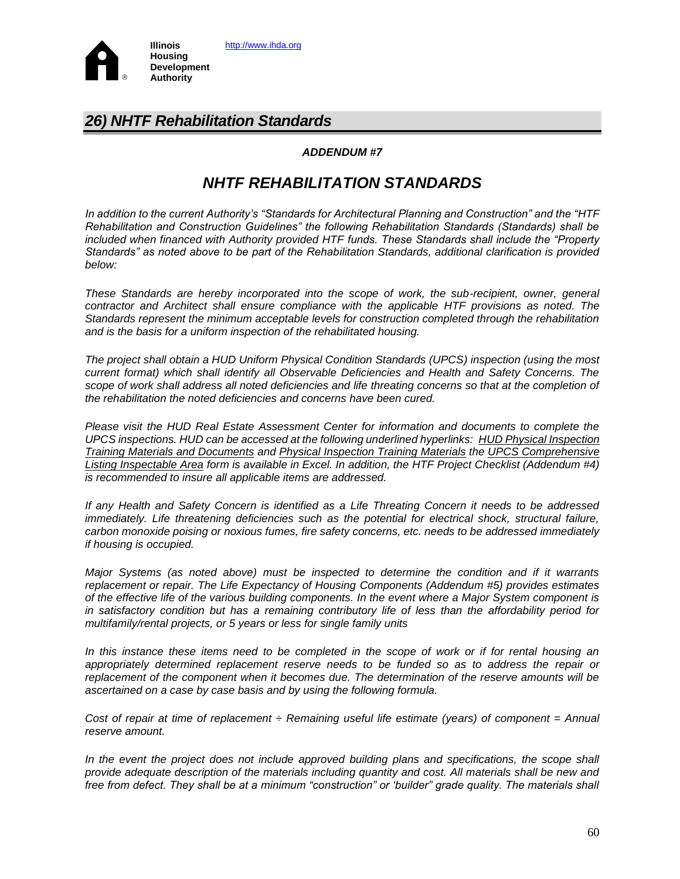## *26) NHTF Rehabilitation Standards*

***ADDENDUM #7***

# *NHTF REHABILITATION STANDARDS*

*In addition to the current Authority's "Standards for Architectural Planning and Construction" and the "HTF Rehabilitation and Construction Guidelines" the following Rehabilitation Standards (Standards) shall be included when financed with Authority provided HTF funds. These Standards shall include the "Property Standards" as noted above to be part of the Rehabilitation Standards, additional clarification is provided below:*

*These Standards are hereby incorporated into the scope of work, the sub-recipient, owner, general contractor and Architect shall ensure compliance with the applicable HTF provisions as noted. The Standards represent the minimum acceptable levels for construction completed through the rehabilitation and is the basis for a uniform inspection of the rehabilitated housing.*

*The project shall obtain a HUD Uniform Physical Condition Standards (UPCS) inspection (using the most current format) which shall identify all Observable Deficiencies and Health and Safety Concerns. The scope of work shall address all noted deficiencies and life threating concerns so that at the completion of the rehabilitation the noted deficiencies and concerns have been cured.*

*Please visit the HUD Real Estate Assessment Center for information and documents to complete the UPCS inspections. HUD can be accessed at the following underlined hyperlinks: HUD Physical Inspection Training Materials and Documents and Physical Inspection Training Materials the UPCS Comprehensive Listing Inspectable Area form is available in Excel. In addition, the HTF Project Checklist (Addendum #4) is recommended to insure all applicable items are addressed.*

*If any Health and Safety Concern is identified as a Life Threating Concern it needs to be addressed immediately. Life threatening deficiencies such as the potential for electrical shock, structural failure, carbon monoxide poising or noxious fumes, fire safety concerns, etc. needs to be addressed immediately if housing is occupied.*

*Major Systems (as noted above) must be inspected to determine the condition and if it warrants replacement or repair. The Life Expectancy of Housing Components (Addendum #5) provides estimates of the effective life of the various building components. In the event where a Major System component is in satisfactory condition but has a remaining contributory life of less than the affordability period for multifamily/rental projects, or 5 years or less for single family units*

*In this instance these items need to be completed in the scope of work or if for rental housing an appropriately determined replacement reserve needs to be funded so as to address the repair or replacement of the component when it becomes due. The determination of the reserve amounts will be ascertained on a case by case basis and by using the following formula.*

*Cost of repair at time of replacement ÷ Remaining useful life estimate (years) of component = Annual reserve amount.*

*In the event the project does not include approved building plans and specifications, the scope shall provide adequate description of the materials including quantity and cost. All materials shall be new and free from defect. They shall be at a minimum "construction" or 'builder" grade quality. The materials shall*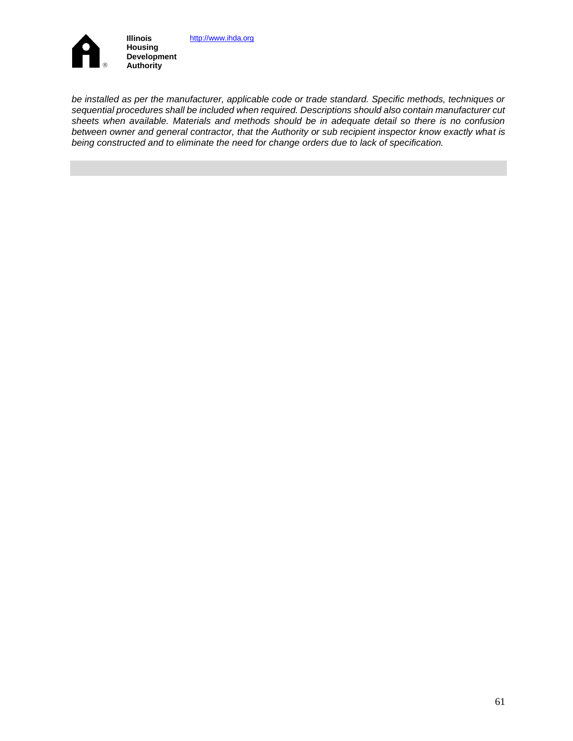*be installed as per the manufacturer, applicable code or trade standard. Specific methods, techniques or sequential procedures shall be included when required. Descriptions should also contain manufacturer cut sheets when available. Materials and methods should be in adequate detail so there is no confusion between owner and general contractor, that the Authority or sub recipient inspector know exactly what is being constructed and to eliminate the need for change orders due to lack of specification.*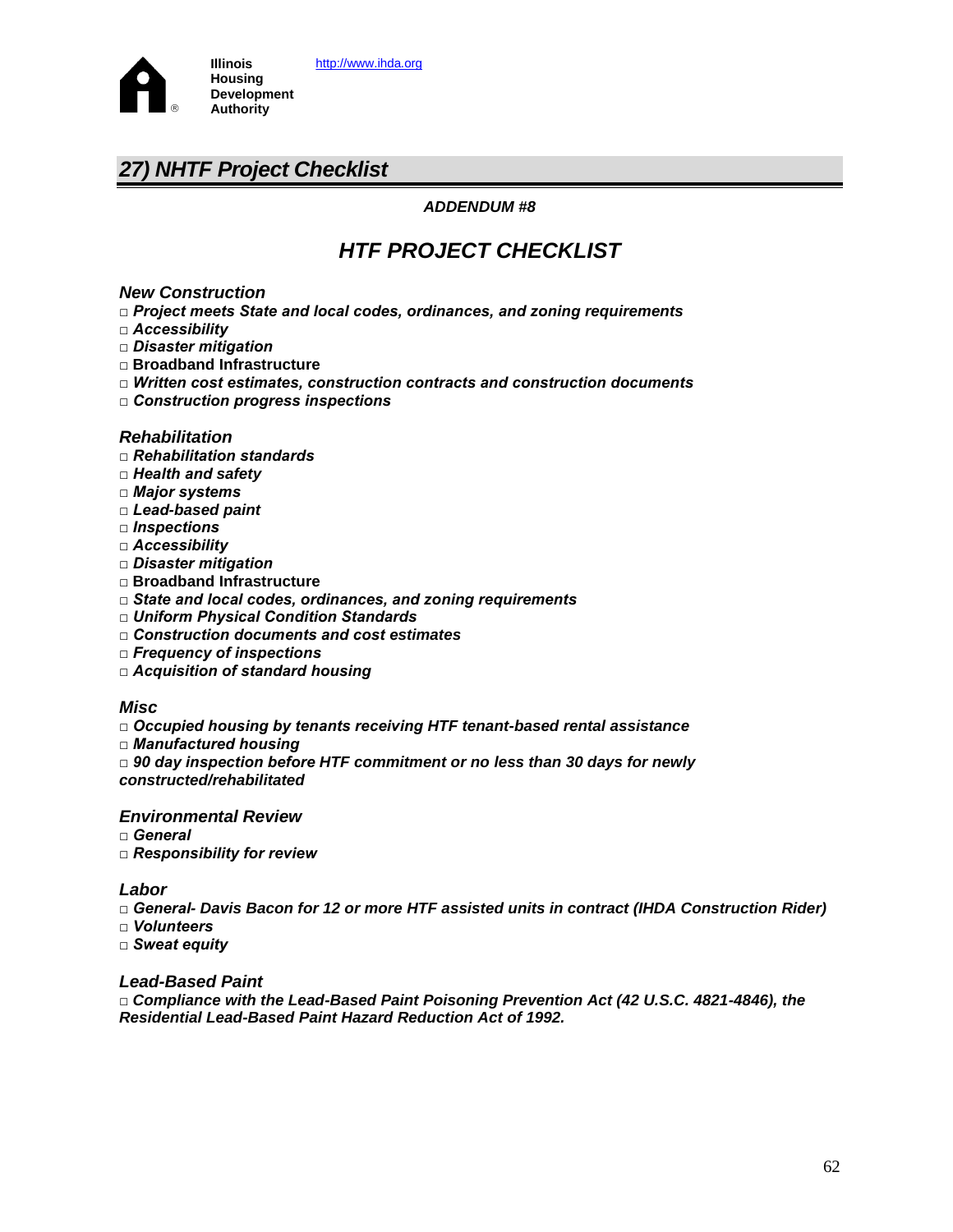Illinois Housing Development Authority

http://www.ihda.org

## *27) NHTF Project Checklist*

***ADDENDUM #8***

# *HTF PROJECT CHECKLIST*

### *New Construction*

□ ***Project meets State and local codes, ordinances, and zoning requirements***
□ ***Accessibility***
□ ***Disaster mitigation***
□ **Broadband Infrastructure**
□ ***Written cost estimates, construction contracts and construction documents***
□ ***Construction progress inspections***

### *Rehabilitation*

□ ***Rehabilitation standards***
□ ***Health and safety***
□ ***Major systems***
□ ***Lead-based paint***
□ ***Inspections***
□ ***Accessibility***
□ ***Disaster mitigation***
□ **Broadband Infrastructure**
□ ***State and local codes, ordinances, and zoning requirements***
□ ***Uniform Physical Condition Standards***
□ ***Construction documents and cost estimates***
□ ***Frequency of inspections***
□ ***Acquisition of standard housing***

### *Misc*

□ ***Occupied housing by tenants receiving HTF tenant-based rental assistance***
□ ***Manufactured housing***
□ ***90 day inspection before HTF commitment or no less than 30 days for newly constructed/rehabilitated***

### *Environmental Review*

□ ***General***
□ ***Responsibility for review***

### *Labor*

□ ***General- Davis Bacon for 12 or more HTF assisted units in contract (IHDA Construction Rider)***
□ ***Volunteers***
□ ***Sweat equity***

### *Lead-Based Paint*

□ ***Compliance with the Lead-Based Paint Poisoning Prevention Act (42 U.S.C. 4821-4846), the Residential Lead-Based Paint Hazard Reduction Act of 1992.***